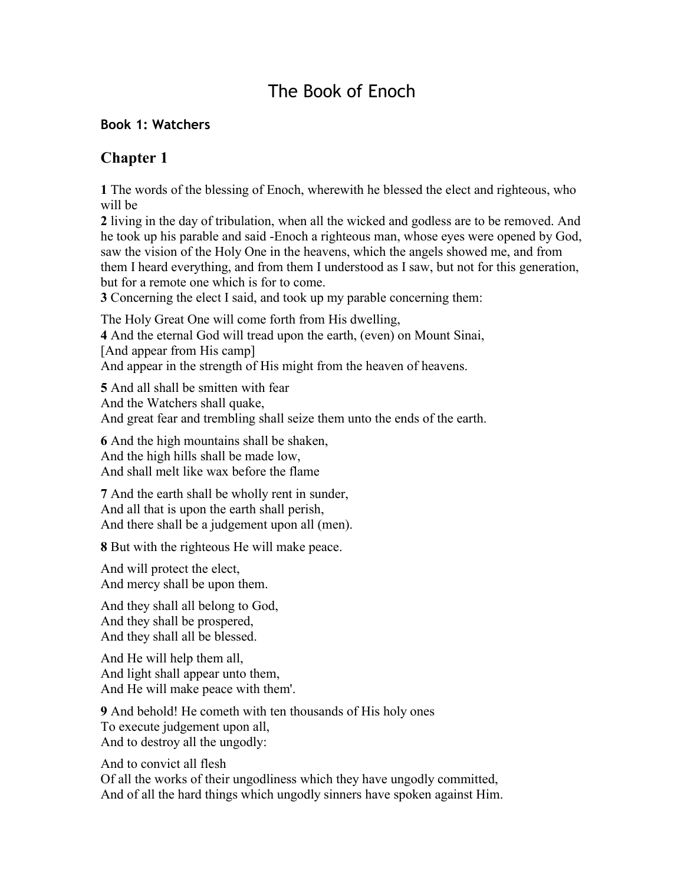# The Book of Enoch

### Book 1: Watchers

## Chapter 1

**1** The words of the blessing of Enoch, wherewith he blessed the elect and righteous, who will be
**2** living in the day of tribulation, when all the wicked and godless are to be removed. And he took up his parable and said -Enoch a righteous man, whose eyes were opened by God, saw the vision of the Holy One in the heavens, which the angels showed me, and from them I heard everything, and from them I understood as I saw, but not for this generation, but for a remote one which is for to come.
**3** Concerning the elect I said, and took up my parable concerning them:

The Holy Great One will come forth from His dwelling,
**4** And the eternal God will tread upon the earth, (even) on Mount Sinai,
[And appear from His camp]
And appear in the strength of His might from the heaven of heavens.

**5** And all shall be smitten with fear
And the Watchers shall quake,
And great fear and trembling shall seize them unto the ends of the earth.

**6** And the high mountains shall be shaken,
And the high hills shall be made low,
And shall melt like wax before the flame

**7** And the earth shall be wholly rent in sunder,
And all that is upon the earth shall perish,
And there shall be a judgement upon all (men).

**8** But with the righteous He will make peace.

And will protect the elect,
And mercy shall be upon them.

And they shall all belong to God,
And they shall be prospered,
And they shall all be blessed.

And He will help them all,
And light shall appear unto them,
And He will make peace with them'.

**9** And behold! He cometh with ten thousands of His holy ones
To execute judgement upon all,
And to destroy all the ungodly:

And to convict all flesh
Of all the works of their ungodliness which they have ungodly committed,
And of all the hard things which ungodly sinners have spoken against Him.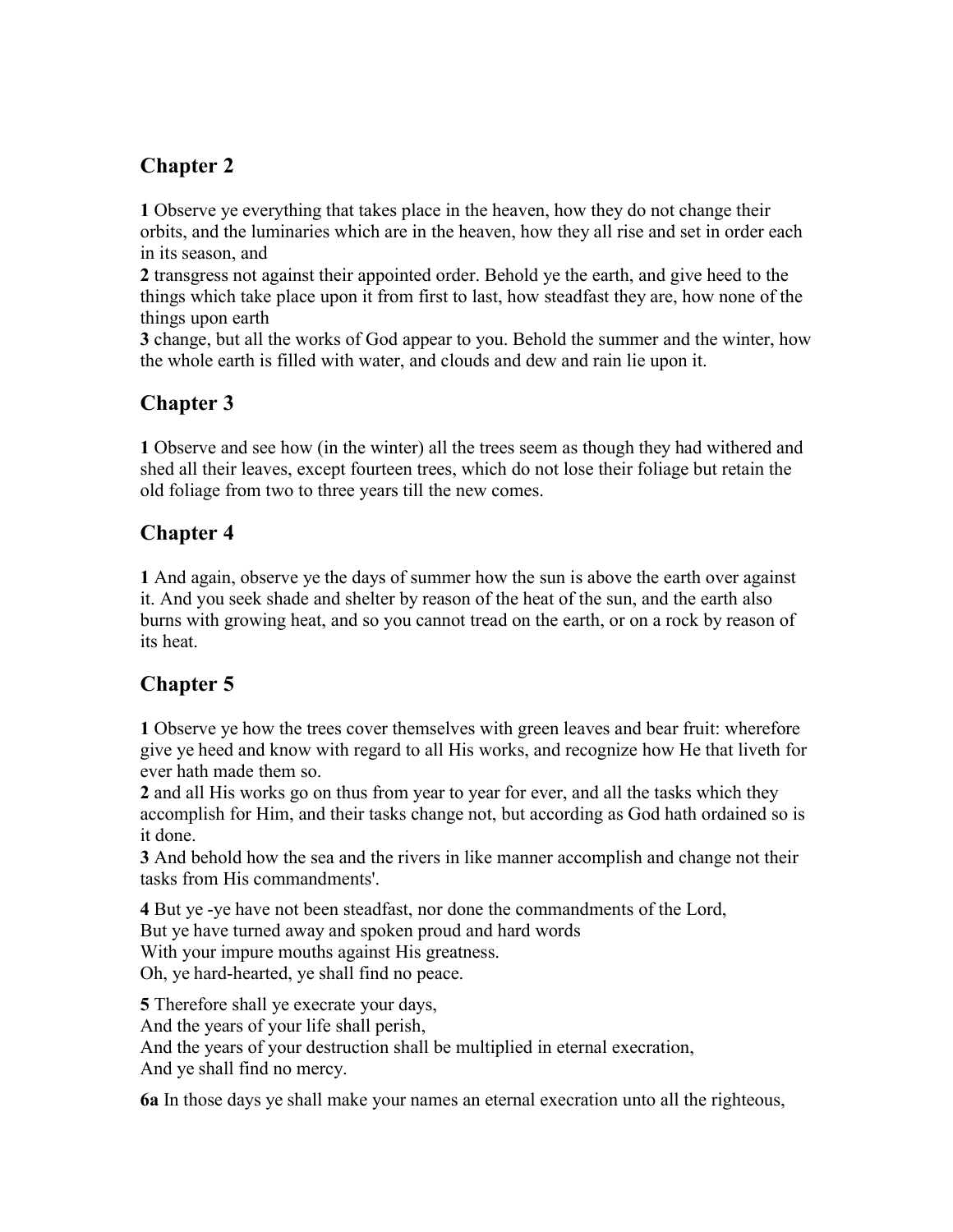## Chapter 2

**1** Observe ye everything that takes place in the heaven, how they do not change their orbits, and the luminaries which are in the heaven, how they all rise and set in order each in its season, and
**2** transgress not against their appointed order. Behold ye the earth, and give heed to the things which take place upon it from first to last, how steadfast they are, how none of the things upon earth
**3** change, but all the works of God appear to you. Behold the summer and the winter, how the whole earth is filled with water, and clouds and dew and rain lie upon it.

## Chapter 3

**1** Observe and see how (in the winter) all the trees seem as though they had withered and shed all their leaves, except fourteen trees, which do not lose their foliage but retain the old foliage from two to three years till the new comes.

## Chapter 4

**1** And again, observe ye the days of summer how the sun is above the earth over against it. And you seek shade and shelter by reason of the heat of the sun, and the earth also burns with growing heat, and so you cannot tread on the earth, or on a rock by reason of its heat.

## Chapter 5

**1** Observe ye how the trees cover themselves with green leaves and bear fruit: wherefore give ye heed and know with regard to all His works, and recognize how He that liveth for ever hath made them so.
**2** and all His works go on thus from year to year for ever, and all the tasks which they accomplish for Him, and their tasks change not, but according as God hath ordained so is it done.
**3** And behold how the sea and the rivers in like manner accomplish and change not their tasks from His commandments'.

**4** But ye -ye have not been steadfast, nor done the commandments of the Lord,
But ye have turned away and spoken proud and hard words
With your impure mouths against His greatness.
Oh, ye hard-hearted, ye shall find no peace.

**5** Therefore shall ye execrate your days,
And the years of your life shall perish,
And the years of your destruction shall be multiplied in eternal execration,
And ye shall find no mercy.

**6a** In those days ye shall make your names an eternal execration unto all the righteous,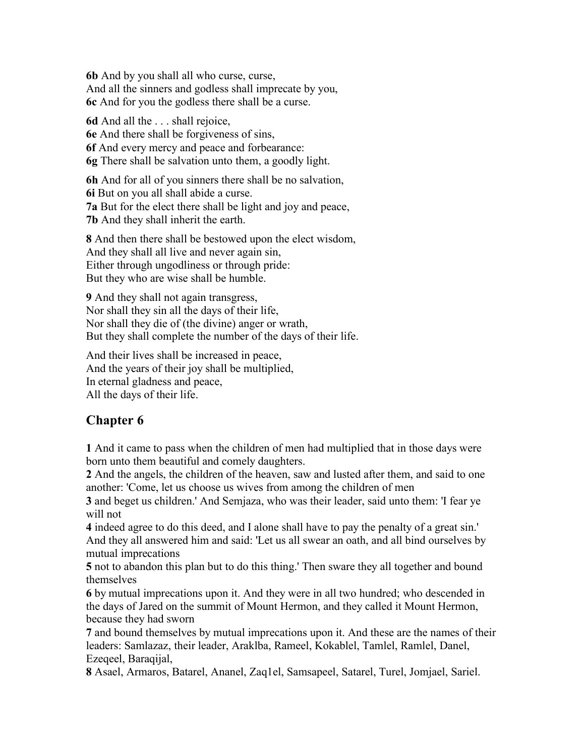**6b** And by you shall all who curse, curse,
And all the sinners and godless shall imprecate by you,
**6c** And for you the godless there shall be a curse.

**6d** And all the . . . shall rejoice,
**6e** And there shall be forgiveness of sins,
**6f** And every mercy and peace and forbearance:
**6g** There shall be salvation unto them, a goodly light.

**6h** And for all of you sinners there shall be no salvation,
**6i** But on you all shall abide a curse.
**7a** But for the elect there shall be light and joy and peace,
**7b** And they shall inherit the earth.

**8** And then there shall be bestowed upon the elect wisdom,
And they shall all live and never again sin,
Either through ungodliness or through pride:
But they who are wise shall be humble.

**9** And they shall not again transgress,
Nor shall they sin all the days of their life,
Nor shall they die of (the divine) anger or wrath,
But they shall complete the number of the days of their life.

And their lives shall be increased in peace,
And the years of their joy shall be multiplied,
In eternal gladness and peace,
All the days of their life.

## Chapter 6

**1** And it came to pass when the children of men had multiplied that in those days were born unto them beautiful and comely daughters.
**2** And the angels, the children of the heaven, saw and lusted after them, and said to one another: 'Come, let us choose us wives from among the children of men
**3** and beget us children.' And Semjaza, who was their leader, said unto them: 'I fear ye will not
**4** indeed agree to do this deed, and I alone shall have to pay the penalty of a great sin.' And they all answered him and said: 'Let us all swear an oath, and all bind ourselves by mutual imprecations
**5** not to abandon this plan but to do this thing.' Then sware they all together and bound themselves
**6** by mutual imprecations upon it. And they were in all two hundred; who descended in the days of Jared on the summit of Mount Hermon, and they called it Mount Hermon, because they had sworn
**7** and bound themselves by mutual imprecations upon it. And these are the names of their leaders: Samlazaz, their leader, Araklba, Rameel, Kokablel, Tamlel, Ramlel, Danel, Ezeqeel, Baraqijal,
**8** Asael, Armaros, Batarel, Ananel, Zaq1el, Samsapeel, Satarel, Turel, Jomjael, Sariel.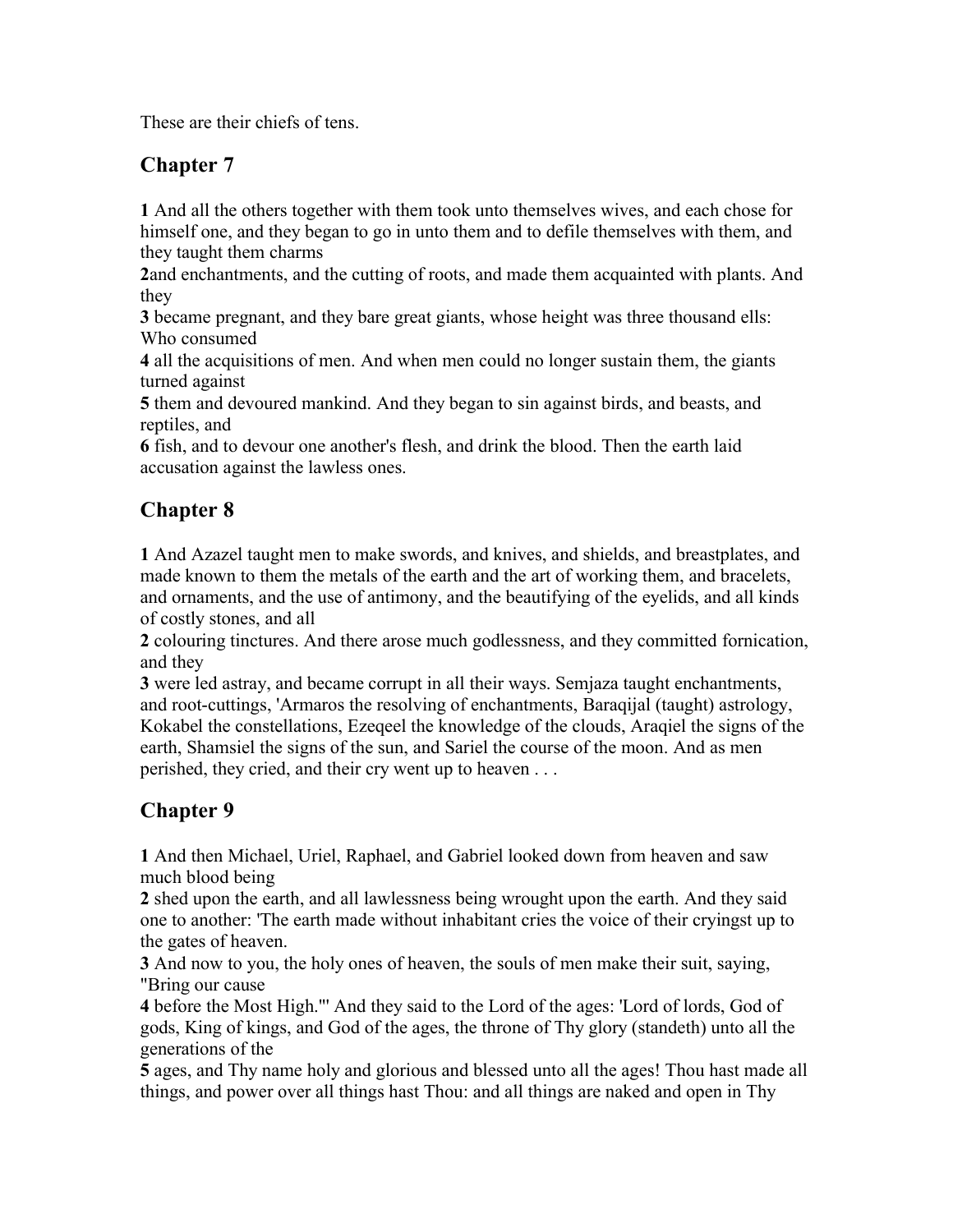These are their chiefs of tens.

## Chapter 7

**1** And all the others together with them took unto themselves wives, and each chose for himself one, and they began to go in unto them and to defile themselves with them, and they taught them charms
**2**and enchantments, and the cutting of roots, and made them acquainted with plants. And they
**3** became pregnant, and they bare great giants, whose height was three thousand ells: Who consumed
**4** all the acquisitions of men. And when men could no longer sustain them, the giants turned against
**5** them and devoured mankind. And they began to sin against birds, and beasts, and reptiles, and
**6** fish, and to devour one another's flesh, and drink the blood. Then the earth laid accusation against the lawless ones.

## Chapter 8

**1** And Azazel taught men to make swords, and knives, and shields, and breastplates, and made known to them the metals of the earth and the art of working them, and bracelets, and ornaments, and the use of antimony, and the beautifying of the eyelids, and all kinds of costly stones, and all
**2** colouring tinctures. And there arose much godlessness, and they committed fornication, and they
**3** were led astray, and became corrupt in all their ways. Semjaza taught enchantments, and root-cuttings, 'Armaros the resolving of enchantments, Baraqijal (taught) astrology, Kokabel the constellations, Ezeqeel the knowledge of the clouds, Araqiel the signs of the earth, Shamsiel the signs of the sun, and Sariel the course of the moon. And as men perished, they cried, and their cry went up to heaven . . .

## Chapter 9

**1** And then Michael, Uriel, Raphael, and Gabriel looked down from heaven and saw much blood being
**2** shed upon the earth, and all lawlessness being wrought upon the earth. And they said one to another: 'The earth made without inhabitant cries the voice of their cryingst up to the gates of heaven.
**3** And now to you, the holy ones of heaven, the souls of men make their suit, saying, "Bring our cause
**4** before the Most High."' And they said to the Lord of the ages: 'Lord of lords, God of gods, King of kings, and God of the ages, the throne of Thy glory (standeth) unto all the generations of the
**5** ages, and Thy name holy and glorious and blessed unto all the ages! Thou hast made all things, and power over all things hast Thou: and all things are naked and open in Thy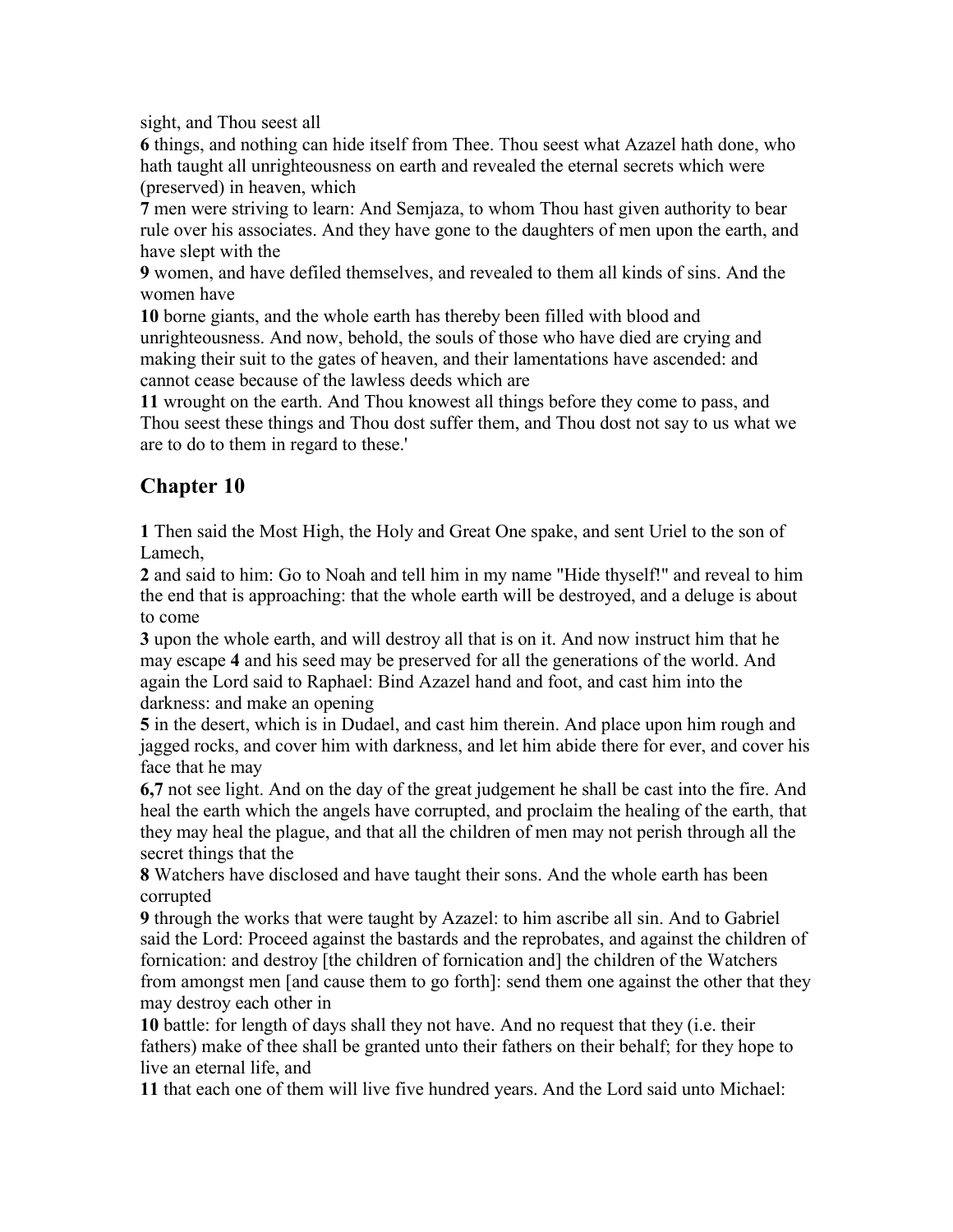sight, and Thou seest all

**6** things, and nothing can hide itself from Thee. Thou seest what Azazel hath done, who hath taught all unrighteousness on earth and revealed the eternal secrets which were (preserved) in heaven, which

**7** men were striving to learn: And Semjaza, to whom Thou hast given authority to bear rule over his associates. And they have gone to the daughters of men upon the earth, and have slept with the

**9** women, and have defiled themselves, and revealed to them all kinds of sins. And the women have

**10** borne giants, and the whole earth has thereby been filled with blood and unrighteousness. And now, behold, the souls of those who have died are crying and making their suit to the gates of heaven, and their lamentations have ascended: and cannot cease because of the lawless deeds which are

**11** wrought on the earth. And Thou knowest all things before they come to pass, and Thou seest these things and Thou dost suffer them, and Thou dost not say to us what we are to do to them in regard to these.'

## Chapter 10

**1** Then said the Most High, the Holy and Great One spake, and sent Uriel to the son of Lamech,

**2** and said to him: Go to Noah and tell him in my name "Hide thyself!" and reveal to him the end that is approaching: that the whole earth will be destroyed, and a deluge is about to come

**3** upon the whole earth, and will destroy all that is on it. And now instruct him that he may escape **4** and his seed may be preserved for all the generations of the world. And again the Lord said to Raphael: Bind Azazel hand and foot, and cast him into the darkness: and make an opening

**5** in the desert, which is in Dudael, and cast him therein. And place upon him rough and jagged rocks, and cover him with darkness, and let him abide there for ever, and cover his face that he may

**6,7** not see light. And on the day of the great judgement he shall be cast into the fire. And heal the earth which the angels have corrupted, and proclaim the healing of the earth, that they may heal the plague, and that all the children of men may not perish through all the secret things that the

**8** Watchers have disclosed and have taught their sons. And the whole earth has been corrupted

**9** through the works that were taught by Azazel: to him ascribe all sin. And to Gabriel said the Lord: Proceed against the bastards and the reprobates, and against the children of fornication: and destroy [the children of fornication and] the children of the Watchers from amongst men [and cause them to go forth]: send them one against the other that they may destroy each other in

**10** battle: for length of days shall they not have. And no request that they (i.e. their fathers) make of thee shall be granted unto their fathers on their behalf; for they hope to live an eternal life, and

**11** that each one of them will live five hundred years. And the Lord said unto Michael: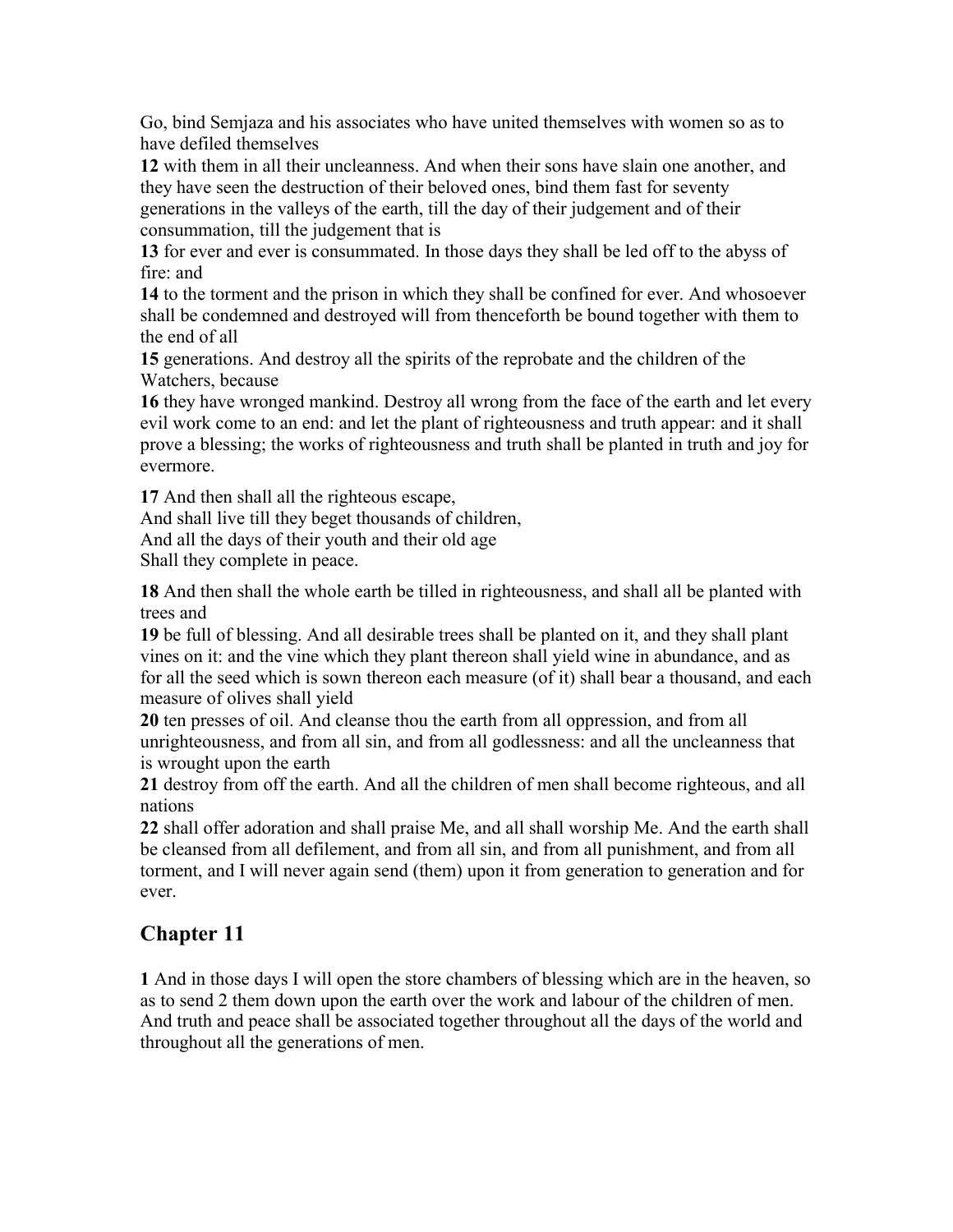Go, bind Semjaza and his associates who have united themselves with women so as to have defiled themselves
**12** with them in all their uncleanness. And when their sons have slain one another, and they have seen the destruction of their beloved ones, bind them fast for seventy generations in the valleys of the earth, till the day of their judgement and of their consummation, till the judgement that is
**13** for ever and ever is consummated. In those days they shall be led off to the abyss of fire: and
**14** to the torment and the prison in which they shall be confined for ever. And whosoever shall be condemned and destroyed will from thenceforth be bound together with them to the end of all
**15** generations. And destroy all the spirits of the reprobate and the children of the Watchers, because
**16** they have wronged mankind. Destroy all wrong from the face of the earth and let every evil work come to an end: and let the plant of righteousness and truth appear: and it shall prove a blessing; the works of righteousness and truth shall be planted in truth and joy for evermore.

**17** And then shall all the righteous escape,
And shall live till they beget thousands of children,
And all the days of their youth and their old age
Shall they complete in peace.

**18** And then shall the whole earth be tilled in righteousness, and shall all be planted with trees and
**19** be full of blessing. And all desirable trees shall be planted on it, and they shall plant vines on it: and the vine which they plant thereon shall yield wine in abundance, and as for all the seed which is sown thereon each measure (of it) shall bear a thousand, and each measure of olives shall yield
**20** ten presses of oil. And cleanse thou the earth from all oppression, and from all unrighteousness, and from all sin, and from all godlessness: and all the uncleanness that is wrought upon the earth
**21** destroy from off the earth. And all the children of men shall become righteous, and all nations
**22** shall offer adoration and shall praise Me, and all shall worship Me. And the earth shall be cleansed from all defilement, and from all sin, and from all punishment, and from all torment, and I will never again send (them) upon it from generation to generation and for ever.

## Chapter 11

**1** And in those days I will open the store chambers of blessing which are in the heaven, so as to send 2 them down upon the earth over the work and labour of the children of men. And truth and peace shall be associated together throughout all the days of the world and throughout all the generations of men.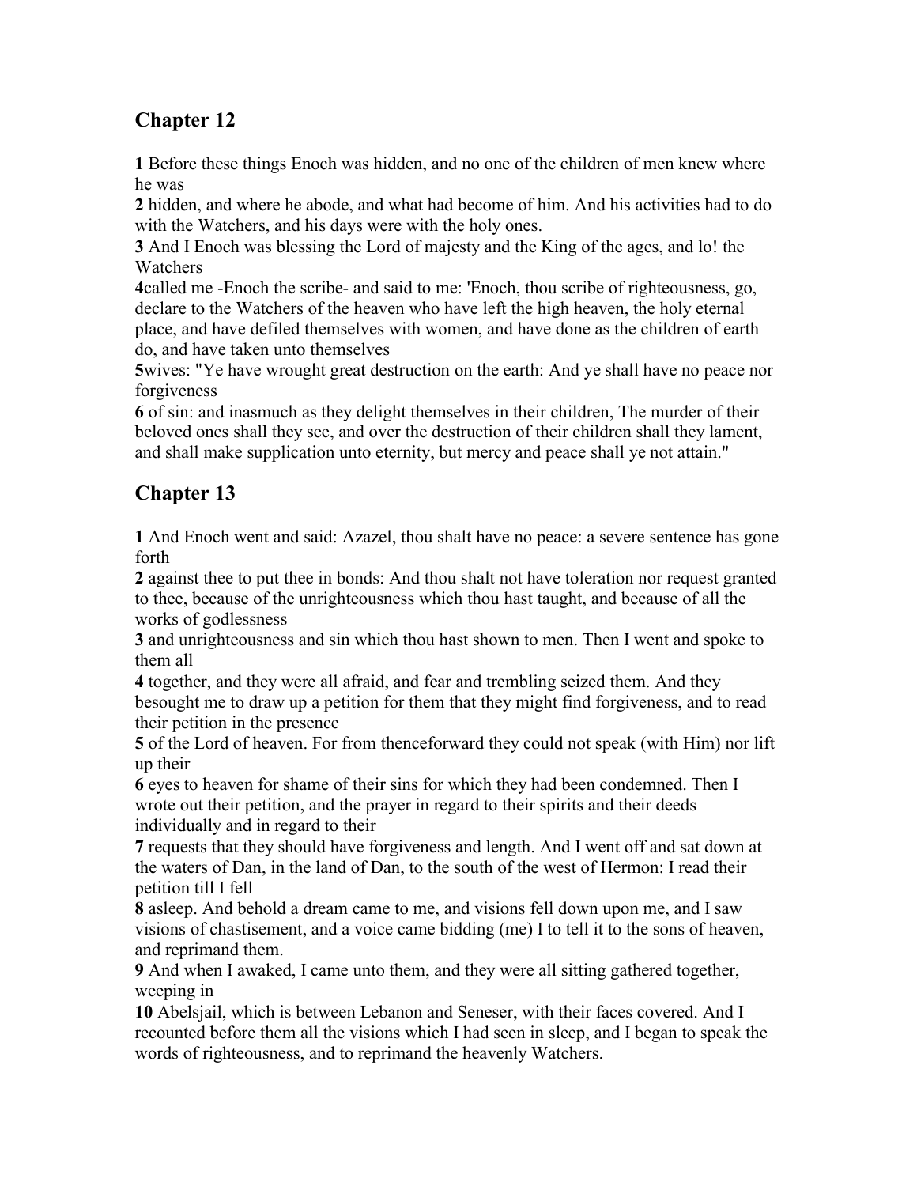## Chapter 12

**1** Before these things Enoch was hidden, and no one of the children of men knew where he was
**2** hidden, and where he abode, and what had become of him. And his activities had to do with the Watchers, and his days were with the holy ones.
**3** And I Enoch was blessing the Lord of majesty and the King of the ages, and lo! the Watchers
**4**called me -Enoch the scribe- and said to me: 'Enoch, thou scribe of righteousness, go, declare to the Watchers of the heaven who have left the high heaven, the holy eternal place, and have defiled themselves with women, and have done as the children of earth do, and have taken unto themselves
**5**wives: "Ye have wrought great destruction on the earth: And ye shall have no peace nor forgiveness
**6** of sin: and inasmuch as they delight themselves in their children, The murder of their beloved ones shall they see, and over the destruction of their children shall they lament, and shall make supplication unto eternity, but mercy and peace shall ye not attain."

## Chapter 13

**1** And Enoch went and said: Azazel, thou shalt have no peace: a severe sentence has gone forth
**2** against thee to put thee in bonds: And thou shalt not have toleration nor request granted to thee, because of the unrighteousness which thou hast taught, and because of all the works of godlessness
**3** and unrighteousness and sin which thou hast shown to men. Then I went and spoke to them all
**4** together, and they were all afraid, and fear and trembling seized them. And they besought me to draw up a petition for them that they might find forgiveness, and to read their petition in the presence
**5** of the Lord of heaven. For from thenceforward they could not speak (with Him) nor lift up their
**6** eyes to heaven for shame of their sins for which they had been condemned. Then I wrote out their petition, and the prayer in regard to their spirits and their deeds individually and in regard to their
**7** requests that they should have forgiveness and length. And I went off and sat down at the waters of Dan, in the land of Dan, to the south of the west of Hermon: I read their petition till I fell
**8** asleep. And behold a dream came to me, and visions fell down upon me, and I saw visions of chastisement, and a voice came bidding (me) I to tell it to the sons of heaven, and reprimand them.
**9** And when I awaked, I came unto them, and they were all sitting gathered together, weeping in
**10** Abelsjail, which is between Lebanon and Seneser, with their faces covered. And I recounted before them all the visions which I had seen in sleep, and I began to speak the words of righteousness, and to reprimand the heavenly Watchers.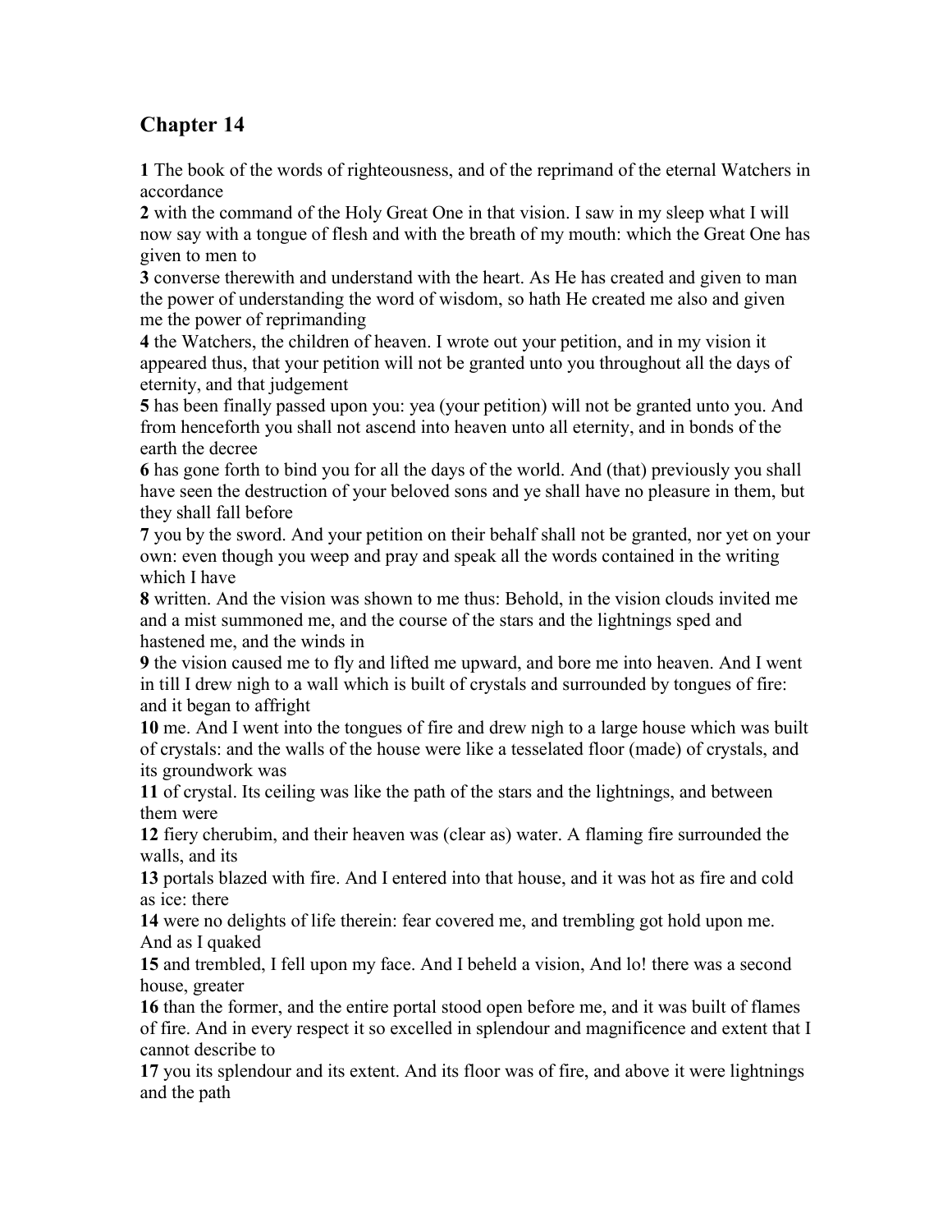## Chapter 14

**1** The book of the words of righteousness, and of the reprimand of the eternal Watchers in accordance

**2** with the command of the Holy Great One in that vision. I saw in my sleep what I will now say with a tongue of flesh and with the breath of my mouth: which the Great One has given to men to

**3** converse therewith and understand with the heart. As He has created and given to man the power of understanding the word of wisdom, so hath He created me also and given me the power of reprimanding

**4** the Watchers, the children of heaven. I wrote out your petition, and in my vision it appeared thus, that your petition will not be granted unto you throughout all the days of eternity, and that judgement

**5** has been finally passed upon you: yea (your petition) will not be granted unto you. And from henceforth you shall not ascend into heaven unto all eternity, and in bonds of the earth the decree

**6** has gone forth to bind you for all the days of the world. And (that) previously you shall have seen the destruction of your beloved sons and ye shall have no pleasure in them, but they shall fall before

**7** you by the sword. And your petition on their behalf shall not be granted, nor yet on your own: even though you weep and pray and speak all the words contained in the writing which I have

**8** written. And the vision was shown to me thus: Behold, in the vision clouds invited me and a mist summoned me, and the course of the stars and the lightnings sped and hastened me, and the winds in

**9** the vision caused me to fly and lifted me upward, and bore me into heaven. And I went in till I drew nigh to a wall which is built of crystals and surrounded by tongues of fire: and it began to affright

**10** me. And I went into the tongues of fire and drew nigh to a large house which was built of crystals: and the walls of the house were like a tesselated floor (made) of crystals, and its groundwork was

**11** of crystal. Its ceiling was like the path of the stars and the lightnings, and between them were

**12** fiery cherubim, and their heaven was (clear as) water. A flaming fire surrounded the walls, and its

**13** portals blazed with fire. And I entered into that house, and it was hot as fire and cold as ice: there

**14** were no delights of life therein: fear covered me, and trembling got hold upon me. And as I quaked

**15** and trembled, I fell upon my face. And I beheld a vision, And lo! there was a second house, greater

**16** than the former, and the entire portal stood open before me, and it was built of flames of fire. And in every respect it so excelled in splendour and magnificence and extent that I cannot describe to

**17** you its splendour and its extent. And its floor was of fire, and above it were lightnings and the path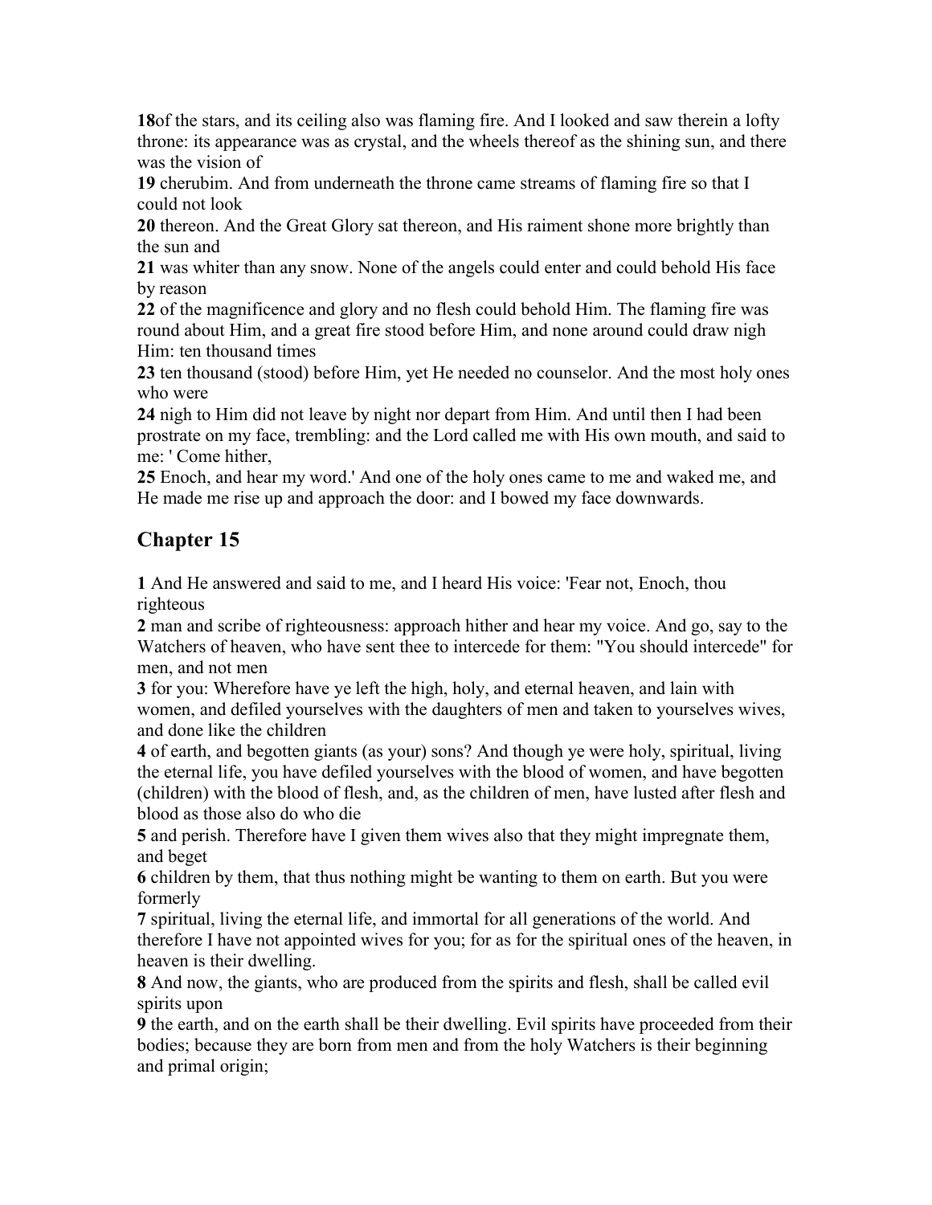**18**of the stars, and its ceiling also was flaming fire. And I looked and saw therein a lofty throne: its appearance was as crystal, and the wheels thereof as the shining sun, and there was the vision of

**19** cherubim. And from underneath the throne came streams of flaming fire so that I could not look

**20** thereon. And the Great Glory sat thereon, and His raiment shone more brightly than the sun and

**21** was whiter than any snow. None of the angels could enter and could behold His face by reason

**22** of the magnificence and glory and no flesh could behold Him. The flaming fire was round about Him, and a great fire stood before Him, and none around could draw nigh Him: ten thousand times

**23** ten thousand (stood) before Him, yet He needed no counselor. And the most holy ones who were

**24** nigh to Him did not leave by night nor depart from Him. And until then I had been prostrate on my face, trembling: and the Lord called me with His own mouth, and said to me: ' Come hither,

**25** Enoch, and hear my word.' And one of the holy ones came to me and waked me, and He made me rise up and approach the door: and I bowed my face downwards.

## Chapter 15

**1** And He answered and said to me, and I heard His voice: 'Fear not, Enoch, thou righteous

**2** man and scribe of righteousness: approach hither and hear my voice. And go, say to the Watchers of heaven, who have sent thee to intercede for them: "You should intercede" for men, and not men

**3** for you: Wherefore have ye left the high, holy, and eternal heaven, and lain with women, and defiled yourselves with the daughters of men and taken to yourselves wives, and done like the children

**4** of earth, and begotten giants (as your) sons? And though ye were holy, spiritual, living the eternal life, you have defiled yourselves with the blood of women, and have begotten (children) with the blood of flesh, and, as the children of men, have lusted after flesh and blood as those also do who die

**5** and perish. Therefore have I given them wives also that they might impregnate them, and beget

**6** children by them, that thus nothing might be wanting to them on earth. But you were formerly

**7** spiritual, living the eternal life, and immortal for all generations of the world. And therefore I have not appointed wives for you; for as for the spiritual ones of the heaven, in heaven is their dwelling.

**8** And now, the giants, who are produced from the spirits and flesh, shall be called evil spirits upon

**9** the earth, and on the earth shall be their dwelling. Evil spirits have proceeded from their bodies; because they are born from men and from the holy Watchers is their beginning and primal origin;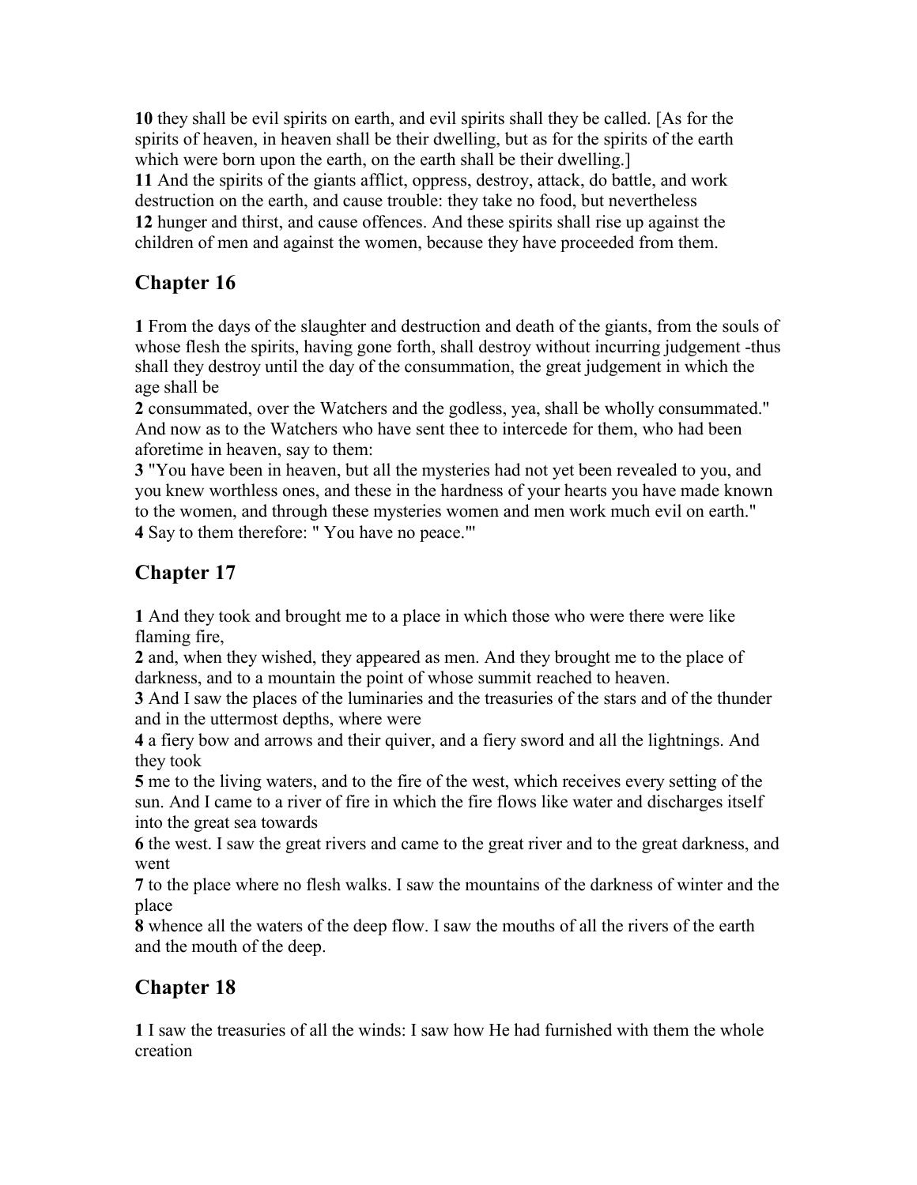**10** they shall be evil spirits on earth, and evil spirits shall they be called. [As for the spirits of heaven, in heaven shall be their dwelling, but as for the spirits of the earth which were born upon the earth, on the earth shall be their dwelling.]
**11** And the spirits of the giants afflict, oppress, destroy, attack, do battle, and work destruction on the earth, and cause trouble: they take no food, but nevertheless
**12** hunger and thirst, and cause offences. And these spirits shall rise up against the children of men and against the women, because they have proceeded from them.

## Chapter 16

**1** From the days of the slaughter and destruction and death of the giants, from the souls of whose flesh the spirits, having gone forth, shall destroy without incurring judgement -thus shall they destroy until the day of the consummation, the great judgement in which the age shall be
**2** consummated, over the Watchers and the godless, yea, shall be wholly consummated." And now as to the Watchers who have sent thee to intercede for them, who had been aforetime in heaven, say to them:
**3** "You have been in heaven, but all the mysteries had not yet been revealed to you, and you knew worthless ones, and these in the hardness of your hearts you have made known to the women, and through these mysteries women and men work much evil on earth."
**4** Say to them therefore: " You have no peace."'

## Chapter 17

**1** And they took and brought me to a place in which those who were there were like flaming fire,
**2** and, when they wished, they appeared as men. And they brought me to the place of darkness, and to a mountain the point of whose summit reached to heaven.
**3** And I saw the places of the luminaries and the treasuries of the stars and of the thunder and in the uttermost depths, where were
**4** a fiery bow and arrows and their quiver, and a fiery sword and all the lightnings. And they took
**5** me to the living waters, and to the fire of the west, which receives every setting of the sun. And I came to a river of fire in which the fire flows like water and discharges itself into the great sea towards
**6** the west. I saw the great rivers and came to the great river and to the great darkness, and went
**7** to the place where no flesh walks. I saw the mountains of the darkness of winter and the place
**8** whence all the waters of the deep flow. I saw the mouths of all the rivers of the earth and the mouth of the deep.

## Chapter 18

**1** I saw the treasuries of all the winds: I saw how He had furnished with them the whole creation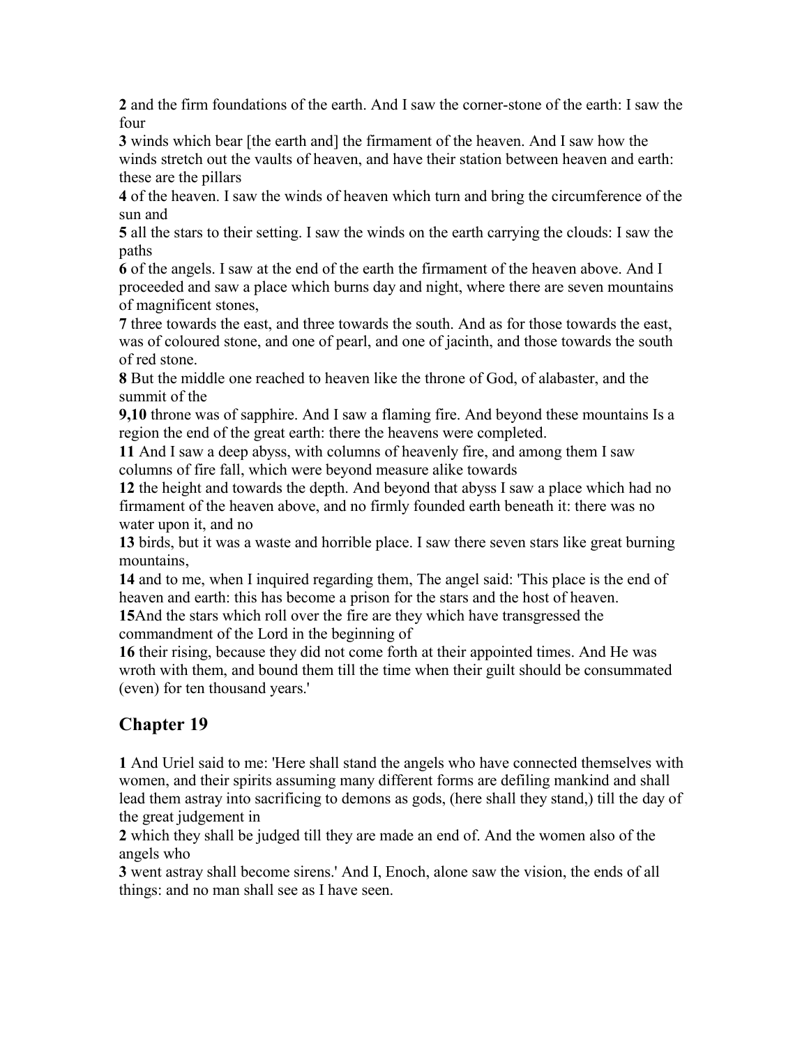**2** and the firm foundations of the earth. And I saw the corner-stone of the earth: I saw the four

**3** winds which bear [the earth and] the firmament of the heaven. And I saw how the winds stretch out the vaults of heaven, and have their station between heaven and earth: these are the pillars

**4** of the heaven. I saw the winds of heaven which turn and bring the circumference of the sun and

**5** all the stars to their setting. I saw the winds on the earth carrying the clouds: I saw the paths

**6** of the angels. I saw at the end of the earth the firmament of the heaven above. And I proceeded and saw a place which burns day and night, where there are seven mountains of magnificent stones,

**7** three towards the east, and three towards the south. And as for those towards the east, was of coloured stone, and one of pearl, and one of jacinth, and those towards the south of red stone.

**8** But the middle one reached to heaven like the throne of God, of alabaster, and the summit of the

**9,10** throne was of sapphire. And I saw a flaming fire. And beyond these mountains Is a region the end of the great earth: there the heavens were completed.

**11** And I saw a deep abyss, with columns of heavenly fire, and among them I saw columns of fire fall, which were beyond measure alike towards

**12** the height and towards the depth. And beyond that abyss I saw a place which had no firmament of the heaven above, and no firmly founded earth beneath it: there was no water upon it, and no

**13** birds, but it was a waste and horrible place. I saw there seven stars like great burning mountains,

**14** and to me, when I inquired regarding them, The angel said: 'This place is the end of heaven and earth: this has become a prison for the stars and the host of heaven.

**15**And the stars which roll over the fire are they which have transgressed the commandment of the Lord in the beginning of

**16** their rising, because they did not come forth at their appointed times. And He was wroth with them, and bound them till the time when their guilt should be consummated (even) for ten thousand years.'

## Chapter 19

**1** And Uriel said to me: 'Here shall stand the angels who have connected themselves with women, and their spirits assuming many different forms are defiling mankind and shall lead them astray into sacrificing to demons as gods, (here shall they stand,) till the day of the great judgement in

**2** which they shall be judged till they are made an end of. And the women also of the angels who

**3** went astray shall become sirens.' And I, Enoch, alone saw the vision, the ends of all things: and no man shall see as I have seen.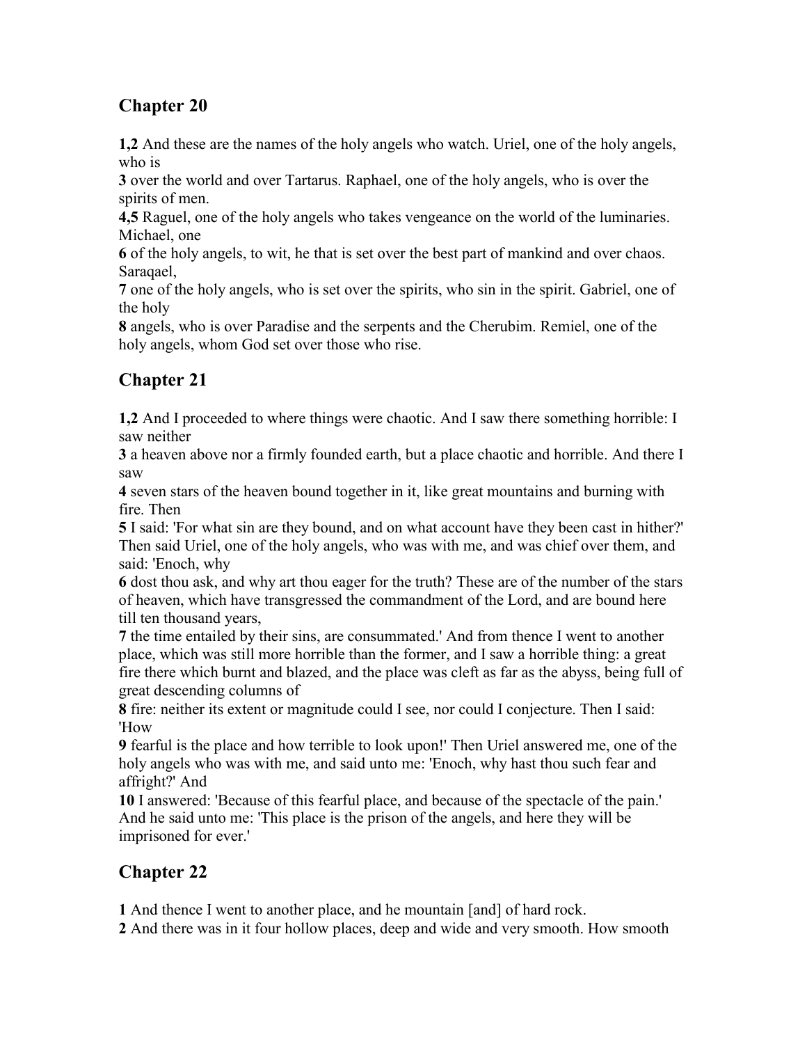## Chapter 20

**1,2** And these are the names of the holy angels who watch. Uriel, one of the holy angels, who is
**3** over the world and over Tartarus. Raphael, one of the holy angels, who is over the spirits of men.
**4,5** Raguel, one of the holy angels who takes vengeance on the world of the luminaries. Michael, one
**6** of the holy angels, to wit, he that is set over the best part of mankind and over chaos. Saraqael,
**7** one of the holy angels, who is set over the spirits, who sin in the spirit. Gabriel, one of the holy
**8** angels, who is over Paradise and the serpents and the Cherubim. Remiel, one of the holy angels, whom God set over those who rise.

## Chapter 21

**1,2** And I proceeded to where things were chaotic. And I saw there something horrible: I saw neither
**3** a heaven above nor a firmly founded earth, but a place chaotic and horrible. And there I saw
**4** seven stars of the heaven bound together in it, like great mountains and burning with fire. Then
**5** I said: 'For what sin are they bound, and on what account have they been cast in hither?' Then said Uriel, one of the holy angels, who was with me, and was chief over them, and said: 'Enoch, why
**6** dost thou ask, and why art thou eager for the truth? These are of the number of the stars of heaven, which have transgressed the commandment of the Lord, and are bound here till ten thousand years,
**7** the time entailed by their sins, are consummated.' And from thence I went to another place, which was still more horrible than the former, and I saw a horrible thing: a great fire there which burnt and blazed, and the place was cleft as far as the abyss, being full of great descending columns of
**8** fire: neither its extent or magnitude could I see, nor could I conjecture. Then I said: 'How
**9** fearful is the place and how terrible to look upon!' Then Uriel answered me, one of the holy angels who was with me, and said unto me: 'Enoch, why hast thou such fear and affright?' And
**10** I answered: 'Because of this fearful place, and because of the spectacle of the pain.' And he said unto me: 'This place is the prison of the angels, and here they will be imprisoned for ever.'

## Chapter 22

**1** And thence I went to another place, and he mountain [and] of hard rock.
**2** And there was in it four hollow places, deep and wide and very smooth. How smooth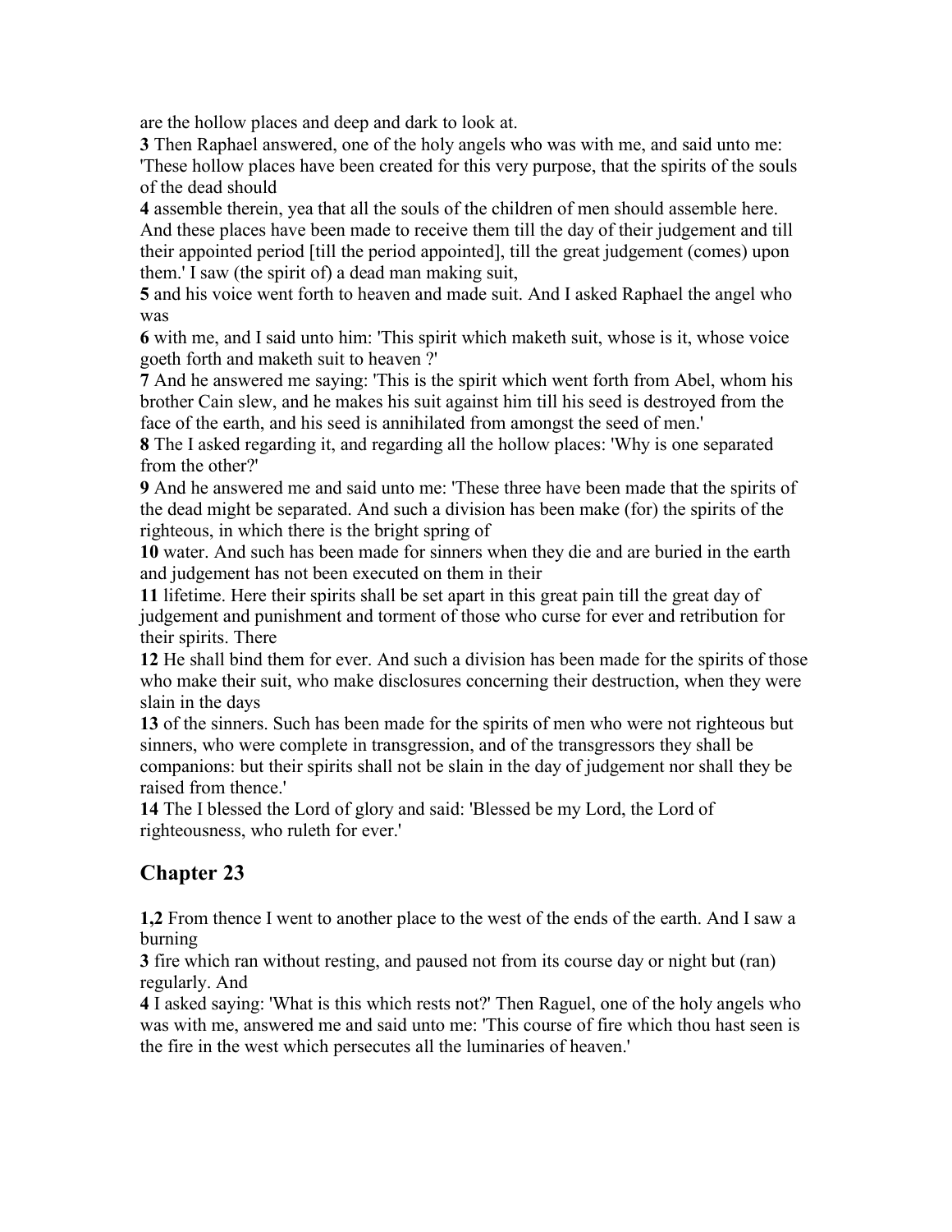are the hollow places and deep and dark to look at.

**3** Then Raphael answered, one of the holy angels who was with me, and said unto me: 'These hollow places have been created for this very purpose, that the spirits of the souls of the dead should

**4** assemble therein, yea that all the souls of the children of men should assemble here. And these places have been made to receive them till the day of their judgement and till their appointed period [till the period appointed], till the great judgement (comes) upon them.' I saw (the spirit of) a dead man making suit,

**5** and his voice went forth to heaven and made suit. And I asked Raphael the angel who was

**6** with me, and I said unto him: 'This spirit which maketh suit, whose is it, whose voice goeth forth and maketh suit to heaven ?'

**7** And he answered me saying: 'This is the spirit which went forth from Abel, whom his brother Cain slew, and he makes his suit against him till his seed is destroyed from the face of the earth, and his seed is annihilated from amongst the seed of men.'

**8** The I asked regarding it, and regarding all the hollow places: 'Why is one separated from the other?'

**9** And he answered me and said unto me: 'These three have been made that the spirits of the dead might be separated. And such a division has been make (for) the spirits of the righteous, in which there is the bright spring of

**10** water. And such has been made for sinners when they die and are buried in the earth and judgement has not been executed on them in their

**11** lifetime. Here their spirits shall be set apart in this great pain till the great day of judgement and punishment and torment of those who curse for ever and retribution for their spirits. There

**12** He shall bind them for ever. And such a division has been made for the spirits of those who make their suit, who make disclosures concerning their destruction, when they were slain in the days

**13** of the sinners. Such has been made for the spirits of men who were not righteous but sinners, who were complete in transgression, and of the transgressors they shall be companions: but their spirits shall not be slain in the day of judgement nor shall they be raised from thence.'

**14** The I blessed the Lord of glory and said: 'Blessed be my Lord, the Lord of righteousness, who ruleth for ever.'

## Chapter 23

**1,2** From thence I went to another place to the west of the ends of the earth. And I saw a burning

**3** fire which ran without resting, and paused not from its course day or night but (ran) regularly. And

**4** I asked saying: 'What is this which rests not?' Then Raguel, one of the holy angels who was with me, answered me and said unto me: 'This course of fire which thou hast seen is the fire in the west which persecutes all the luminaries of heaven.'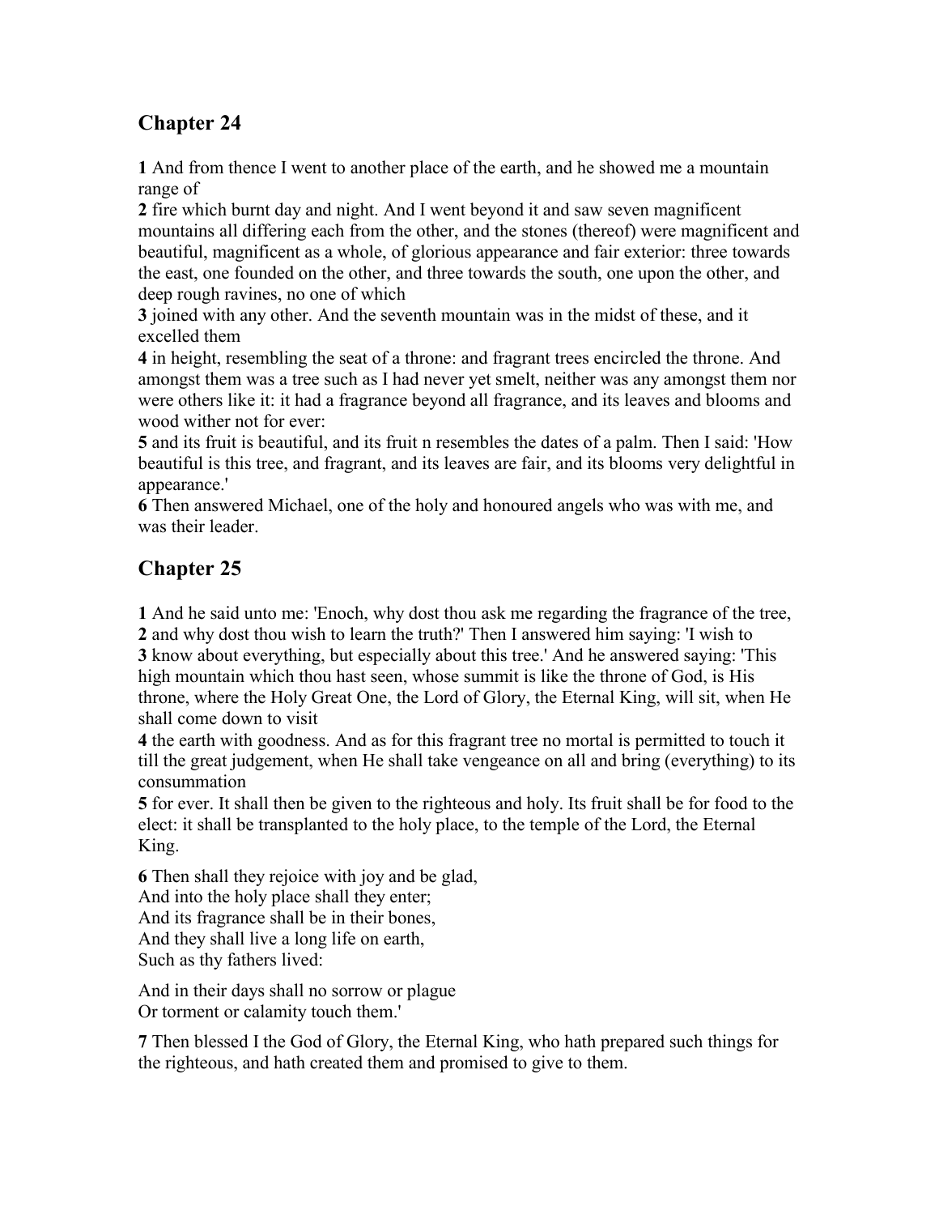## Chapter 24

**1** And from thence I went to another place of the earth, and he showed me a mountain range of
**2** fire which burnt day and night. And I went beyond it and saw seven magnificent mountains all differing each from the other, and the stones (thereof) were magnificent and beautiful, magnificent as a whole, of glorious appearance and fair exterior: three towards the east, one founded on the other, and three towards the south, one upon the other, and deep rough ravines, no one of which
**3** joined with any other. And the seventh mountain was in the midst of these, and it excelled them
**4** in height, resembling the seat of a throne: and fragrant trees encircled the throne. And amongst them was a tree such as I had never yet smelt, neither was any amongst them nor were others like it: it had a fragrance beyond all fragrance, and its leaves and blooms and wood wither not for ever:
**5** and its fruit is beautiful, and its fruit n resembles the dates of a palm. Then I said: 'How beautiful is this tree, and fragrant, and its leaves are fair, and its blooms very delightful in appearance.'
**6** Then answered Michael, one of the holy and honoured angels who was with me, and was their leader.

## Chapter 25

**1** And he said unto me: 'Enoch, why dost thou ask me regarding the fragrance of the tree,
**2** and why dost thou wish to learn the truth?' Then I answered him saying: 'I wish to
**3** know about everything, but especially about this tree.' And he answered saying: 'This high mountain which thou hast seen, whose summit is like the throne of God, is His throne, where the Holy Great One, the Lord of Glory, the Eternal King, will sit, when He shall come down to visit
**4** the earth with goodness. And as for this fragrant tree no mortal is permitted to touch it till the great judgement, when He shall take vengeance on all and bring (everything) to its consummation
**5** for ever. It shall then be given to the righteous and holy. Its fruit shall be for food to the elect: it shall be transplanted to the holy place, to the temple of the Lord, the Eternal King.

**6** Then shall they rejoice with joy and be glad,
And into the holy place shall they enter;
And its fragrance shall be in their bones,
And they shall live a long life on earth,
Such as thy fathers lived:

And in their days shall no sorrow or plague
Or torment or calamity touch them.'

**7** Then blessed I the God of Glory, the Eternal King, who hath prepared such things for the righteous, and hath created them and promised to give to them.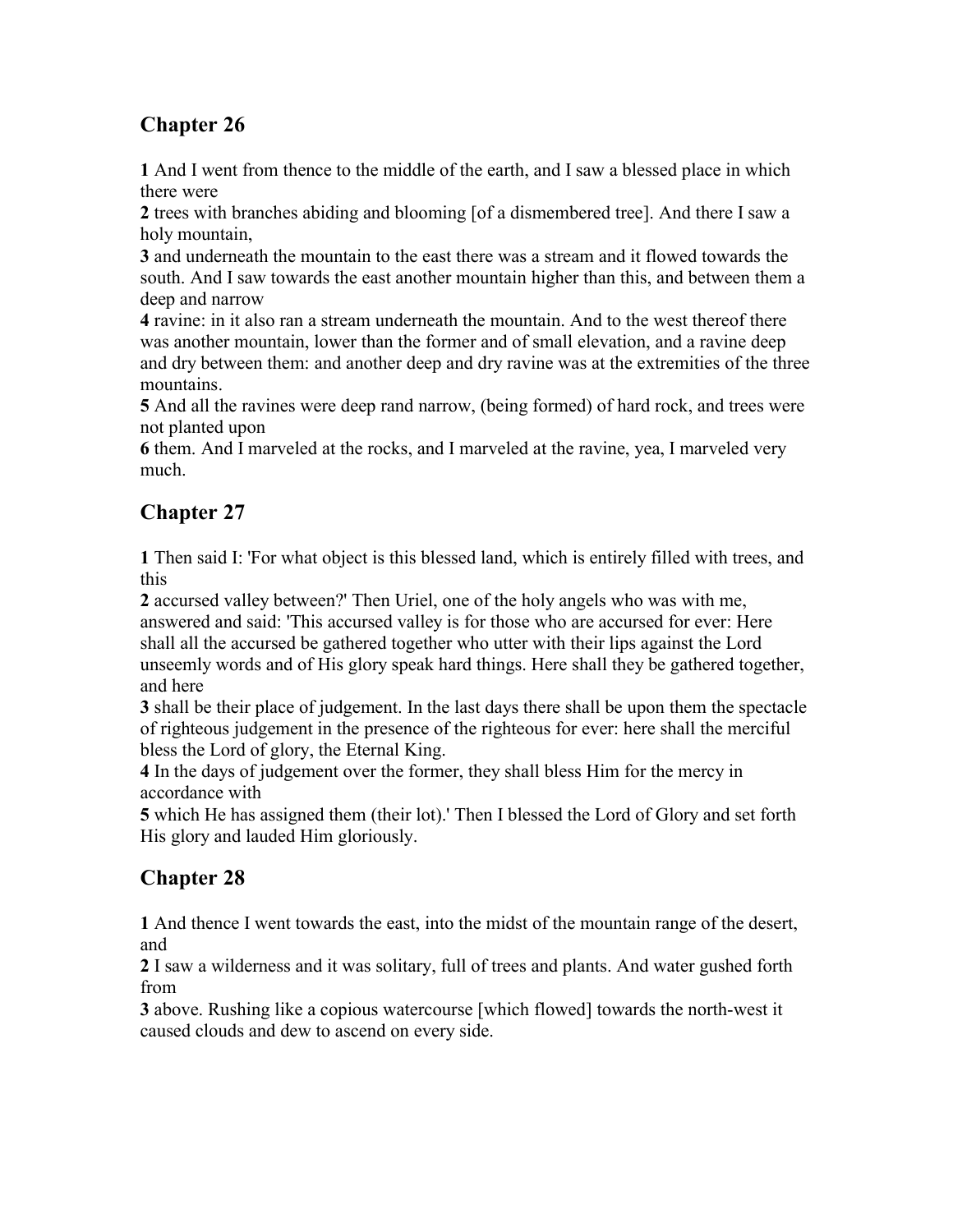## Chapter 26

**1** And I went from thence to the middle of the earth, and I saw a blessed place in which there were
**2** trees with branches abiding and blooming [of a dismembered tree]. And there I saw a holy mountain,
**3** and underneath the mountain to the east there was a stream and it flowed towards the south. And I saw towards the east another mountain higher than this, and between them a deep and narrow
**4** ravine: in it also ran a stream underneath the mountain. And to the west thereof there was another mountain, lower than the former and of small elevation, and a ravine deep and dry between them: and another deep and dry ravine was at the extremities of the three mountains.
**5** And all the ravines were deep rand narrow, (being formed) of hard rock, and trees were not planted upon
**6** them. And I marveled at the rocks, and I marveled at the ravine, yea, I marveled very much.

## Chapter 27

**1** Then said I: 'For what object is this blessed land, which is entirely filled with trees, and this
**2** accursed valley between?' Then Uriel, one of the holy angels who was with me, answered and said: 'This accursed valley is for those who are accursed for ever: Here shall all the accursed be gathered together who utter with their lips against the Lord unseemly words and of His glory speak hard things. Here shall they be gathered together, and here
**3** shall be their place of judgement. In the last days there shall be upon them the spectacle of righteous judgement in the presence of the righteous for ever: here shall the merciful bless the Lord of glory, the Eternal King.
**4** In the days of judgement over the former, they shall bless Him for the mercy in accordance with
**5** which He has assigned them (their lot).' Then I blessed the Lord of Glory and set forth His glory and lauded Him gloriously.

## Chapter 28

**1** And thence I went towards the east, into the midst of the mountain range of the desert, and
**2** I saw a wilderness and it was solitary, full of trees and plants. And water gushed forth from
**3** above. Rushing like a copious watercourse [which flowed] towards the north-west it caused clouds and dew to ascend on every side.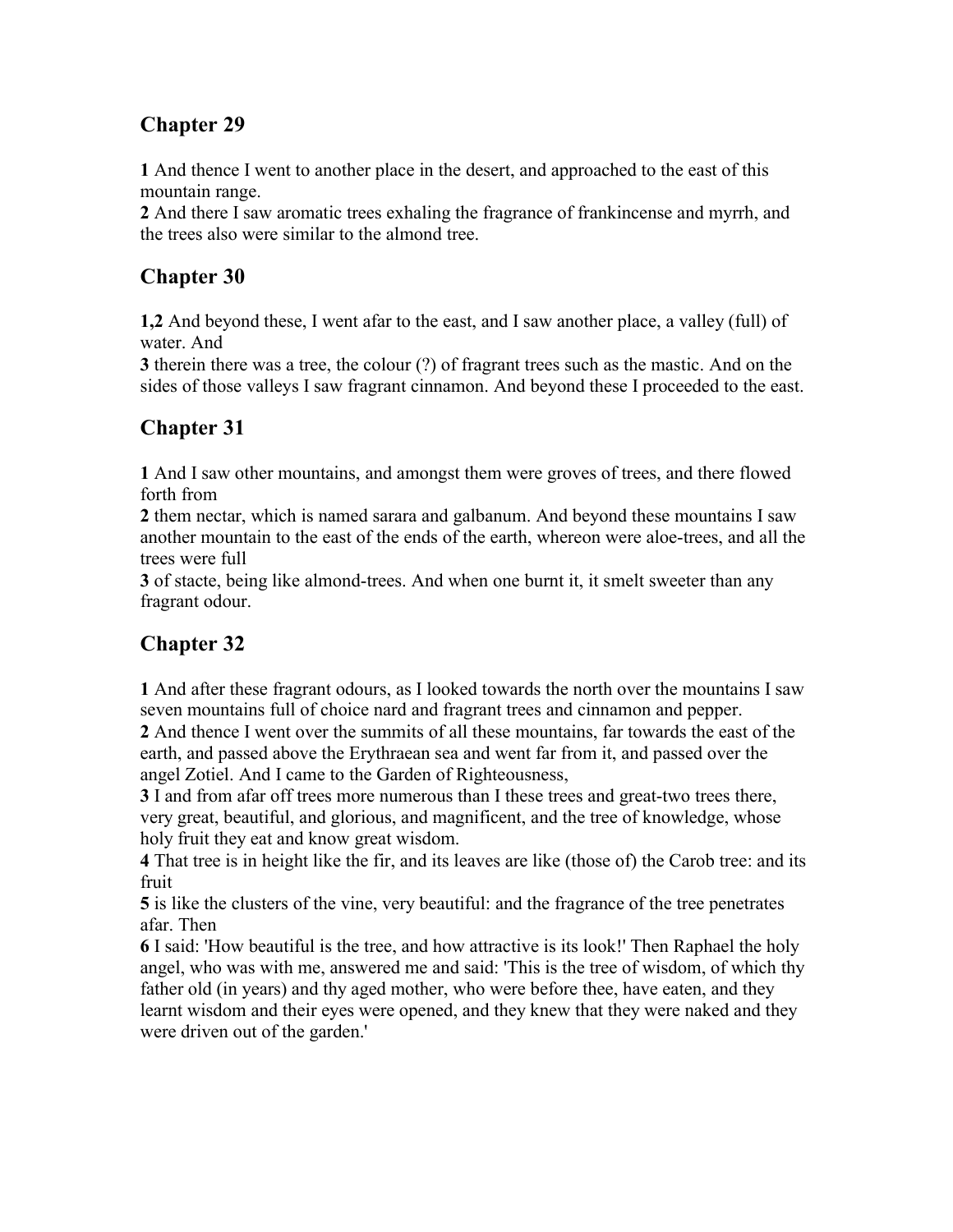## Chapter 29

**1** And thence I went to another place in the desert, and approached to the east of this mountain range.
**2** And there I saw aromatic trees exhaling the fragrance of frankincense and myrrh, and the trees also were similar to the almond tree.

## Chapter 30

**1,2** And beyond these, I went afar to the east, and I saw another place, a valley (full) of water. And
**3** therein there was a tree, the colour (?) of fragrant trees such as the mastic. And on the sides of those valleys I saw fragrant cinnamon. And beyond these I proceeded to the east.

## Chapter 31

**1** And I saw other mountains, and amongst them were groves of trees, and there flowed forth from
**2** them nectar, which is named sarara and galbanum. And beyond these mountains I saw another mountain to the east of the ends of the earth, whereon were aloe-trees, and all the trees were full
**3** of stacte, being like almond-trees. And when one burnt it, it smelt sweeter than any fragrant odour.

## Chapter 32

**1** And after these fragrant odours, as I looked towards the north over the mountains I saw seven mountains full of choice nard and fragrant trees and cinnamon and pepper.
**2** And thence I went over the summits of all these mountains, far towards the east of the earth, and passed above the Erythraean sea and went far from it, and passed over the angel Zotiel. And I came to the Garden of Righteousness,
**3** I and from afar off trees more numerous than I these trees and great-two trees there, very great, beautiful, and glorious, and magnificent, and the tree of knowledge, whose holy fruit they eat and know great wisdom.
**4** That tree is in height like the fir, and its leaves are like (those of) the Carob tree: and its fruit
**5** is like the clusters of the vine, very beautiful: and the fragrance of the tree penetrates afar. Then
**6** I said: 'How beautiful is the tree, and how attractive is its look!' Then Raphael the holy angel, who was with me, answered me and said: 'This is the tree of wisdom, of which thy father old (in years) and thy aged mother, who were before thee, have eaten, and they learnt wisdom and their eyes were opened, and they knew that they were naked and they were driven out of the garden.'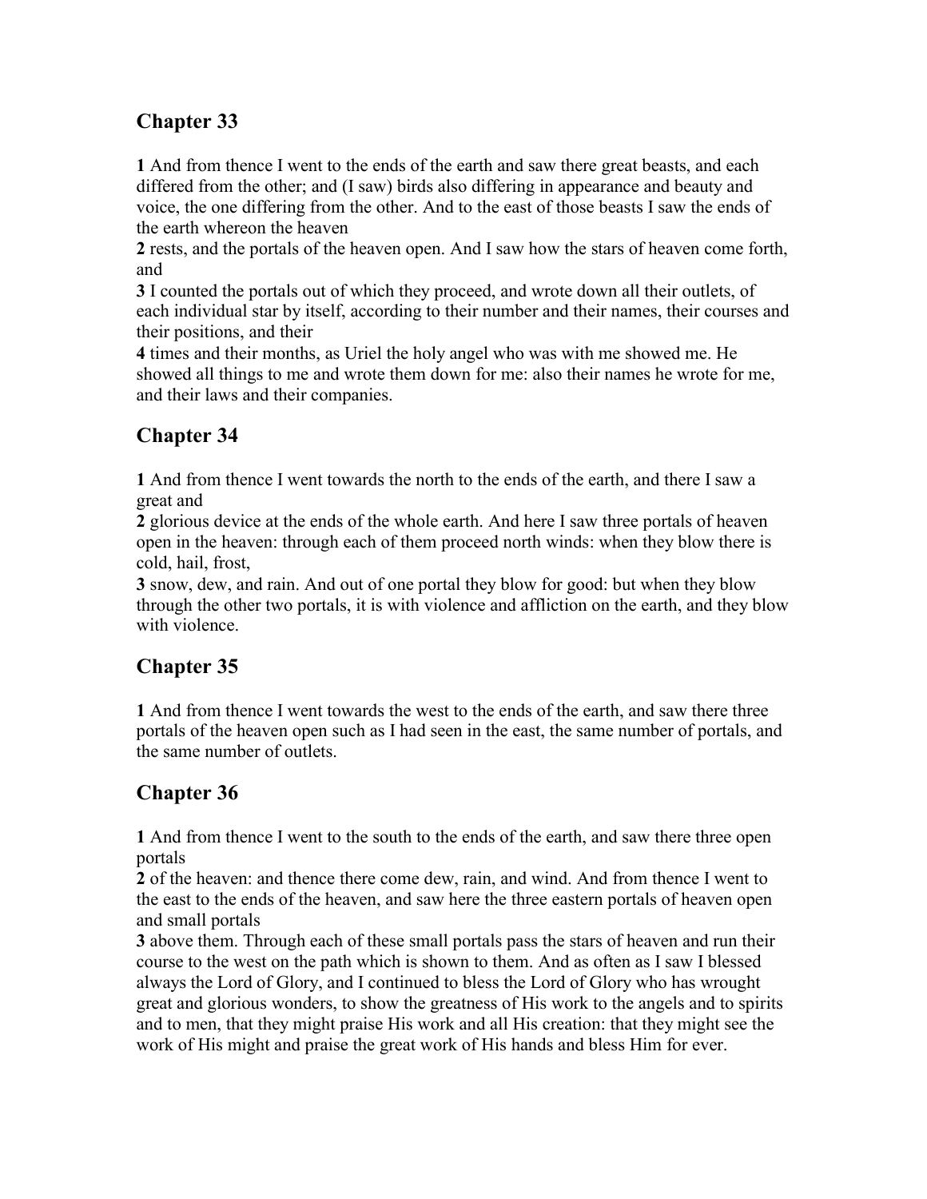## Chapter 33

**1** And from thence I went to the ends of the earth and saw there great beasts, and each differed from the other; and (I saw) birds also differing in appearance and beauty and voice, the one differing from the other. And to the east of those beasts I saw the ends of the earth whereon the heaven
**2** rests, and the portals of the heaven open. And I saw how the stars of heaven come forth, and
**3** I counted the portals out of which they proceed, and wrote down all their outlets, of each individual star by itself, according to their number and their names, their courses and their positions, and their
**4** times and their months, as Uriel the holy angel who was with me showed me. He showed all things to me and wrote them down for me: also their names he wrote for me, and their laws and their companies.

## Chapter 34

**1** And from thence I went towards the north to the ends of the earth, and there I saw a great and
**2** glorious device at the ends of the whole earth. And here I saw three portals of heaven open in the heaven: through each of them proceed north winds: when they blow there is cold, hail, frost,
**3** snow, dew, and rain. And out of one portal they blow for good: but when they blow through the other two portals, it is with violence and affliction on the earth, and they blow with violence.

## Chapter 35

**1** And from thence I went towards the west to the ends of the earth, and saw there three portals of the heaven open such as I had seen in the east, the same number of portals, and the same number of outlets.

## Chapter 36

**1** And from thence I went to the south to the ends of the earth, and saw there three open portals
**2** of the heaven: and thence there come dew, rain, and wind. And from thence I went to the east to the ends of the heaven, and saw here the three eastern portals of heaven open and small portals
**3** above them. Through each of these small portals pass the stars of heaven and run their course to the west on the path which is shown to them. And as often as I saw I blessed always the Lord of Glory, and I continued to bless the Lord of Glory who has wrought great and glorious wonders, to show the greatness of His work to the angels and to spirits and to men, that they might praise His work and all His creation: that they might see the work of His might and praise the great work of His hands and bless Him for ever.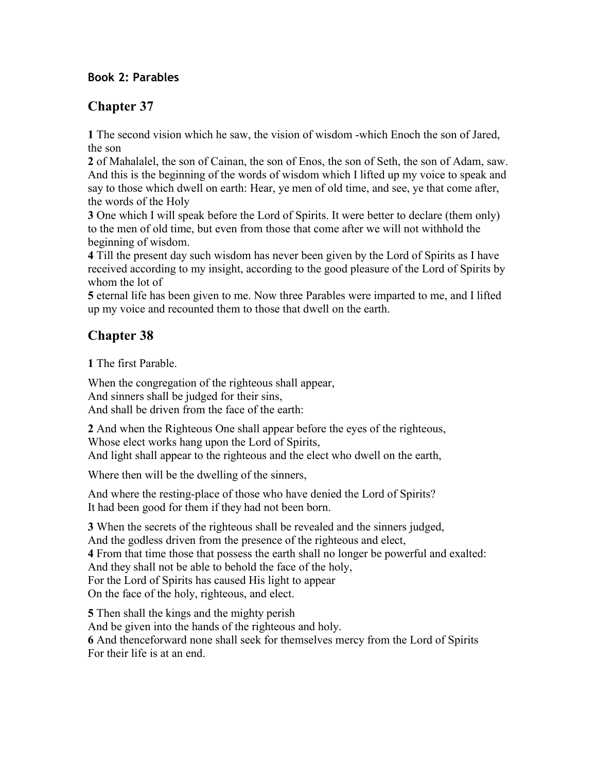**Book 2: Parables**

## Chapter 37

**1** The second vision which he saw, the vision of wisdom -which Enoch the son of Jared, the son
**2** of Mahalalel, the son of Cainan, the son of Enos, the son of Seth, the son of Adam, saw. And this is the beginning of the words of wisdom which I lifted up my voice to speak and say to those which dwell on earth: Hear, ye men of old time, and see, ye that come after, the words of the Holy
**3** One which I will speak before the Lord of Spirits. It were better to declare (them only) to the men of old time, but even from those that come after we will not withhold the beginning of wisdom.
**4** Till the present day such wisdom has never been given by the Lord of Spirits as I have received according to my insight, according to the good pleasure of the Lord of Spirits by whom the lot of
**5** eternal life has been given to me. Now three Parables were imparted to me, and I lifted up my voice and recounted them to those that dwell on the earth.

## Chapter 38

**1** The first Parable.

When the congregation of the righteous shall appear,
And sinners shall be judged for their sins,
And shall be driven from the face of the earth:

**2** And when the Righteous One shall appear before the eyes of the righteous,
Whose elect works hang upon the Lord of Spirits,
And light shall appear to the righteous and the elect who dwell on the earth,

Where then will be the dwelling of the sinners,

And where the resting-place of those who have denied the Lord of Spirits?
It had been good for them if they had not been born.

**3** When the secrets of the righteous shall be revealed and the sinners judged,
And the godless driven from the presence of the righteous and elect,
**4** From that time those that possess the earth shall no longer be powerful and exalted:
And they shall not be able to behold the face of the holy,
For the Lord of Spirits has caused His light to appear
On the face of the holy, righteous, and elect.

**5** Then shall the kings and the mighty perish
And be given into the hands of the righteous and holy.
**6** And thenceforward none shall seek for themselves mercy from the Lord of Spirits
For their life is at an end.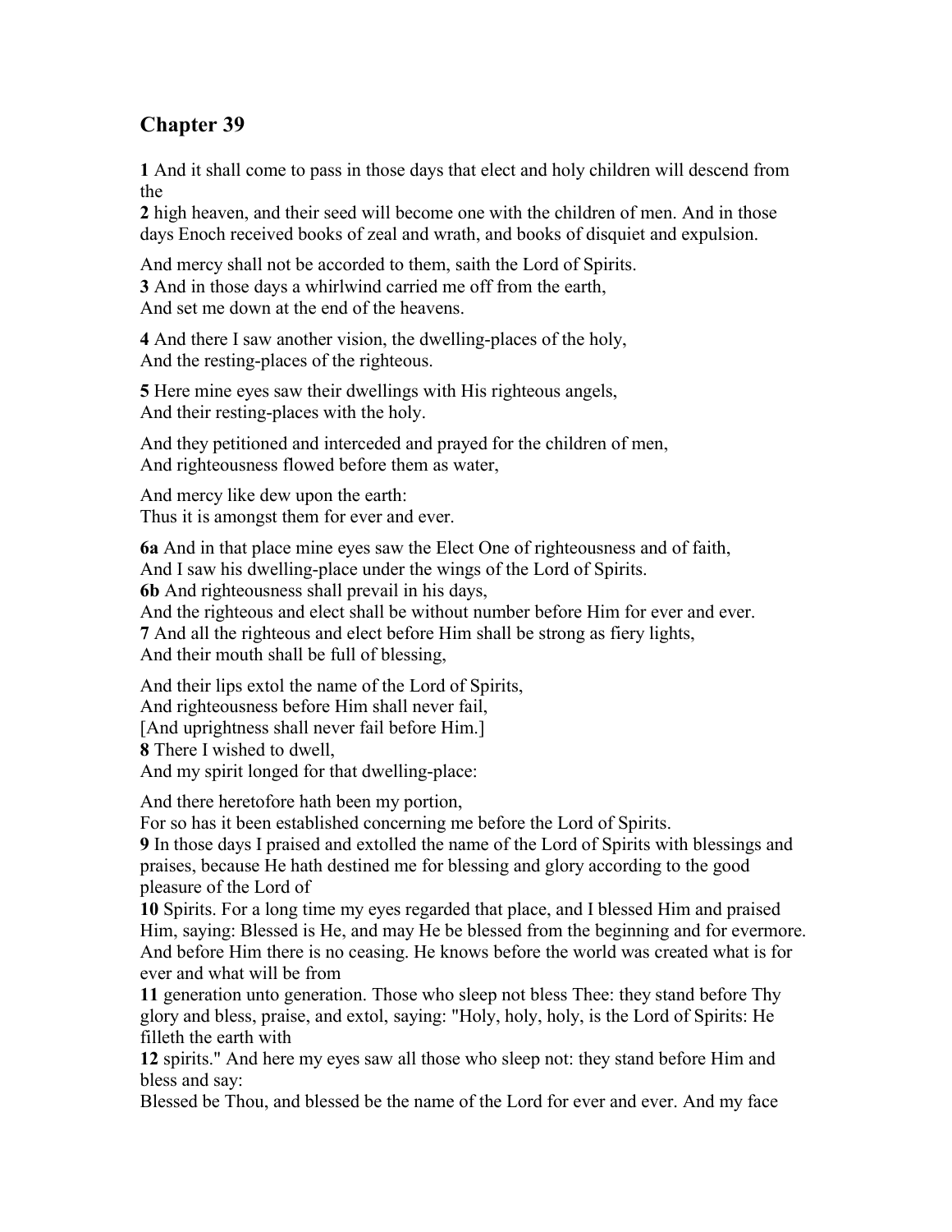## Chapter 39

**1** And it shall come to pass in those days that elect and holy children will descend from the
**2** high heaven, and their seed will become one with the children of men. And in those days Enoch received books of zeal and wrath, and books of disquiet and expulsion.

And mercy shall not be accorded to them, saith the Lord of Spirits.
**3** And in those days a whirlwind carried me off from the earth,
And set me down at the end of the heavens.

**4** And there I saw another vision, the dwelling-places of the holy,
And the resting-places of the righteous.

**5** Here mine eyes saw their dwellings with His righteous angels,
And their resting-places with the holy.

And they petitioned and interceded and prayed for the children of men,
And righteousness flowed before them as water,

And mercy like dew upon the earth:
Thus it is amongst them for ever and ever.

**6a** And in that place mine eyes saw the Elect One of righteousness and of faith,
And I saw his dwelling-place under the wings of the Lord of Spirits.
**6b** And righteousness shall prevail in his days,
And the righteous and elect shall be without number before Him for ever and ever.
**7** And all the righteous and elect before Him shall be strong as fiery lights,
And their mouth shall be full of blessing,

And their lips extol the name of the Lord of Spirits,
And righteousness before Him shall never fail,
[And uprightness shall never fail before Him.]
**8** There I wished to dwell,
And my spirit longed for that dwelling-place:

And there heretofore hath been my portion,
For so has it been established concerning me before the Lord of Spirits.
**9** In those days I praised and extolled the name of the Lord of Spirits with blessings and praises, because He hath destined me for blessing and glory according to the good pleasure of the Lord of
**10** Spirits. For a long time my eyes regarded that place, and I blessed Him and praised Him, saying: Blessed is He, and may He be blessed from the beginning and for evermore. And before Him there is no ceasing. He knows before the world was created what is for ever and what will be from
**11** generation unto generation. Those who sleep not bless Thee: they stand before Thy glory and bless, praise, and extol, saying: "Holy, holy, holy, is the Lord of Spirits: He filleth the earth with
**12** spirits." And here my eyes saw all those who sleep not: they stand before Him and bless and say:
Blessed be Thou, and blessed be the name of the Lord for ever and ever. And my face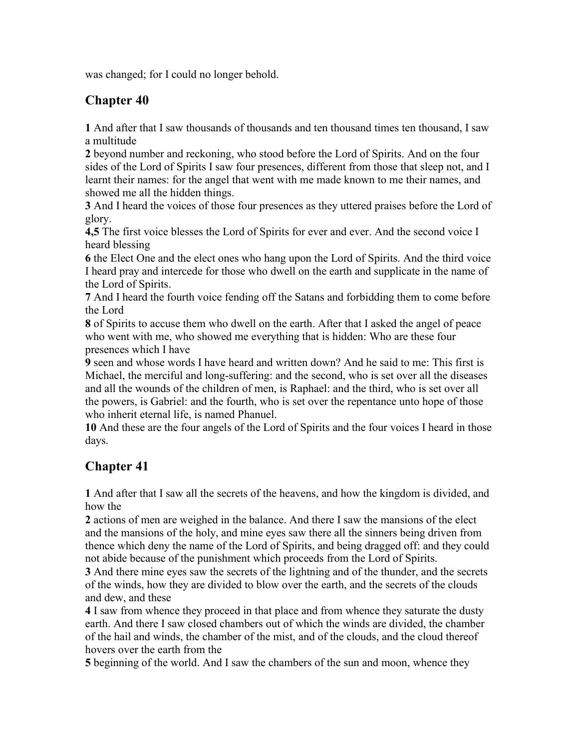was changed; for I could no longer behold.

## Chapter 40

**1** And after that I saw thousands of thousands and ten thousand times ten thousand, I saw a multitude

**2** beyond number and reckoning, who stood before the Lord of Spirits. And on the four sides of the Lord of Spirits I saw four presences, different from those that sleep not, and I learnt their names: for the angel that went with me made known to me their names, and showed me all the hidden things.

**3** And I heard the voices of those four presences as they uttered praises before the Lord of glory.

**4,5** The first voice blesses the Lord of Spirits for ever and ever. And the second voice I heard blessing

**6** the Elect One and the elect ones who hang upon the Lord of Spirits. And the third voice I heard pray and intercede for those who dwell on the earth and supplicate in the name of the Lord of Spirits.

**7** And I heard the fourth voice fending off the Satans and forbidding them to come before the Lord

**8** of Spirits to accuse them who dwell on the earth. After that I asked the angel of peace who went with me, who showed me everything that is hidden: Who are these four presences which I have

**9** seen and whose words I have heard and written down? And he said to me: This first is Michael, the merciful and long-suffering: and the second, who is set over all the diseases and all the wounds of the children of men, is Raphael: and the third, who is set over all the powers, is Gabriel: and the fourth, who is set over the repentance unto hope of those who inherit eternal life, is named Phanuel.

**10** And these are the four angels of the Lord of Spirits and the four voices I heard in those days.

## Chapter 41

**1** And after that I saw all the secrets of the heavens, and how the kingdom is divided, and how the

**2** actions of men are weighed in the balance. And there I saw the mansions of the elect and the mansions of the holy, and mine eyes saw there all the sinners being driven from thence which deny the name of the Lord of Spirits, and being dragged off: and they could not abide because of the punishment which proceeds from the Lord of Spirits.

**3** And there mine eyes saw the secrets of the lightning and of the thunder, and the secrets of the winds, how they are divided to blow over the earth, and the secrets of the clouds and dew, and these

**4** I saw from whence they proceed in that place and from whence they saturate the dusty earth. And there I saw closed chambers out of which the winds are divided, the chamber of the hail and winds, the chamber of the mist, and of the clouds, and the cloud thereof hovers over the earth from the

**5** beginning of the world. And I saw the chambers of the sun and moon, whence they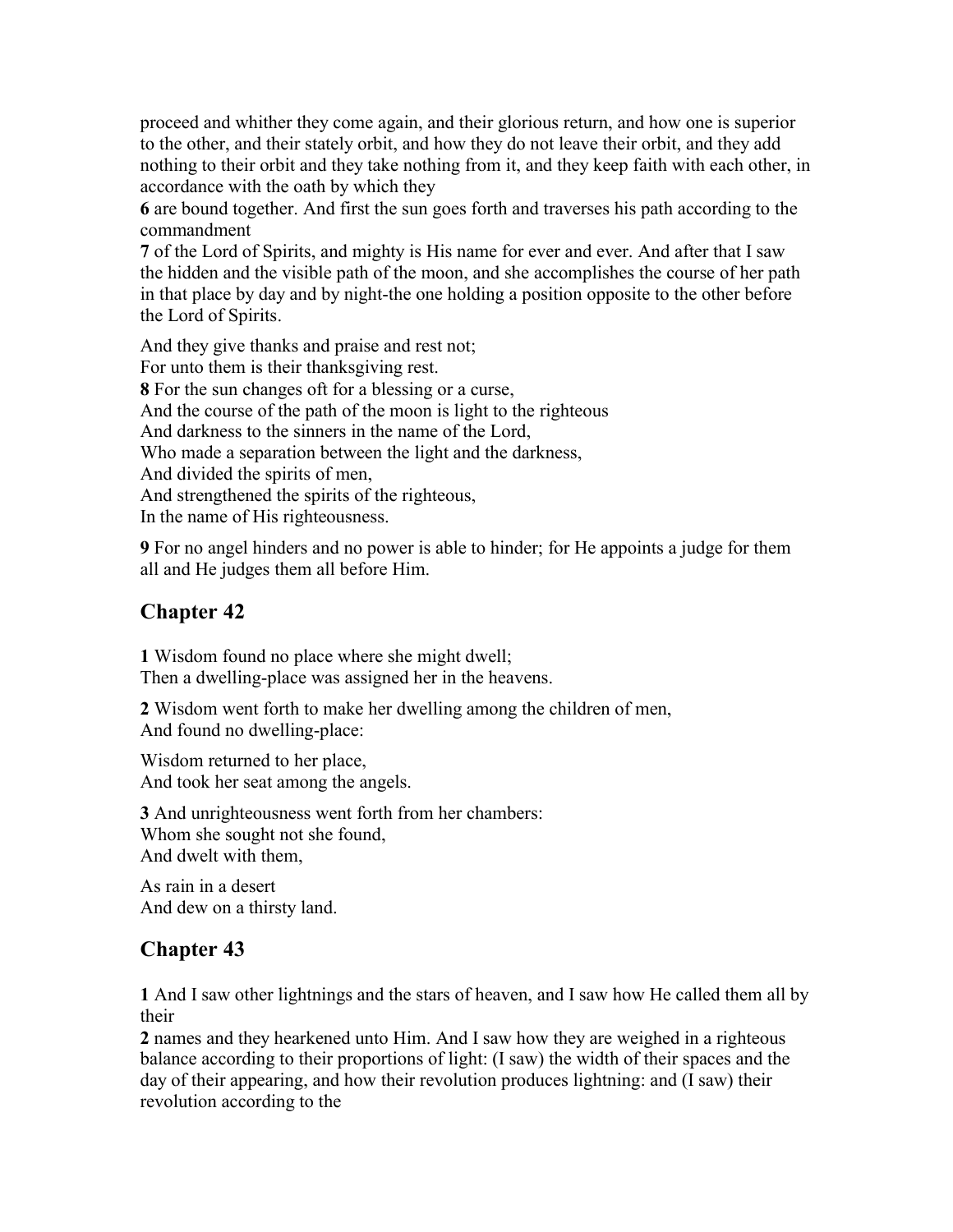proceed and whither they come again, and their glorious return, and how one is superior to the other, and their stately orbit, and how they do not leave their orbit, and they add nothing to their orbit and they take nothing from it, and they keep faith with each other, in accordance with the oath by which they
**6** are bound together. And first the sun goes forth and traverses his path according to the commandment
**7** of the Lord of Spirits, and mighty is His name for ever and ever. And after that I saw the hidden and the visible path of the moon, and she accomplishes the course of her path in that place by day and by night-the one holding a position opposite to the other before the Lord of Spirits.

And they give thanks and praise and rest not;
For unto them is their thanksgiving rest.
**8** For the sun changes oft for a blessing or a curse,
And the course of the path of the moon is light to the righteous
And darkness to the sinners in the name of the Lord,
Who made a separation between the light and the darkness,
And divided the spirits of men,
And strengthened the spirits of the righteous,
In the name of His righteousness.

**9** For no angel hinders and no power is able to hinder; for He appoints a judge for them all and He judges them all before Him.

## Chapter 42

**1** Wisdom found no place where she might dwell;
Then a dwelling-place was assigned her in the heavens.

**2** Wisdom went forth to make her dwelling among the children of men,
And found no dwelling-place:

Wisdom returned to her place,
And took her seat among the angels.

**3** And unrighteousness went forth from her chambers:
Whom she sought not she found,
And dwelt with them,

As rain in a desert
And dew on a thirsty land.

## Chapter 43

**1** And I saw other lightnings and the stars of heaven, and I saw how He called them all by their
**2** names and they hearkened unto Him. And I saw how they are weighed in a righteous balance according to their proportions of light: (I saw) the width of their spaces and the day of their appearing, and how their revolution produces lightning: and (I saw) their revolution according to the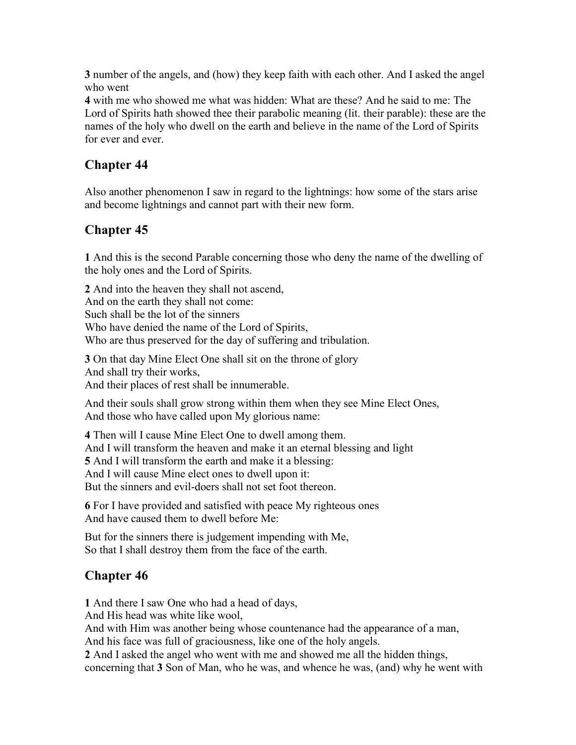**3** number of the angels, and (how) they keep faith with each other. And I asked the angel who went
**4** with me who showed me what was hidden: What are these? And he said to me: The Lord of Spirits hath showed thee their parabolic meaning (lit. their parable): these are the names of the holy who dwell on the earth and believe in the name of the Lord of Spirits for ever and ever.

## Chapter 44

Also another phenomenon I saw in regard to the lightnings: how some of the stars arise and become lightnings and cannot part with their new form.

## Chapter 45

**1** And this is the second Parable concerning those who deny the name of the dwelling of the holy ones and the Lord of Spirits.

**2** And into the heaven they shall not ascend,
And on the earth they shall not come:
Such shall be the lot of the sinners
Who have denied the name of the Lord of Spirits,
Who are thus preserved for the day of suffering and tribulation.

**3** On that day Mine Elect One shall sit on the throne of glory
And shall try their works,
And their places of rest shall be innumerable.

And their souls shall grow strong within them when they see Mine Elect Ones,
And those who have called upon My glorious name:

**4** Then will I cause Mine Elect One to dwell among them.
And I will transform the heaven and make it an eternal blessing and light
**5** And I will transform the earth and make it a blessing:
And I will cause Mine elect ones to dwell upon it:
But the sinners and evil-doers shall not set foot thereon.

**6** For I have provided and satisfied with peace My righteous ones
And have caused them to dwell before Me:

But for the sinners there is judgement impending with Me,
So that I shall destroy them from the face of the earth.

## Chapter 46

**1** And there I saw One who had a head of days,
And His head was white like wool,
And with Him was another being whose countenance had the appearance of a man,
And his face was full of graciousness, like one of the holy angels.
**2** And I asked the angel who went with me and showed me all the hidden things, concerning that **3** Son of Man, who he was, and whence he was, (and) why he went with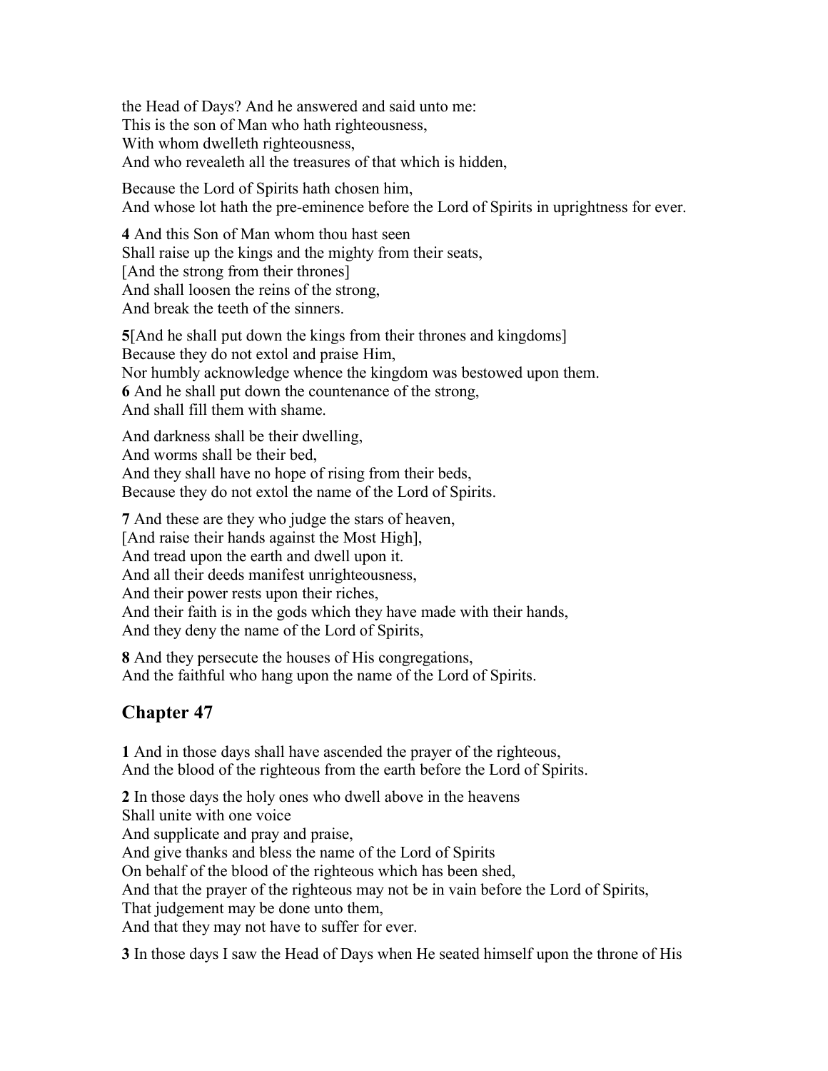the Head of Days? And he answered and said unto me:
This is the son of Man who hath righteousness,
With whom dwelleth righteousness,
And who revealeth all the treasures of that which is hidden,

Because the Lord of Spirits hath chosen him,
And whose lot hath the pre-eminence before the Lord of Spirits in uprightness for ever.

**4** And this Son of Man whom thou hast seen
Shall raise up the kings and the mighty from their seats,
[And the strong from their thrones]
And shall loosen the reins of the strong,
And break the teeth of the sinners.

**5**[And he shall put down the kings from their thrones and kingdoms]
Because they do not extol and praise Him,
Nor humbly acknowledge whence the kingdom was bestowed upon them.
**6** And he shall put down the countenance of the strong,
And shall fill them with shame.

And darkness shall be their dwelling,
And worms shall be their bed,
And they shall have no hope of rising from their beds,
Because they do not extol the name of the Lord of Spirits.

**7** And these are they who judge the stars of heaven,
[And raise their hands against the Most High],
And tread upon the earth and dwell upon it.
And all their deeds manifest unrighteousness,
And their power rests upon their riches,
And their faith is in the gods which they have made with their hands,
And they deny the name of the Lord of Spirits,

**8** And they persecute the houses of His congregations,
And the faithful who hang upon the name of the Lord of Spirits.

## Chapter 47

**1** And in those days shall have ascended the prayer of the righteous,
And the blood of the righteous from the earth before the Lord of Spirits.

**2** In those days the holy ones who dwell above in the heavens
Shall unite with one voice
And supplicate and pray and praise,
And give thanks and bless the name of the Lord of Spirits
On behalf of the blood of the righteous which has been shed,
And that the prayer of the righteous may not be in vain before the Lord of Spirits,
That judgement may be done unto them,
And that they may not have to suffer for ever.

**3** In those days I saw the Head of Days when He seated himself upon the throne of His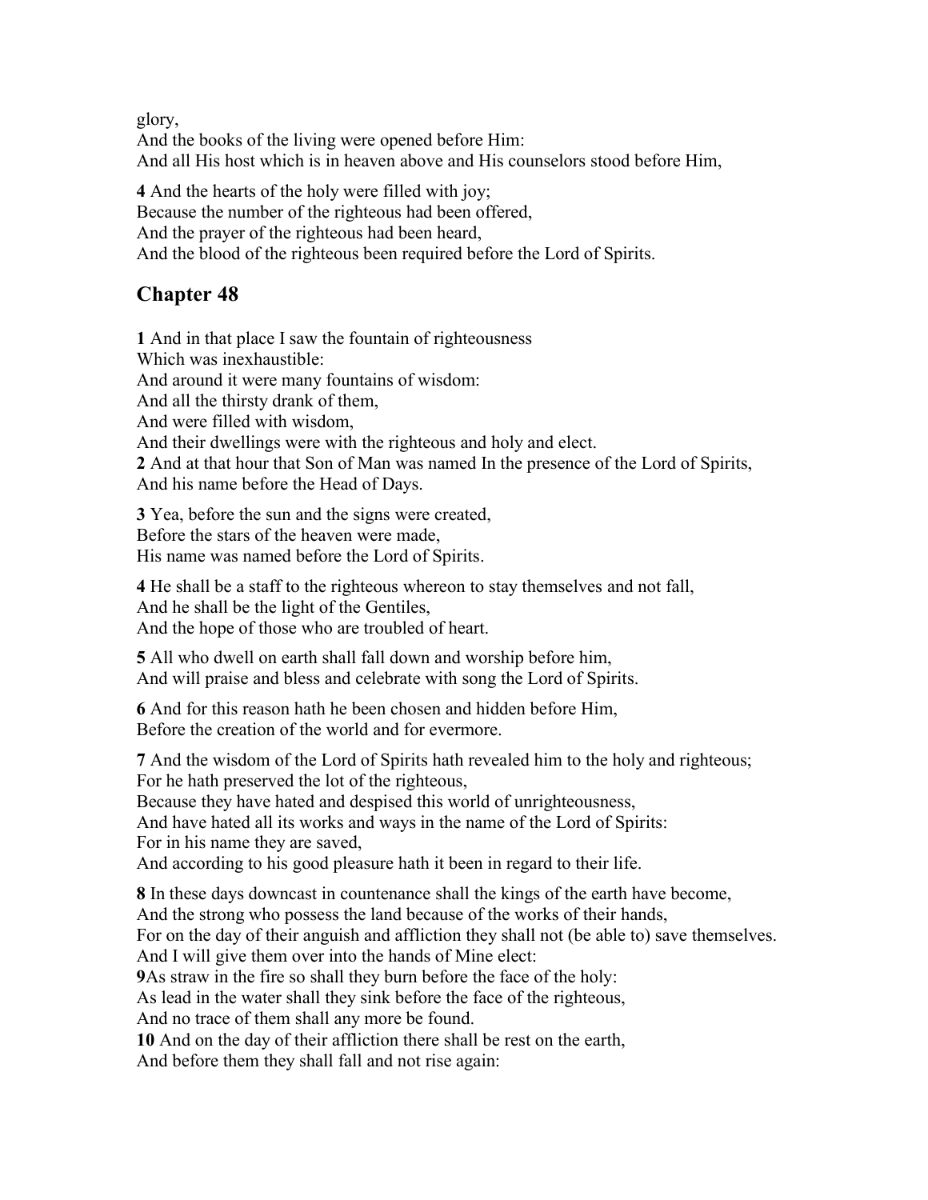glory,
And the books of the living were opened before Him:
And all His host which is in heaven above and His counselors stood before Him,

**4** And the hearts of the holy were filled with joy;
Because the number of the righteous had been offered,
And the prayer of the righteous had been heard,
And the blood of the righteous been required before the Lord of Spirits.

## Chapter 48

**1** And in that place I saw the fountain of righteousness
Which was inexhaustible:
And around it were many fountains of wisdom:
And all the thirsty drank of them,
And were filled with wisdom,
And their dwellings were with the righteous and holy and elect.
**2** And at that hour that Son of Man was named In the presence of the Lord of Spirits,
And his name before the Head of Days.

**3** Yea, before the sun and the signs were created,
Before the stars of the heaven were made,
His name was named before the Lord of Spirits.

**4** He shall be a staff to the righteous whereon to stay themselves and not fall,
And he shall be the light of the Gentiles,
And the hope of those who are troubled of heart.

**5** All who dwell on earth shall fall down and worship before him,
And will praise and bless and celebrate with song the Lord of Spirits.

**6** And for this reason hath he been chosen and hidden before Him,
Before the creation of the world and for evermore.

**7** And the wisdom of the Lord of Spirits hath revealed him to the holy and righteous;
For he hath preserved the lot of the righteous,
Because they have hated and despised this world of unrighteousness,
And have hated all its works and ways in the name of the Lord of Spirits:
For in his name they are saved,
And according to his good pleasure hath it been in regard to their life.

**8** In these days downcast in countenance shall the kings of the earth have become,
And the strong who possess the land because of the works of their hands,
For on the day of their anguish and affliction they shall not (be able to) save themselves.
And I will give them over into the hands of Mine elect:
**9**As straw in the fire so shall they burn before the face of the holy:
As lead in the water shall they sink before the face of the righteous,
And no trace of them shall any more be found.
**10** And on the day of their affliction there shall be rest on the earth,
And before them they shall fall and not rise again: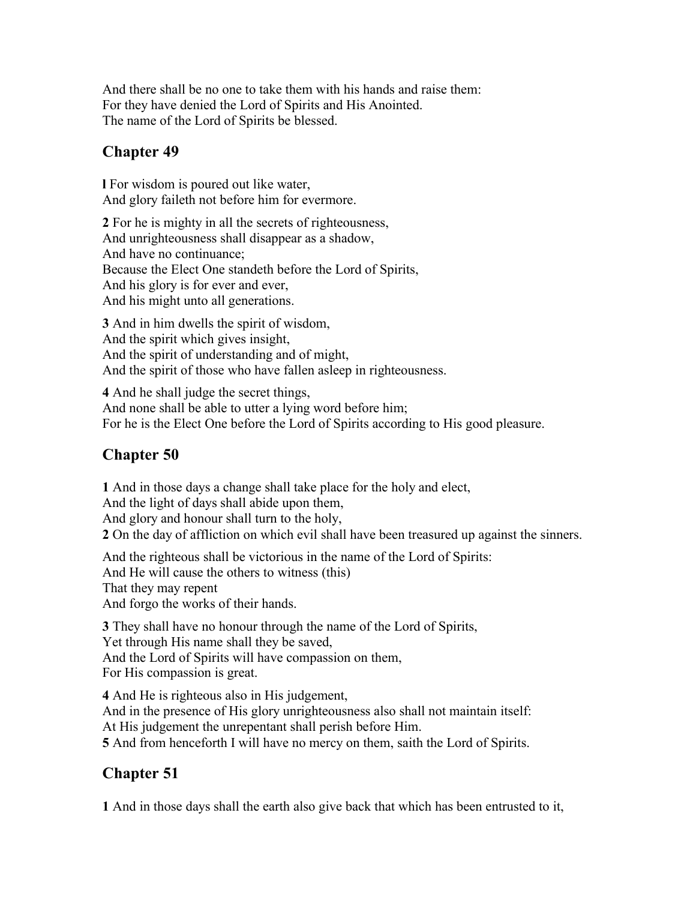And there shall be no one to take them with his hands and raise them:
For they have denied the Lord of Spirits and His Anointed.
The name of the Lord of Spirits be blessed.

## Chapter 49

**l** For wisdom is poured out like water,
And glory faileth not before him for evermore.

**2** For he is mighty in all the secrets of righteousness,
And unrighteousness shall disappear as a shadow,
And have no continuance;
Because the Elect One standeth before the Lord of Spirits,
And his glory is for ever and ever,
And his might unto all generations.

**3** And in him dwells the spirit of wisdom,
And the spirit which gives insight,
And the spirit of understanding and of might,
And the spirit of those who have fallen asleep in righteousness.

**4** And he shall judge the secret things,
And none shall be able to utter a lying word before him;
For he is the Elect One before the Lord of Spirits according to His good pleasure.

## Chapter 50

**1** And in those days a change shall take place for the holy and elect,
And the light of days shall abide upon them,
And glory and honour shall turn to the holy,
**2** On the day of affliction on which evil shall have been treasured up against the sinners.

And the righteous shall be victorious in the name of the Lord of Spirits:
And He will cause the others to witness (this)
That they may repent
And forgo the works of their hands.

**3** They shall have no honour through the name of the Lord of Spirits,
Yet through His name shall they be saved,
And the Lord of Spirits will have compassion on them,
For His compassion is great.

**4** And He is righteous also in His judgement,
And in the presence of His glory unrighteousness also shall not maintain itself:
At His judgement the unrepentant shall perish before Him.
**5** And from henceforth I will have no mercy on them, saith the Lord of Spirits.

## Chapter 51

**1** And in those days shall the earth also give back that which has been entrusted to it,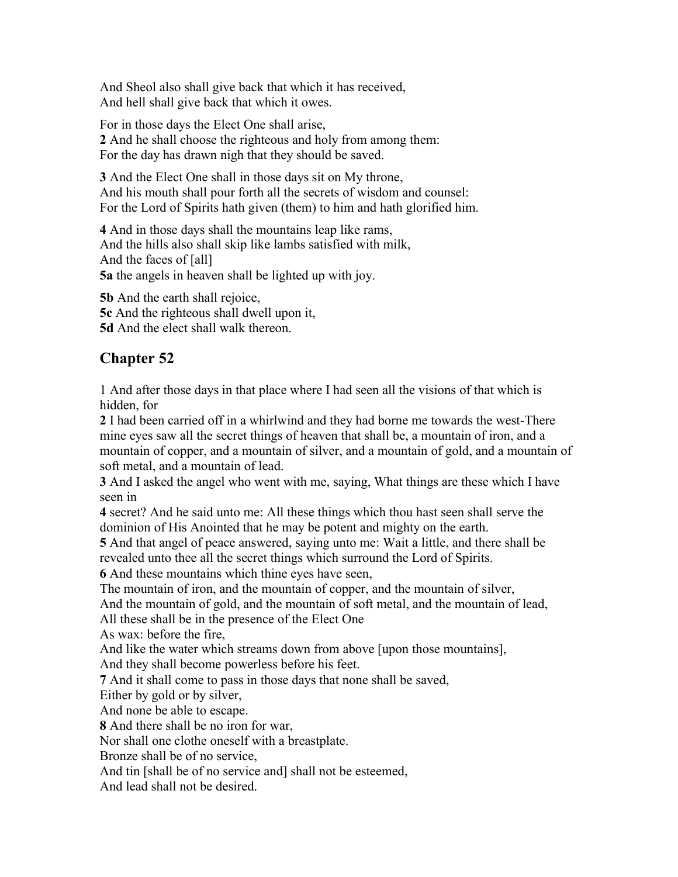And Sheol also shall give back that which it has received,
And hell shall give back that which it owes.

For in those days the Elect One shall arise,
**2** And he shall choose the righteous and holy from among them:
For the day has drawn nigh that they should be saved.

**3** And the Elect One shall in those days sit on My throne,
And his mouth shall pour forth all the secrets of wisdom and counsel:
For the Lord of Spirits hath given (them) to him and hath glorified him.

**4** And in those days shall the mountains leap like rams,
And the hills also shall skip like lambs satisfied with milk,
And the faces of [all]
**5a** the angels in heaven shall be lighted up with joy.

**5b** And the earth shall rejoice,
**5c** And the righteous shall dwell upon it,
**5d** And the elect shall walk thereon.

## Chapter 52

1 And after those days in that place where I had seen all the visions of that which is hidden, for
**2** I had been carried off in a whirlwind and they had borne me towards the west-There mine eyes saw all the secret things of heaven that shall be, a mountain of iron, and a mountain of copper, and a mountain of silver, and a mountain of gold, and a mountain of soft metal, and a mountain of lead.
**3** And I asked the angel who went with me, saying, What things are these which I have seen in
**4** secret? And he said unto me: All these things which thou hast seen shall serve the dominion of His Anointed that he may be potent and mighty on the earth.
**5** And that angel of peace answered, saying unto me: Wait a little, and there shall be revealed unto thee all the secret things which surround the Lord of Spirits.
**6** And these mountains which thine eyes have seen,
The mountain of iron, and the mountain of copper, and the mountain of silver,
And the mountain of gold, and the mountain of soft metal, and the mountain of lead,
All these shall be in the presence of the Elect One
As wax: before the fire,
And like the water which streams down from above [upon those mountains],
And they shall become powerless before his feet.
**7** And it shall come to pass in those days that none shall be saved,
Either by gold or by silver,
And none be able to escape.
**8** And there shall be no iron for war,
Nor shall one clothe oneself with a breastplate.
Bronze shall be of no service,
And tin [shall be of no service and] shall not be esteemed,
And lead shall not be desired.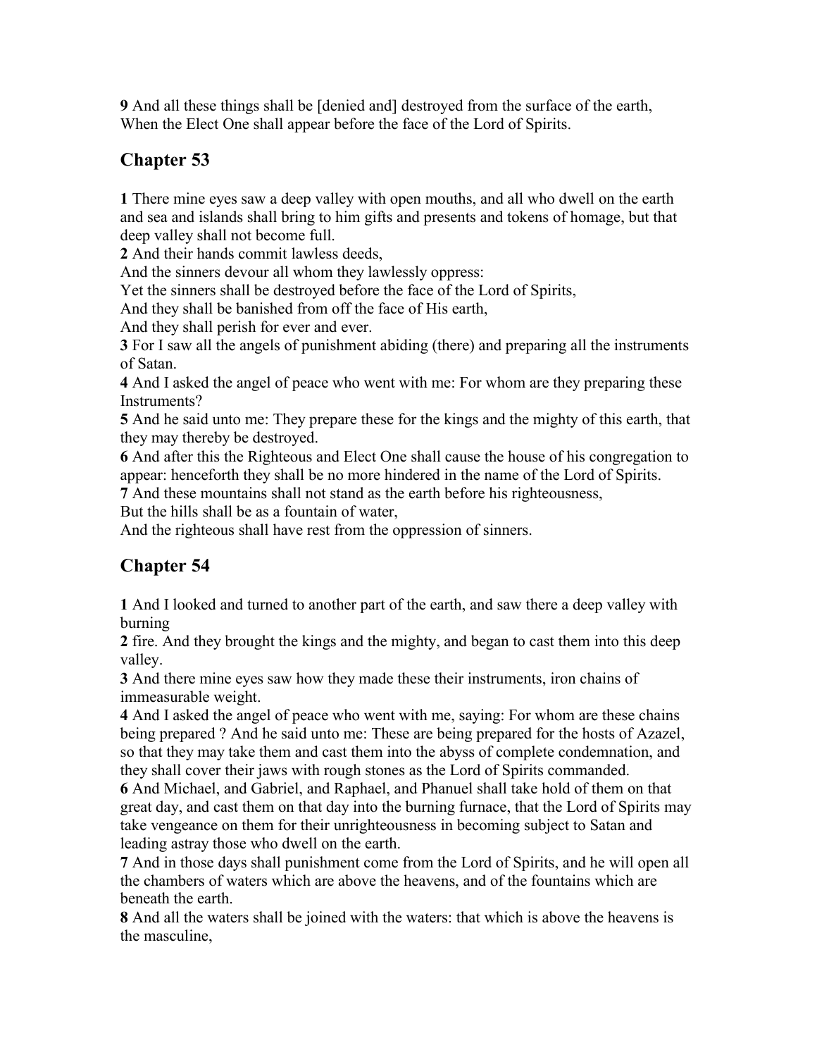**9** And all these things shall be [denied and] destroyed from the surface of the earth,
When the Elect One shall appear before the face of the Lord of Spirits.

## Chapter 53

**1** There mine eyes saw a deep valley with open mouths, and all who dwell on the earth and sea and islands shall bring to him gifts and presents and tokens of homage, but that deep valley shall not become full.
**2** And their hands commit lawless deeds,
And the sinners devour all whom they lawlessly oppress:
Yet the sinners shall be destroyed before the face of the Lord of Spirits,
And they shall be banished from off the face of His earth,
And they shall perish for ever and ever.
**3** For I saw all the angels of punishment abiding (there) and preparing all the instruments of Satan.
**4** And I asked the angel of peace who went with me: For whom are they preparing these Instruments?
**5** And he said unto me: They prepare these for the kings and the mighty of this earth, that they may thereby be destroyed.
**6** And after this the Righteous and Elect One shall cause the house of his congregation to appear: henceforth they shall be no more hindered in the name of the Lord of Spirits.
**7** And these mountains shall not stand as the earth before his righteousness,
But the hills shall be as a fountain of water,
And the righteous shall have rest from the oppression of sinners.

## Chapter 54

**1** And I looked and turned to another part of the earth, and saw there a deep valley with burning
**2** fire. And they brought the kings and the mighty, and began to cast them into this deep valley.
**3** And there mine eyes saw how they made these their instruments, iron chains of immeasurable weight.
**4** And I asked the angel of peace who went with me, saying: For whom are these chains being prepared ? And he said unto me: These are being prepared for the hosts of Azazel, so that they may take them and cast them into the abyss of complete condemnation, and they shall cover their jaws with rough stones as the Lord of Spirits commanded.
**6** And Michael, and Gabriel, and Raphael, and Phanuel shall take hold of them on that great day, and cast them on that day into the burning furnace, that the Lord of Spirits may take vengeance on them for their unrighteousness in becoming subject to Satan and leading astray those who dwell on the earth.
**7** And in those days shall punishment come from the Lord of Spirits, and he will open all the chambers of waters which are above the heavens, and of the fountains which are beneath the earth.
**8** And all the waters shall be joined with the waters: that which is above the heavens is the masculine,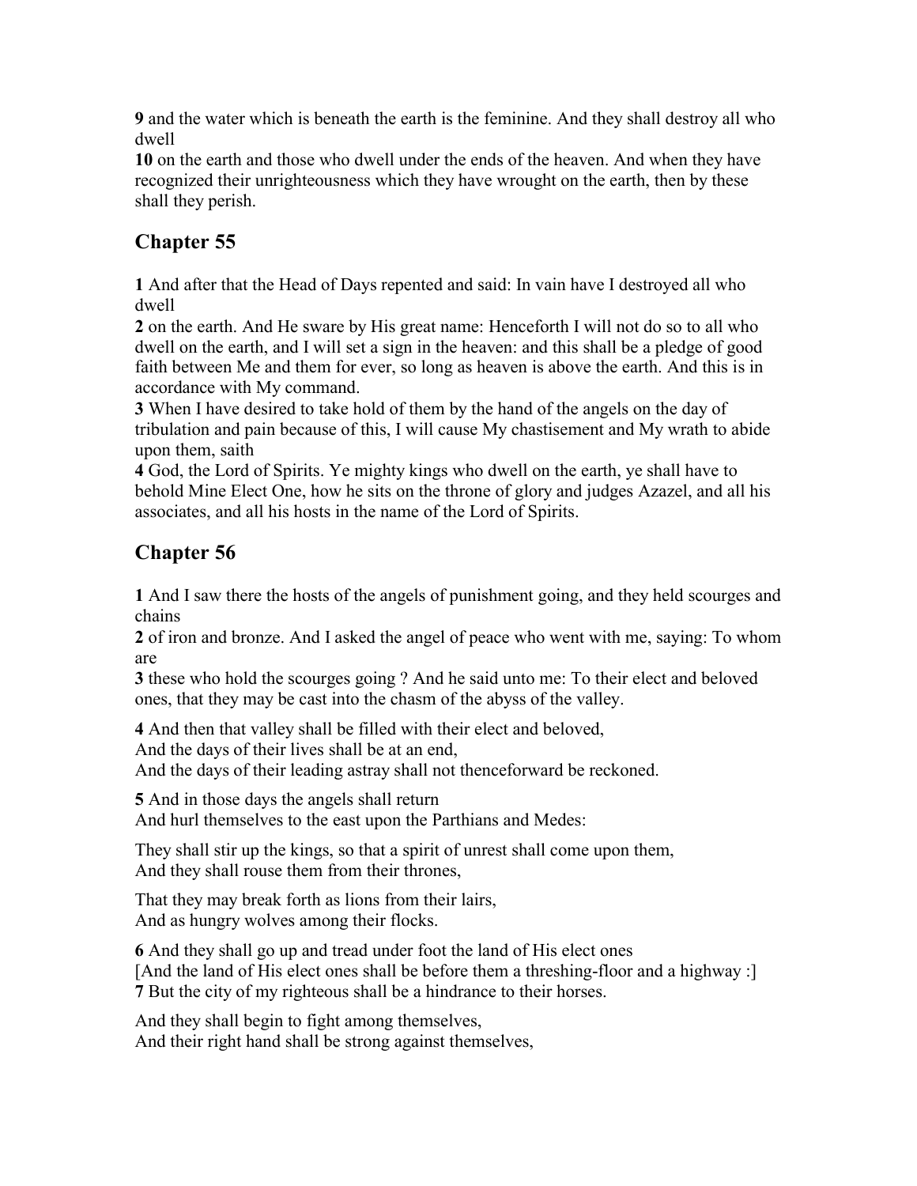**9** and the water which is beneath the earth is the feminine. And they shall destroy all who dwell
**10** on the earth and those who dwell under the ends of the heaven. And when they have recognized their unrighteousness which they have wrought on the earth, then by these shall they perish.

## Chapter 55

**1** And after that the Head of Days repented and said: In vain have I destroyed all who dwell
**2** on the earth. And He sware by His great name: Henceforth I will not do so to all who dwell on the earth, and I will set a sign in the heaven: and this shall be a pledge of good faith between Me and them for ever, so long as heaven is above the earth. And this is in accordance with My command.
**3** When I have desired to take hold of them by the hand of the angels on the day of tribulation and pain because of this, I will cause My chastisement and My wrath to abide upon them, saith
**4** God, the Lord of Spirits. Ye mighty kings who dwell on the earth, ye shall have to behold Mine Elect One, how he sits on the throne of glory and judges Azazel, and all his associates, and all his hosts in the name of the Lord of Spirits.

## Chapter 56

**1** And I saw there the hosts of the angels of punishment going, and they held scourges and chains
**2** of iron and bronze. And I asked the angel of peace who went with me, saying: To whom are
**3** these who hold the scourges going ? And he said unto me: To their elect and beloved ones, that they may be cast into the chasm of the abyss of the valley.

**4** And then that valley shall be filled with their elect and beloved,
And the days of their lives shall be at an end,
And the days of their leading astray shall not thenceforward be reckoned.

**5** And in those days the angels shall return
And hurl themselves to the east upon the Parthians and Medes:

They shall stir up the kings, so that a spirit of unrest shall come upon them,
And they shall rouse them from their thrones,

That they may break forth as lions from their lairs,
And as hungry wolves among their flocks.

**6** And they shall go up and tread under foot the land of His elect ones
[And the land of His elect ones shall be before them a threshing-floor and a highway :]
**7** But the city of my righteous shall be a hindrance to their horses.

And they shall begin to fight among themselves,
And their right hand shall be strong against themselves,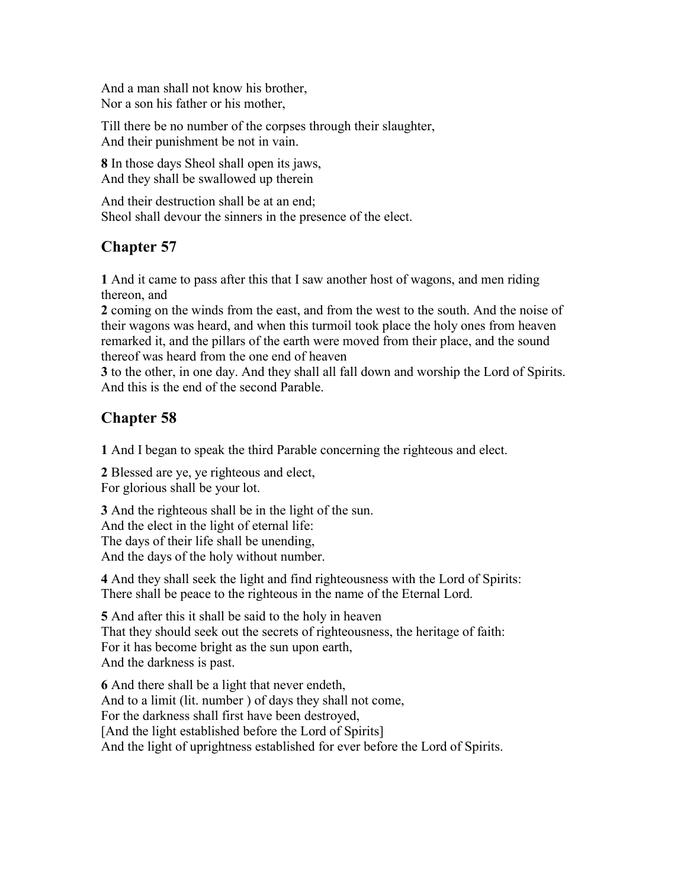And a man shall not know his brother,  
Nor a son his father or his mother,

Till there be no number of the corpses through their slaughter,  
And their punishment be not in vain.

**8** In those days Sheol shall open its jaws,  
And they shall be swallowed up therein

And their destruction shall be at an end;  
Sheol shall devour the sinners in the presence of the elect.

## Chapter 57

**1** And it came to pass after this that I saw another host of wagons, and men riding thereon, and  
**2** coming on the winds from the east, and from the west to the south. And the noise of their wagons was heard, and when this turmoil took place the holy ones from heaven remarked it, and the pillars of the earth were moved from their place, and the sound thereof was heard from the one end of heaven  
**3** to the other, in one day. And they shall all fall down and worship the Lord of Spirits. And this is the end of the second Parable.

## Chapter 58

**1** And I began to speak the third Parable concerning the righteous and elect.

**2** Blessed are ye, ye righteous and elect,  
For glorious shall be your lot.

**3** And the righteous shall be in the light of the sun.  
And the elect in the light of eternal life:  
The days of their life shall be unending,  
And the days of the holy without number.

**4** And they shall seek the light and find righteousness with the Lord of Spirits:  
There shall be peace to the righteous in the name of the Eternal Lord.

**5** And after this it shall be said to the holy in heaven  
That they should seek out the secrets of righteousness, the heritage of faith:  
For it has become bright as the sun upon earth,  
And the darkness is past.

**6** And there shall be a light that never endeth,  
And to a limit (lit. number ) of days they shall not come,  
For the darkness shall first have been destroyed,  
[And the light established before the Lord of Spirits]  
And the light of uprightness established for ever before the Lord of Spirits.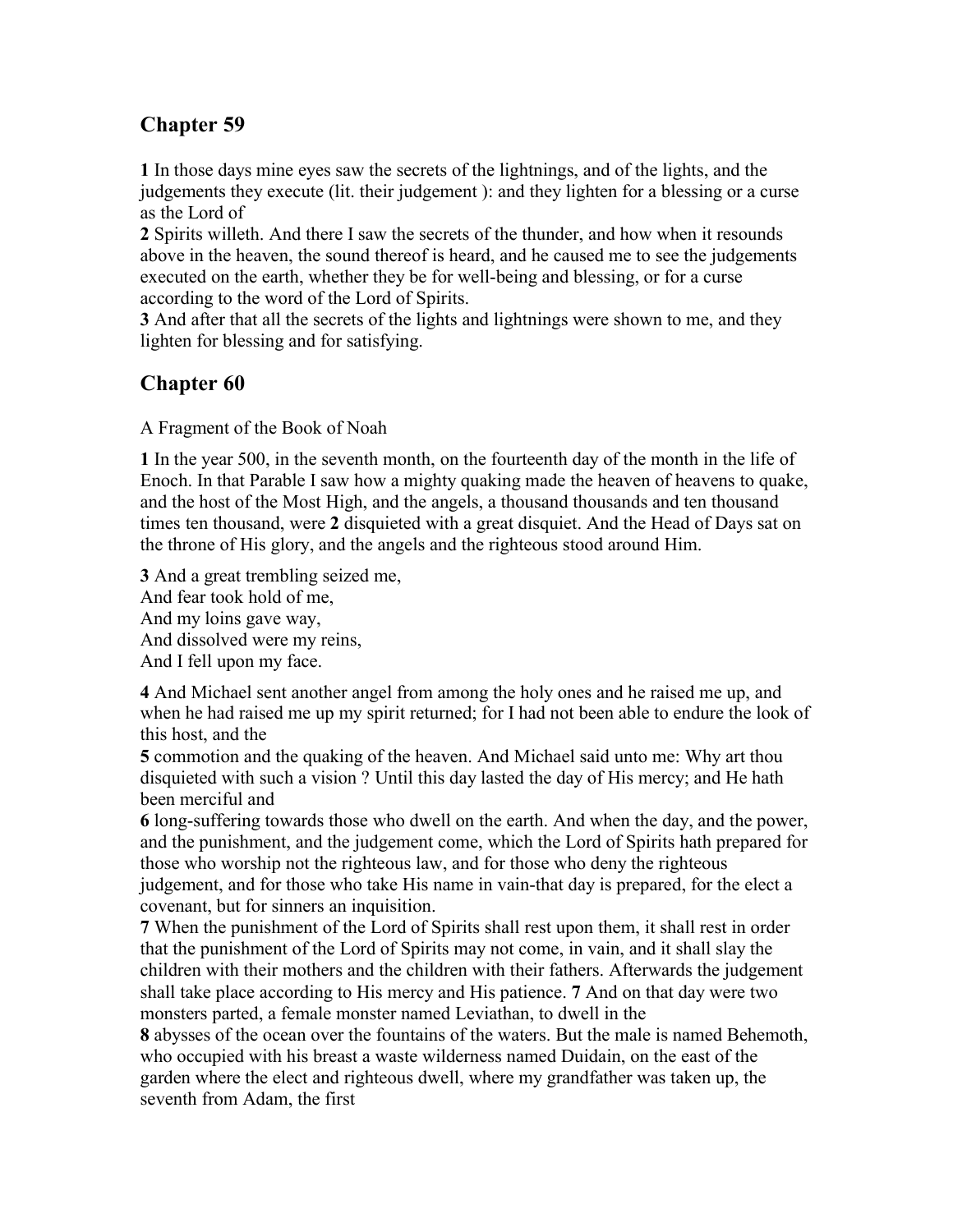## Chapter 59

**1** In those days mine eyes saw the secrets of the lightnings, and of the lights, and the judgements they execute (lit. their judgement ): and they lighten for a blessing or a curse as the Lord of
**2** Spirits willeth. And there I saw the secrets of the thunder, and how when it resounds above in the heaven, the sound thereof is heard, and he caused me to see the judgements executed on the earth, whether they be for well-being and blessing, or for a curse according to the word of the Lord of Spirits.
**3** And after that all the secrets of the lights and lightnings were shown to me, and they lighten for blessing and for satisfying.

## Chapter 60

A Fragment of the Book of Noah

**1** In the year 500, in the seventh month, on the fourteenth day of the month in the life of Enoch. In that Parable I saw how a mighty quaking made the heaven of heavens to quake, and the host of the Most High, and the angels, a thousand thousands and ten thousand times ten thousand, were **2** disquieted with a great disquiet. And the Head of Days sat on the throne of His glory, and the angels and the righteous stood around Him.

**3** And a great trembling seized me,
And fear took hold of me,
And my loins gave way,
And dissolved were my reins,
And I fell upon my face.

**4** And Michael sent another angel from among the holy ones and he raised me up, and when he had raised me up my spirit returned; for I had not been able to endure the look of this host, and the
**5** commotion and the quaking of the heaven. And Michael said unto me: Why art thou disquieted with such a vision ? Until this day lasted the day of His mercy; and He hath been merciful and
**6** long-suffering towards those who dwell on the earth. And when the day, and the power, and the punishment, and the judgement come, which the Lord of Spirits hath prepared for those who worship not the righteous law, and for those who deny the righteous judgement, and for those who take His name in vain-that day is prepared, for the elect a covenant, but for sinners an inquisition.
**7** When the punishment of the Lord of Spirits shall rest upon them, it shall rest in order that the punishment of the Lord of Spirits may not come, in vain, and it shall slay the children with their mothers and the children with their fathers. Afterwards the judgement shall take place according to His mercy and His patience. **7** And on that day were two monsters parted, a female monster named Leviathan, to dwell in the
**8** abysses of the ocean over the fountains of the waters. But the male is named Behemoth, who occupied with his breast a waste wilderness named Duidain, on the east of the garden where the elect and righteous dwell, where my grandfather was taken up, the seventh from Adam, the first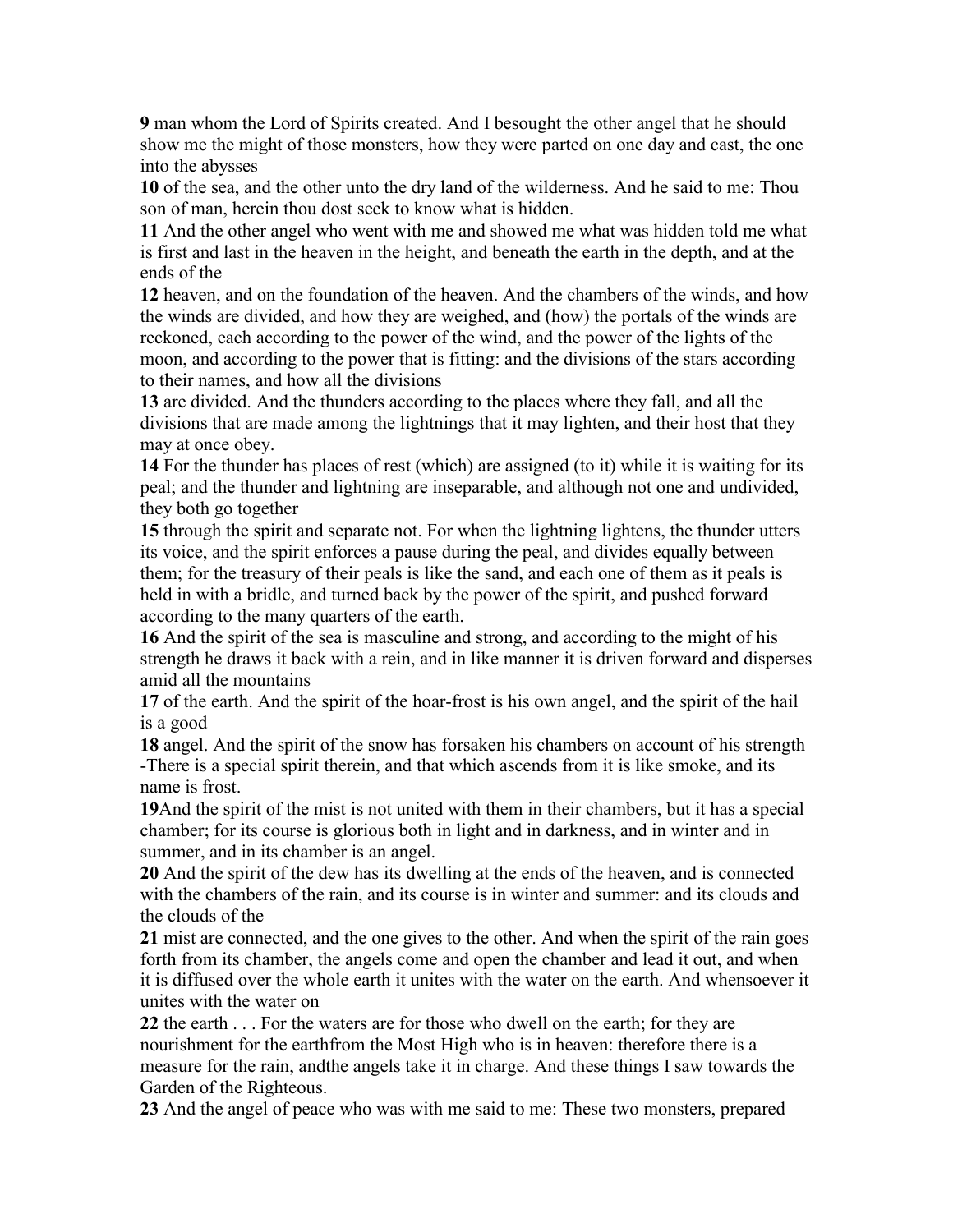**9** man whom the Lord of Spirits created. And I besought the other angel that he should show me the might of those monsters, how they were parted on one day and cast, the one into the abysses

**10** of the sea, and the other unto the dry land of the wilderness. And he said to me: Thou son of man, herein thou dost seek to know what is hidden.

**11** And the other angel who went with me and showed me what was hidden told me what is first and last in the heaven in the height, and beneath the earth in the depth, and at the ends of the

**12** heaven, and on the foundation of the heaven. And the chambers of the winds, and how the winds are divided, and how they are weighed, and (how) the portals of the winds are reckoned, each according to the power of the wind, and the power of the lights of the moon, and according to the power that is fitting: and the divisions of the stars according to their names, and how all the divisions

**13** are divided. And the thunders according to the places where they fall, and all the divisions that are made among the lightnings that it may lighten, and their host that they may at once obey.

**14** For the thunder has places of rest (which) are assigned (to it) while it is waiting for its peal; and the thunder and lightning are inseparable, and although not one and undivided, they both go together

**15** through the spirit and separate not. For when the lightning lightens, the thunder utters its voice, and the spirit enforces a pause during the peal, and divides equally between them; for the treasury of their peals is like the sand, and each one of them as it peals is held in with a bridle, and turned back by the power of the spirit, and pushed forward according to the many quarters of the earth.

**16** And the spirit of the sea is masculine and strong, and according to the might of his strength he draws it back with a rein, and in like manner it is driven forward and disperses amid all the mountains

**17** of the earth. And the spirit of the hoar-frost is his own angel, and the spirit of the hail is a good

**18** angel. And the spirit of the snow has forsaken his chambers on account of his strength -There is a special spirit therein, and that which ascends from it is like smoke, and its name is frost.

**19**And the spirit of the mist is not united with them in their chambers, but it has a special chamber; for its course is glorious both in light and in darkness, and in winter and in summer, and in its chamber is an angel.

**20** And the spirit of the dew has its dwelling at the ends of the heaven, and is connected with the chambers of the rain, and its course is in winter and summer: and its clouds and the clouds of the

**21** mist are connected, and the one gives to the other. And when the spirit of the rain goes forth from its chamber, the angels come and open the chamber and lead it out, and when it is diffused over the whole earth it unites with the water on the earth. And whensoever it unites with the water on

**22** the earth . . . For the waters are for those who dwell on the earth; for they are nourishment for the earthfrom the Most High who is in heaven: therefore there is a measure for the rain, andthe angels take it in charge. And these things I saw towards the Garden of the Righteous.

**23** And the angel of peace who was with me said to me: These two monsters, prepared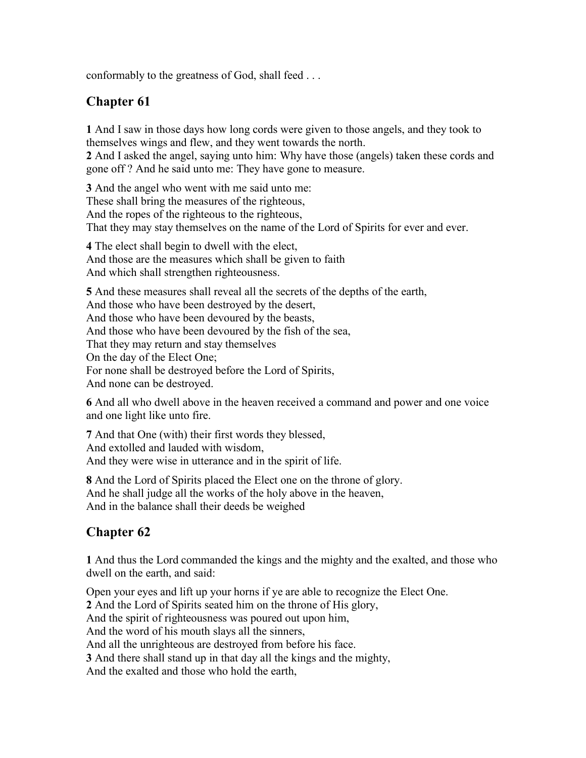conformably to the greatness of God, shall feed . . .

## Chapter 61

**1** And I saw in those days how long cords were given to those angels, and they took to themselves wings and flew, and they went towards the north.
**2** And I asked the angel, saying unto him: Why have those (angels) taken these cords and gone off ? And he said unto me: They have gone to measure.

**3** And the angel who went with me said unto me:
These shall bring the measures of the righteous,
And the ropes of the righteous to the righteous,
That they may stay themselves on the name of the Lord of Spirits for ever and ever.

**4** The elect shall begin to dwell with the elect,
And those are the measures which shall be given to faith
And which shall strengthen righteousness.

**5** And these measures shall reveal all the secrets of the depths of the earth,
And those who have been destroyed by the desert,
And those who have been devoured by the beasts,
And those who have been devoured by the fish of the sea,
That they may return and stay themselves
On the day of the Elect One;
For none shall be destroyed before the Lord of Spirits,
And none can be destroyed.

**6** And all who dwell above in the heaven received a command and power and one voice and one light like unto fire.

**7** And that One (with) their first words they blessed,
And extolled and lauded with wisdom,
And they were wise in utterance and in the spirit of life.

**8** And the Lord of Spirits placed the Elect one on the throne of glory.
And he shall judge all the works of the holy above in the heaven,
And in the balance shall their deeds be weighed

## Chapter 62

**1** And thus the Lord commanded the kings and the mighty and the exalted, and those who dwell on the earth, and said:

Open your eyes and lift up your horns if ye are able to recognize the Elect One.
**2** And the Lord of Spirits seated him on the throne of His glory,
And the spirit of righteousness was poured out upon him,
And the word of his mouth slays all the sinners,
And all the unrighteous are destroyed from before his face.
**3** And there shall stand up in that day all the kings and the mighty,
And the exalted and those who hold the earth,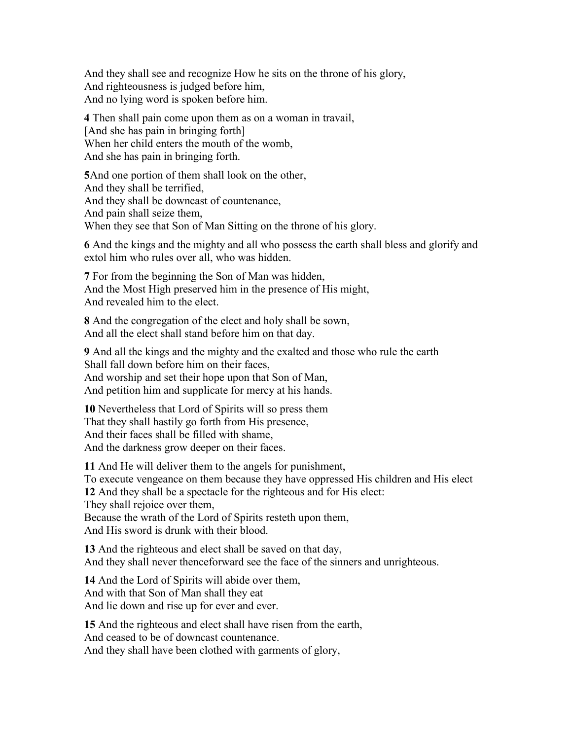And they shall see and recognize How he sits on the throne of his glory,
And righteousness is judged before him,
And no lying word is spoken before him.

**4** Then shall pain come upon them as on a woman in travail,
[And she has pain in bringing forth]
When her child enters the mouth of the womb,
And she has pain in bringing forth.

**5**And one portion of them shall look on the other,
And they shall be terrified,
And they shall be downcast of countenance,
And pain shall seize them,
When they see that Son of Man Sitting on the throne of his glory.

**6** And the kings and the mighty and all who possess the earth shall bless and glorify and extol him who rules over all, who was hidden.

**7** For from the beginning the Son of Man was hidden,
And the Most High preserved him in the presence of His might,
And revealed him to the elect.

**8** And the congregation of the elect and holy shall be sown,
And all the elect shall stand before him on that day.

**9** And all the kings and the mighty and the exalted and those who rule the earth
Shall fall down before him on their faces,
And worship and set their hope upon that Son of Man,
And petition him and supplicate for mercy at his hands.

**10** Nevertheless that Lord of Spirits will so press them
That they shall hastily go forth from His presence,
And their faces shall be filled with shame,
And the darkness grow deeper on their faces.

**11** And He will deliver them to the angels for punishment,
To execute vengeance on them because they have oppressed His children and His elect
**12** And they shall be a spectacle for the righteous and for His elect:
They shall rejoice over them,
Because the wrath of the Lord of Spirits resteth upon them,
And His sword is drunk with their blood.

**13** And the righteous and elect shall be saved on that day,
And they shall never thenceforward see the face of the sinners and unrighteous.

**14** And the Lord of Spirits will abide over them,
And with that Son of Man shall they eat
And lie down and rise up for ever and ever.

**15** And the righteous and elect shall have risen from the earth,
And ceased to be of downcast countenance.
And they shall have been clothed with garments of glory,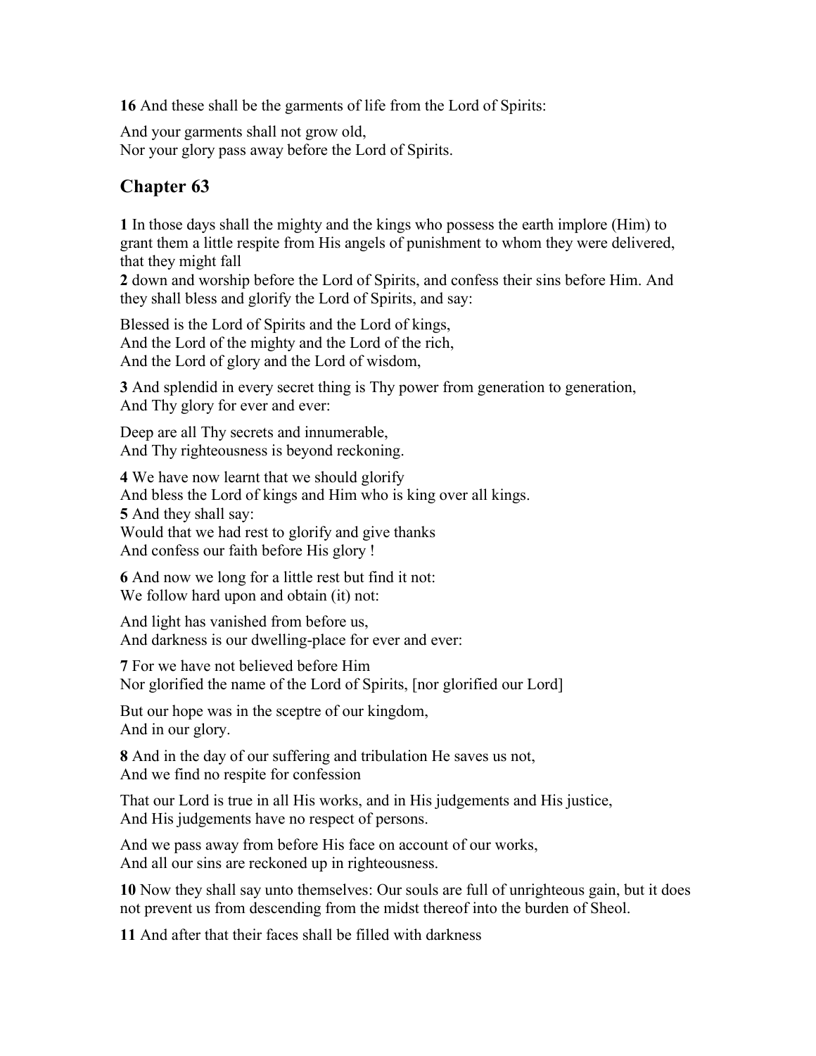**16** And these shall be the garments of life from the Lord of Spirits:

And your garments shall not grow old,
Nor your glory pass away before the Lord of Spirits.

## Chapter 63

**1** In those days shall the mighty and the kings who possess the earth implore (Him) to grant them a little respite from His angels of punishment to whom they were delivered, that they might fall
**2** down and worship before the Lord of Spirits, and confess their sins before Him. And they shall bless and glorify the Lord of Spirits, and say:

Blessed is the Lord of Spirits and the Lord of kings,
And the Lord of the mighty and the Lord of the rich,
And the Lord of glory and the Lord of wisdom,

**3** And splendid in every secret thing is Thy power from generation to generation,
And Thy glory for ever and ever:

Deep are all Thy secrets and innumerable,
And Thy righteousness is beyond reckoning.

**4** We have now learnt that we should glorify
And bless the Lord of kings and Him who is king over all kings.
**5** And they shall say:
Would that we had rest to glorify and give thanks
And confess our faith before His glory !

**6** And now we long for a little rest but find it not:
We follow hard upon and obtain (it) not:

And light has vanished from before us,
And darkness is our dwelling-place for ever and ever:

**7** For we have not believed before Him
Nor glorified the name of the Lord of Spirits, [nor glorified our Lord]

But our hope was in the sceptre of our kingdom,
And in our glory.

**8** And in the day of our suffering and tribulation He saves us not,
And we find no respite for confession

That our Lord is true in all His works, and in His judgements and His justice,
And His judgements have no respect of persons.

And we pass away from before His face on account of our works,
And all our sins are reckoned up in righteousness.

**10** Now they shall say unto themselves: Our souls are full of unrighteous gain, but it does not prevent us from descending from the midst thereof into the burden of Sheol.

**11** And after that their faces shall be filled with darkness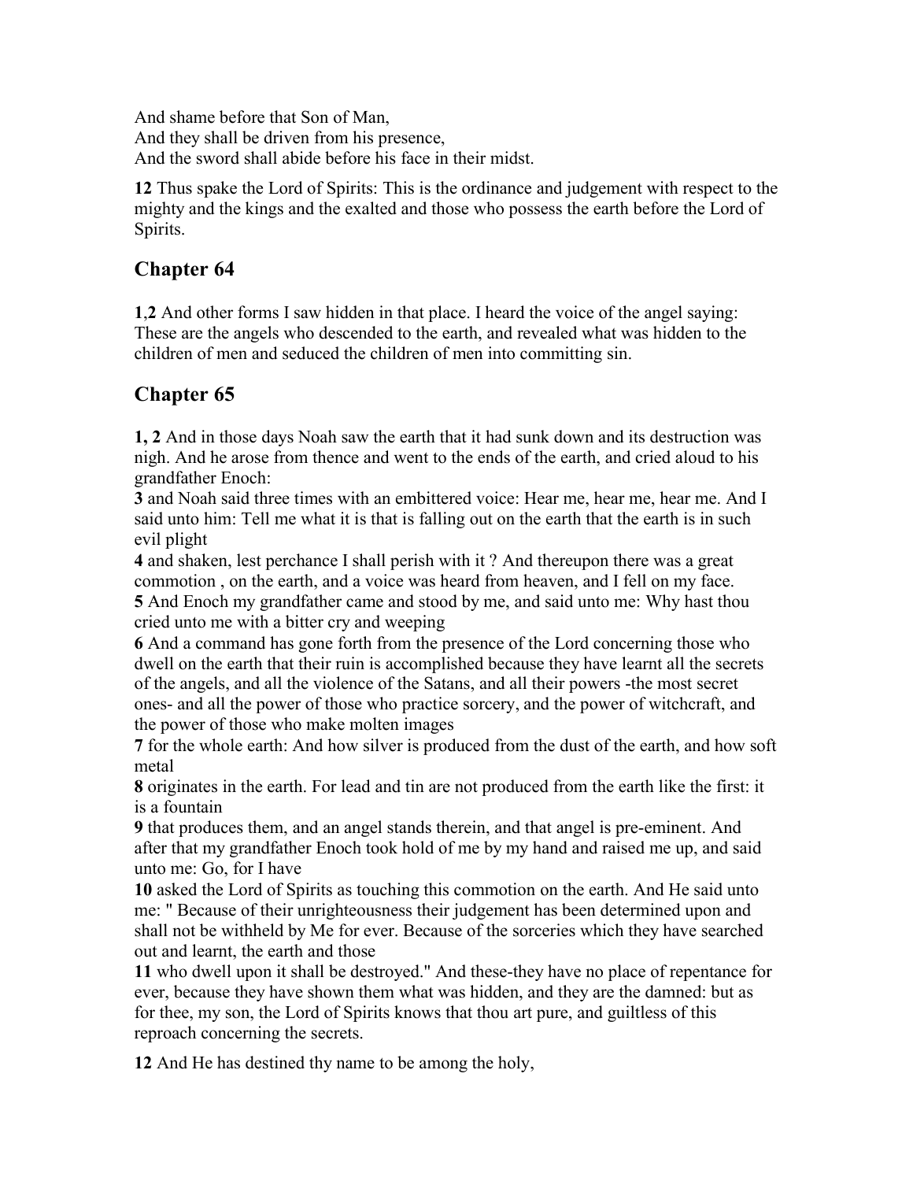And shame before that Son of Man,
And they shall be driven from his presence,
And the sword shall abide before his face in their midst.

**12** Thus spake the Lord of Spirits: This is the ordinance and judgement with respect to the mighty and the kings and the exalted and those who possess the earth before the Lord of Spirits.

## Chapter 64

**1**,**2** And other forms I saw hidden in that place. I heard the voice of the angel saying: These are the angels who descended to the earth, and revealed what was hidden to the children of men and seduced the children of men into committing sin.

## Chapter 65

**1, 2** And in those days Noah saw the earth that it had sunk down and its destruction was nigh. And he arose from thence and went to the ends of the earth, and cried aloud to his grandfather Enoch:
**3** and Noah said three times with an embittered voice: Hear me, hear me, hear me. And I said unto him: Tell me what it is that is falling out on the earth that the earth is in such evil plight
**4** and shaken, lest perchance I shall perish with it ? And thereupon there was a great commotion , on the earth, and a voice was heard from heaven, and I fell on my face.
**5** And Enoch my grandfather came and stood by me, and said unto me: Why hast thou cried unto me with a bitter cry and weeping
**6** And a command has gone forth from the presence of the Lord concerning those who dwell on the earth that their ruin is accomplished because they have learnt all the secrets of the angels, and all the violence of the Satans, and all their powers -the most secret ones- and all the power of those who practice sorcery, and the power of witchcraft, and the power of those who make molten images
**7** for the whole earth: And how silver is produced from the dust of the earth, and how soft metal
**8** originates in the earth. For lead and tin are not produced from the earth like the first: it is a fountain
**9** that produces them, and an angel stands therein, and that angel is pre-eminent. And after that my grandfather Enoch took hold of me by my hand and raised me up, and said unto me: Go, for I have
**10** asked the Lord of Spirits as touching this commotion on the earth. And He said unto me: " Because of their unrighteousness their judgement has been determined upon and shall not be withheld by Me for ever. Because of the sorceries which they have searched out and learnt, the earth and those
**11** who dwell upon it shall be destroyed." And these-they have no place of repentance for ever, because they have shown them what was hidden, and they are the damned: but as for thee, my son, the Lord of Spirits knows that thou art pure, and guiltless of this reproach concerning the secrets.

**12** And He has destined thy name to be among the holy,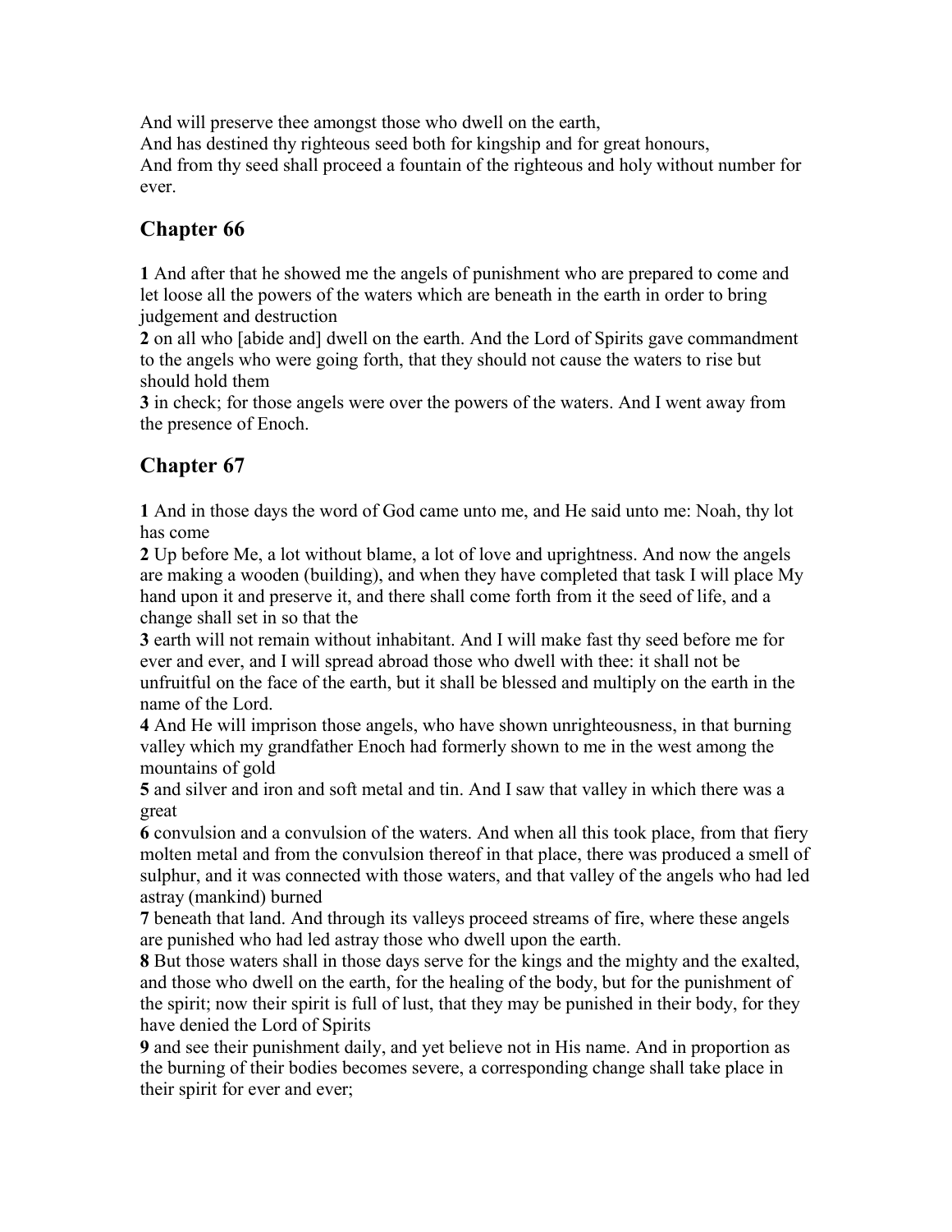And will preserve thee amongst those who dwell on the earth,
And has destined thy righteous seed both for kingship and for great honours,
And from thy seed shall proceed a fountain of the righteous and holy without number for ever.

## Chapter 66

**1** And after that he showed me the angels of punishment who are prepared to come and let loose all the powers of the waters which are beneath in the earth in order to bring judgement and destruction
**2** on all who [abide and] dwell on the earth. And the Lord of Spirits gave commandment to the angels who were going forth, that they should not cause the waters to rise but should hold them
**3** in check; for those angels were over the powers of the waters. And I went away from the presence of Enoch.

## Chapter 67

**1** And in those days the word of God came unto me, and He said unto me: Noah, thy lot has come
**2** Up before Me, a lot without blame, a lot of love and uprightness. And now the angels are making a wooden (building), and when they have completed that task I will place My hand upon it and preserve it, and there shall come forth from it the seed of life, and a change shall set in so that the
**3** earth will not remain without inhabitant. And I will make fast thy seed before me for ever and ever, and I will spread abroad those who dwell with thee: it shall not be unfruitful on the face of the earth, but it shall be blessed and multiply on the earth in the name of the Lord.
**4** And He will imprison those angels, who have shown unrighteousness, in that burning valley which my grandfather Enoch had formerly shown to me in the west among the mountains of gold
**5** and silver and iron and soft metal and tin. And I saw that valley in which there was a great
**6** convulsion and a convulsion of the waters. And when all this took place, from that fiery molten metal and from the convulsion thereof in that place, there was produced a smell of sulphur, and it was connected with those waters, and that valley of the angels who had led astray (mankind) burned
**7** beneath that land. And through its valleys proceed streams of fire, where these angels are punished who had led astray those who dwell upon the earth.
**8** But those waters shall in those days serve for the kings and the mighty and the exalted, and those who dwell on the earth, for the healing of the body, but for the punishment of the spirit; now their spirit is full of lust, that they may be punished in their body, for they have denied the Lord of Spirits
**9** and see their punishment daily, and yet believe not in His name. And in proportion as the burning of their bodies becomes severe, a corresponding change shall take place in their spirit for ever and ever;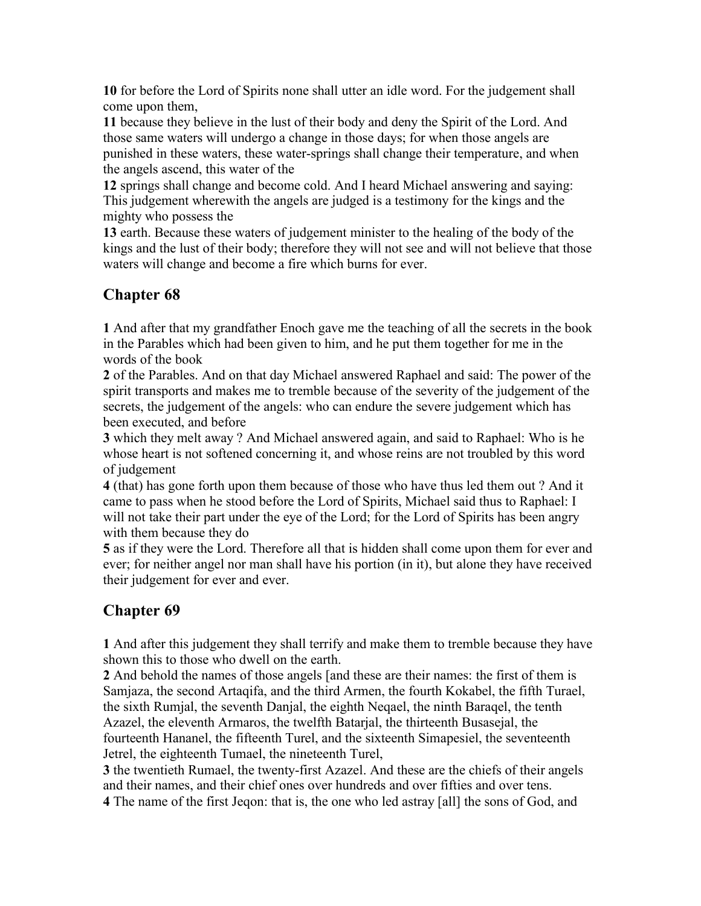**10** for before the Lord of Spirits none shall utter an idle word. For the judgement shall come upon them,
**11** because they believe in the lust of their body and deny the Spirit of the Lord. And those same waters will undergo a change in those days; for when those angels are punished in these waters, these water-springs shall change their temperature, and when the angels ascend, this water of the
**12** springs shall change and become cold. And I heard Michael answering and saying: This judgement wherewith the angels are judged is a testimony for the kings and the mighty who possess the
**13** earth. Because these waters of judgement minister to the healing of the body of the kings and the lust of their body; therefore they will not see and will not believe that those waters will change and become a fire which burns for ever.

## Chapter 68

**1** And after that my grandfather Enoch gave me the teaching of all the secrets in the book in the Parables which had been given to him, and he put them together for me in the words of the book
**2** of the Parables. And on that day Michael answered Raphael and said: The power of the spirit transports and makes me to tremble because of the severity of the judgement of the secrets, the judgement of the angels: who can endure the severe judgement which has been executed, and before
**3** which they melt away ? And Michael answered again, and said to Raphael: Who is he whose heart is not softened concerning it, and whose reins are not troubled by this word of judgement
**4** (that) has gone forth upon them because of those who have thus led them out ? And it came to pass when he stood before the Lord of Spirits, Michael said thus to Raphael: I will not take their part under the eye of the Lord; for the Lord of Spirits has been angry with them because they do
**5** as if they were the Lord. Therefore all that is hidden shall come upon them for ever and ever; for neither angel nor man shall have his portion (in it), but alone they have received their judgement for ever and ever.

## Chapter 69

**1** And after this judgement they shall terrify and make them to tremble because they have shown this to those who dwell on the earth.
**2** And behold the names of those angels [and these are their names: the first of them is Samjaza, the second Artaqifa, and the third Armen, the fourth Kokabel, the fifth Turael, the sixth Rumjal, the seventh Danjal, the eighth Neqael, the ninth Baraqel, the tenth Azazel, the eleventh Armaros, the twelfth Batarjal, the thirteenth Busasejal, the fourteenth Hananel, the fifteenth Turel, and the sixteenth Simapesiel, the seventeenth Jetrel, the eighteenth Tumael, the nineteenth Turel,
**3** the twentieth Rumael, the twenty-first Azazel. And these are the chiefs of their angels and their names, and their chief ones over hundreds and over fifties and over tens.
**4** The name of the first Jeqon: that is, the one who led astray [all] the sons of God, and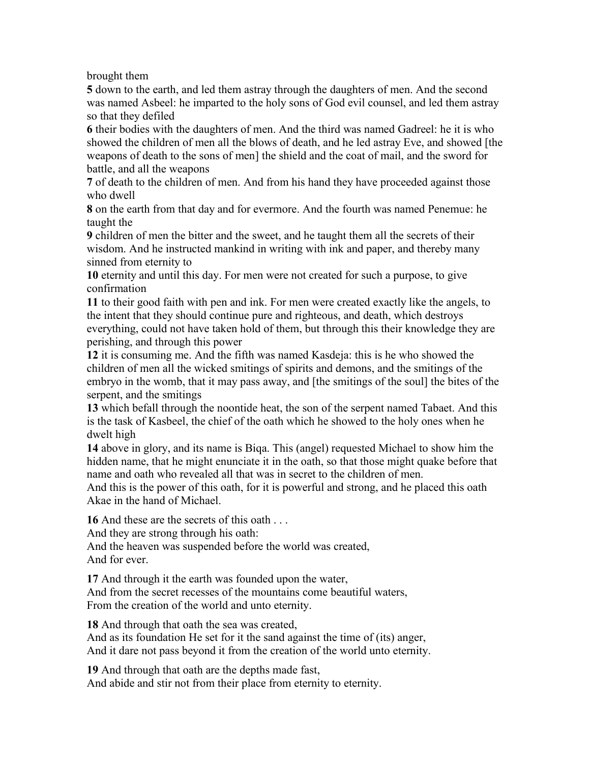brought them

**5** down to the earth, and led them astray through the daughters of men. And the second was named Asbeel: he imparted to the holy sons of God evil counsel, and led them astray so that they defiled

**6** their bodies with the daughters of men. And the third was named Gadreel: he it is who showed the children of men all the blows of death, and he led astray Eve, and showed [the weapons of death to the sons of men] the shield and the coat of mail, and the sword for battle, and all the weapons

**7** of death to the children of men. And from his hand they have proceeded against those who dwell

**8** on the earth from that day and for evermore. And the fourth was named Penemue: he taught the

**9** children of men the bitter and the sweet, and he taught them all the secrets of their wisdom. And he instructed mankind in writing with ink and paper, and thereby many sinned from eternity to

**10** eternity and until this day. For men were not created for such a purpose, to give confirmation

**11** to their good faith with pen and ink. For men were created exactly like the angels, to the intent that they should continue pure and righteous, and death, which destroys everything, could not have taken hold of them, but through this their knowledge they are perishing, and through this power

**12** it is consuming me. And the fifth was named Kasdeja: this is he who showed the children of men all the wicked smitings of spirits and demons, and the smitings of the embryo in the womb, that it may pass away, and [the smitings of the soul] the bites of the serpent, and the smitings

**13** which befall through the noontide heat, the son of the serpent named Tabaet. And this is the task of Kasbeel, the chief of the oath which he showed to the holy ones when he dwelt high

**14** above in glory, and its name is Biqa. This (angel) requested Michael to show him the hidden name, that he might enunciate it in the oath, so that those might quake before that name and oath who revealed all that was in secret to the children of men.
And this is the power of this oath, for it is powerful and strong, and he placed this oath Akae in the hand of Michael.

**16** And these are the secrets of this oath . . .
And they are strong through his oath:
And the heaven was suspended before the world was created,
And for ever.

**17** And through it the earth was founded upon the water,
And from the secret recesses of the mountains come beautiful waters,
From the creation of the world and unto eternity.

**18** And through that oath the sea was created,
And as its foundation He set for it the sand against the time of (its) anger,
And it dare not pass beyond it from the creation of the world unto eternity.

**19** And through that oath are the depths made fast,
And abide and stir not from their place from eternity to eternity.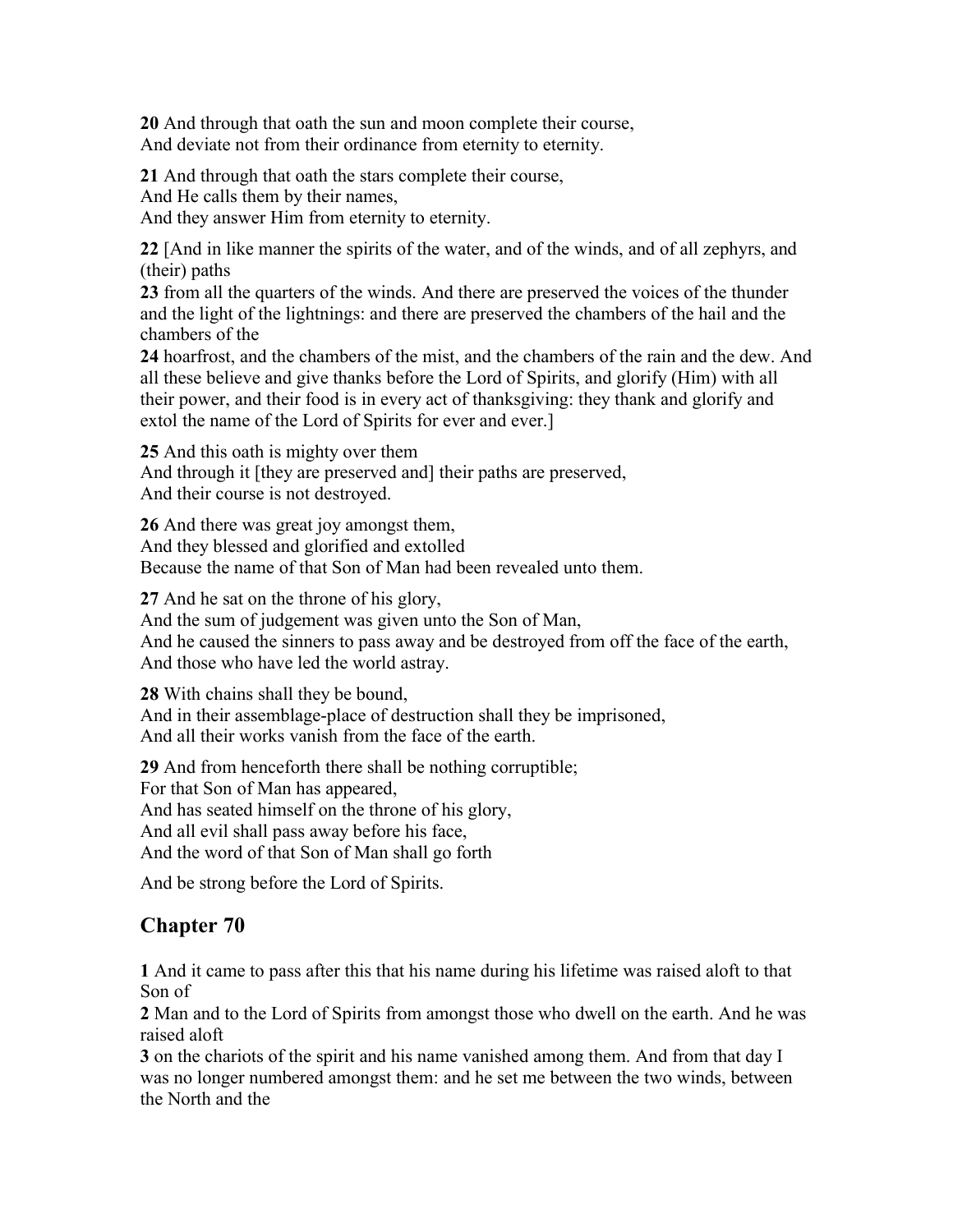**20** And through that oath the sun and moon complete their course,
And deviate not from their ordinance from eternity to eternity.

**21** And through that oath the stars complete their course,
And He calls them by their names,
And they answer Him from eternity to eternity.

**22** [And in like manner the spirits of the water, and of the winds, and of all zephyrs, and (their) paths
**23** from all the quarters of the winds. And there are preserved the voices of the thunder and the light of the lightnings: and there are preserved the chambers of the hail and the chambers of the
**24** hoarfrost, and the chambers of the mist, and the chambers of the rain and the dew. And all these believe and give thanks before the Lord of Spirits, and glorify (Him) with all their power, and their food is in every act of thanksgiving: they thank and glorify and extol the name of the Lord of Spirits for ever and ever.]

**25** And this oath is mighty over them
And through it [they are preserved and] their paths are preserved,
And their course is not destroyed.

**26** And there was great joy amongst them,
And they blessed and glorified and extolled
Because the name of that Son of Man had been revealed unto them.

**27** And he sat on the throne of his glory,
And the sum of judgement was given unto the Son of Man,
And he caused the sinners to pass away and be destroyed from off the face of the earth,
And those who have led the world astray.

**28** With chains shall they be bound,
And in their assemblage-place of destruction shall they be imprisoned,
And all their works vanish from the face of the earth.

**29** And from henceforth there shall be nothing corruptible;
For that Son of Man has appeared,
And has seated himself on the throne of his glory,
And all evil shall pass away before his face,
And the word of that Son of Man shall go forth

And be strong before the Lord of Spirits.

## Chapter 70

**1** And it came to pass after this that his name during his lifetime was raised aloft to that Son of
**2** Man and to the Lord of Spirits from amongst those who dwell on the earth. And he was raised aloft
**3** on the chariots of the spirit and his name vanished among them. And from that day I was no longer numbered amongst them: and he set me between the two winds, between the North and the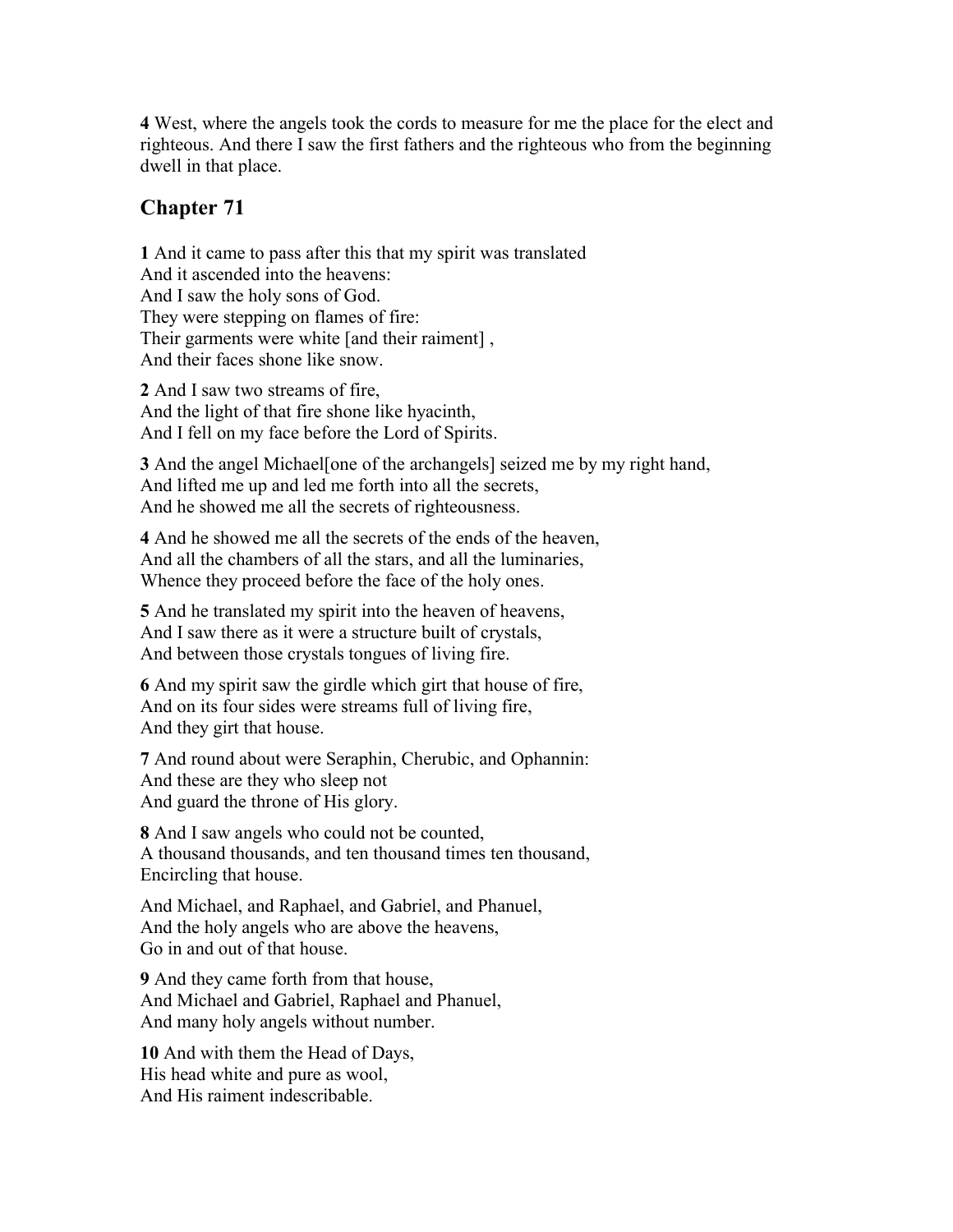**4** West, where the angels took the cords to measure for me the place for the elect and righteous. And there I saw the first fathers and the righteous who from the beginning dwell in that place.

## Chapter 71

**1** And it came to pass after this that my spirit was translated  
And it ascended into the heavens:  
And I saw the holy sons of God.  
They were stepping on flames of fire:  
Their garments were white [and their raiment] ,  
And their faces shone like snow.

**2** And I saw two streams of fire,  
And the light of that fire shone like hyacinth,  
And I fell on my face before the Lord of Spirits.

**3** And the angel Michael[one of the archangels] seized me by my right hand,  
And lifted me up and led me forth into all the secrets,  
And he showed me all the secrets of righteousness.

**4** And he showed me all the secrets of the ends of the heaven,  
And all the chambers of all the stars, and all the luminaries,  
Whence they proceed before the face of the holy ones.

**5** And he translated my spirit into the heaven of heavens,  
And I saw there as it were a structure built of crystals,  
And between those crystals tongues of living fire.

**6** And my spirit saw the girdle which girt that house of fire,  
And on its four sides were streams full of living fire,  
And they girt that house.

**7** And round about were Seraphin, Cherubic, and Ophannin:  
And these are they who sleep not  
And guard the throne of His glory.

**8** And I saw angels who could not be counted,  
A thousand thousands, and ten thousand times ten thousand,  
Encircling that house.

And Michael, and Raphael, and Gabriel, and Phanuel,  
And the holy angels who are above the heavens,  
Go in and out of that house.

**9** And they came forth from that house,  
And Michael and Gabriel, Raphael and Phanuel,  
And many holy angels without number.

**10** And with them the Head of Days,  
His head white and pure as wool,  
And His raiment indescribable.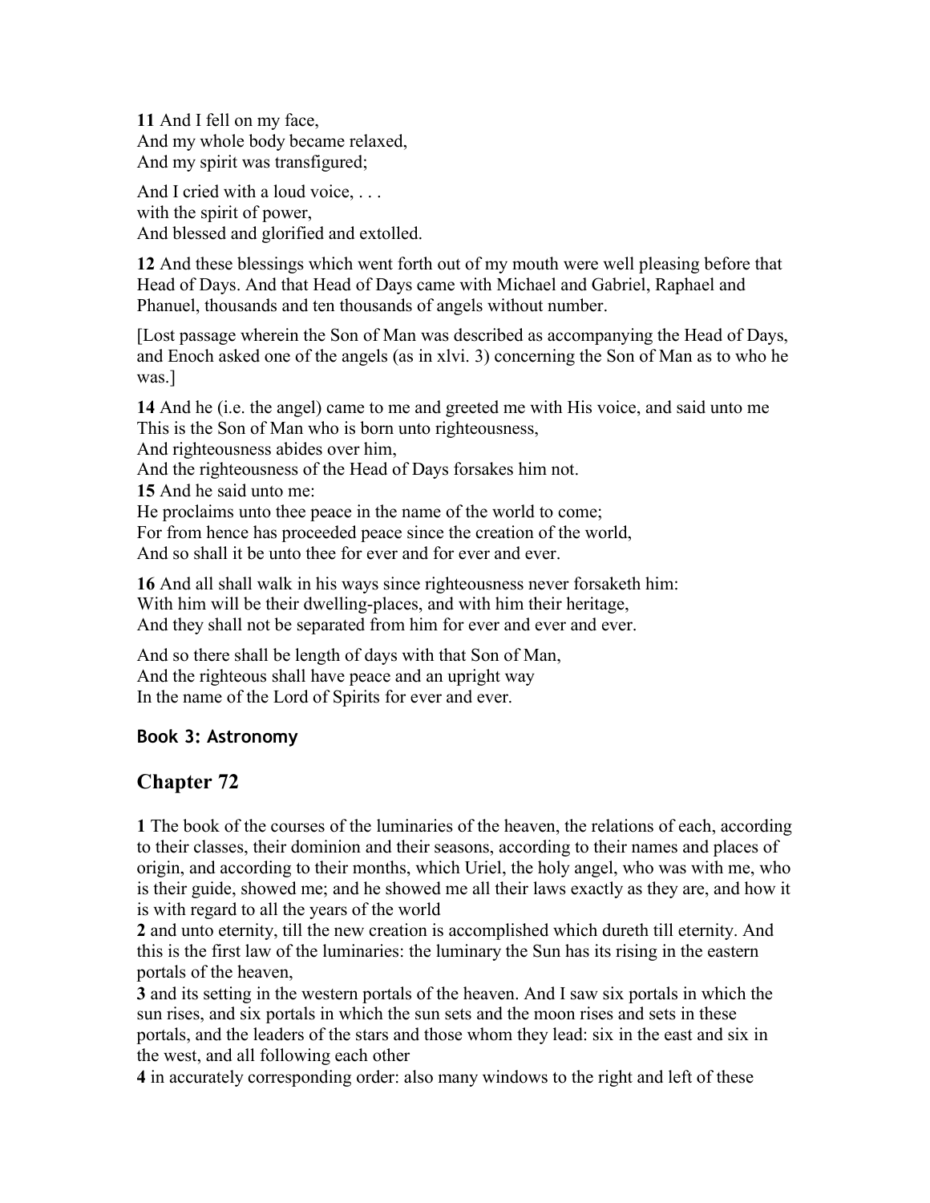**11** And I fell on my face,
And my whole body became relaxed,
And my spirit was transfigured;

And I cried with a loud voice, . . .
with the spirit of power,
And blessed and glorified and extolled.

**12** And these blessings which went forth out of my mouth were well pleasing before that Head of Days. And that Head of Days came with Michael and Gabriel, Raphael and Phanuel, thousands and ten thousands of angels without number.

[Lost passage wherein the Son of Man was described as accompanying the Head of Days, and Enoch asked one of the angels (as in xlvi. 3) concerning the Son of Man as to who he was.]

**14** And he (i.e. the angel) came to me and greeted me with His voice, and said unto me
This is the Son of Man who is born unto righteousness,
And righteousness abides over him,
And the righteousness of the Head of Days forsakes him not.
**15** And he said unto me:
He proclaims unto thee peace in the name of the world to come;
For from hence has proceeded peace since the creation of the world,
And so shall it be unto thee for ever and for ever and ever.

**16** And all shall walk in his ways since righteousness never forsaketh him:
With him will be their dwelling-places, and with him their heritage,
And they shall not be separated from him for ever and ever and ever.

And so there shall be length of days with that Son of Man,
And the righteous shall have peace and an upright way
In the name of the Lord of Spirits for ever and ever.

### Book 3: Astronomy

## Chapter 72

**1** The book of the courses of the luminaries of the heaven, the relations of each, according to their classes, their dominion and their seasons, according to their names and places of origin, and according to their months, which Uriel, the holy angel, who was with me, who is their guide, showed me; and he showed me all their laws exactly as they are, and how it is with regard to all the years of the world
**2** and unto eternity, till the new creation is accomplished which dureth till eternity. And this is the first law of the luminaries: the luminary the Sun has its rising in the eastern portals of the heaven,
**3** and its setting in the western portals of the heaven. And I saw six portals in which the sun rises, and six portals in which the sun sets and the moon rises and sets in these portals, and the leaders of the stars and those whom they lead: six in the east and six in the west, and all following each other
**4** in accurately corresponding order: also many windows to the right and left of these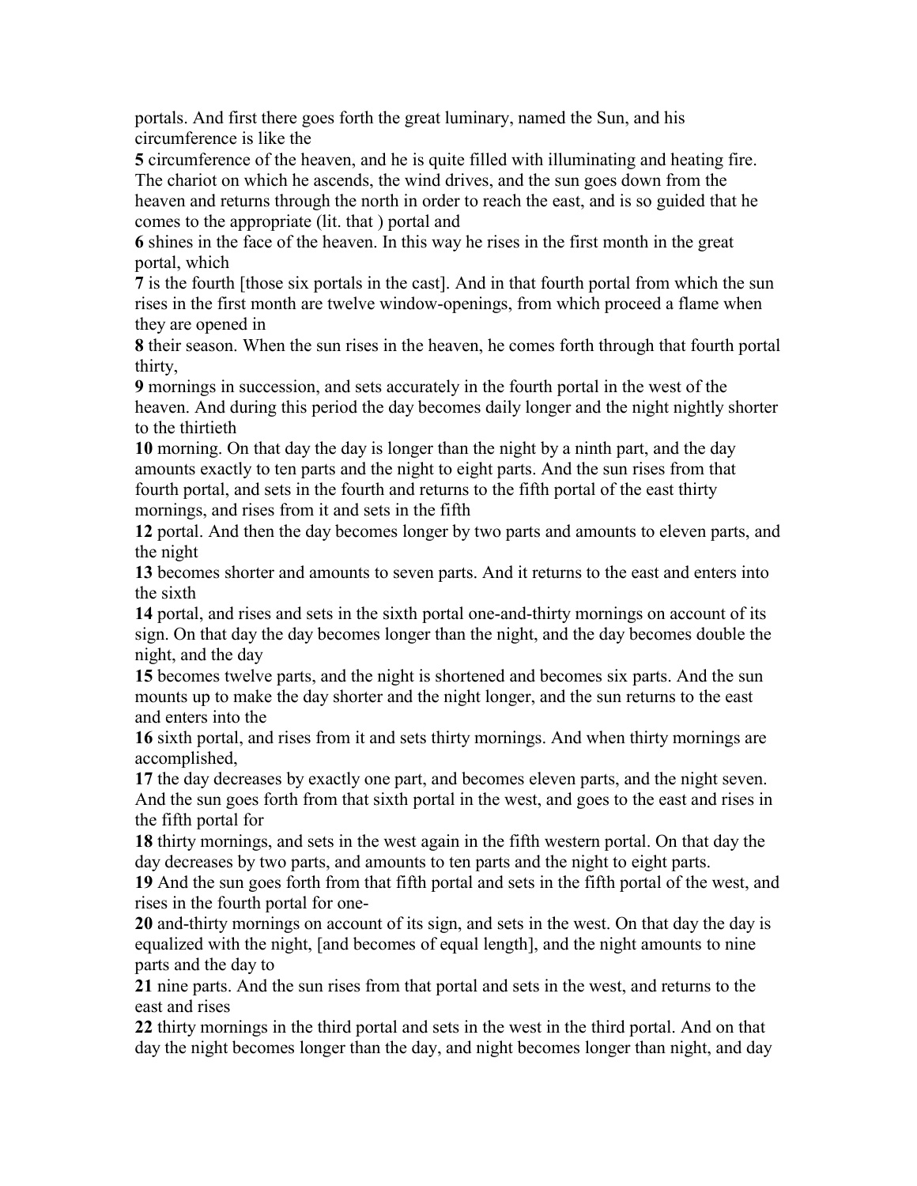portals. And first there goes forth the great luminary, named the Sun, and his circumference is like the

**5** circumference of the heaven, and he is quite filled with illuminating and heating fire. The chariot on which he ascends, the wind drives, and the sun goes down from the heaven and returns through the north in order to reach the east, and is so guided that he comes to the appropriate (lit. that ) portal and

**6** shines in the face of the heaven. In this way he rises in the first month in the great portal, which

**7** is the fourth [those six portals in the cast]. And in that fourth portal from which the sun rises in the first month are twelve window-openings, from which proceed a flame when they are opened in

**8** their season. When the sun rises in the heaven, he comes forth through that fourth portal thirty,

**9** mornings in succession, and sets accurately in the fourth portal in the west of the heaven. And during this period the day becomes daily longer and the night nightly shorter to the thirtieth

**10** morning. On that day the day is longer than the night by a ninth part, and the day amounts exactly to ten parts and the night to eight parts. And the sun rises from that fourth portal, and sets in the fourth and returns to the fifth portal of the east thirty mornings, and rises from it and sets in the fifth

**12** portal. And then the day becomes longer by two parts and amounts to eleven parts, and the night

**13** becomes shorter and amounts to seven parts. And it returns to the east and enters into the sixth

**14** portal, and rises and sets in the sixth portal one-and-thirty mornings on account of its sign. On that day the day becomes longer than the night, and the day becomes double the night, and the day

**15** becomes twelve parts, and the night is shortened and becomes six parts. And the sun mounts up to make the day shorter and the night longer, and the sun returns to the east and enters into the

**16** sixth portal, and rises from it and sets thirty mornings. And when thirty mornings are accomplished,

**17** the day decreases by exactly one part, and becomes eleven parts, and the night seven. And the sun goes forth from that sixth portal in the west, and goes to the east and rises in the fifth portal for

**18** thirty mornings, and sets in the west again in the fifth western portal. On that day the day decreases by two parts, and amounts to ten parts and the night to eight parts.

**19** And the sun goes forth from that fifth portal and sets in the fifth portal of the west, and rises in the fourth portal for one-

**20** and-thirty mornings on account of its sign, and sets in the west. On that day the day is equalized with the night, [and becomes of equal length], and the night amounts to nine parts and the day to

**21** nine parts. And the sun rises from that portal and sets in the west, and returns to the east and rises

**22** thirty mornings in the third portal and sets in the west in the third portal. And on that day the night becomes longer than the day, and night becomes longer than night, and day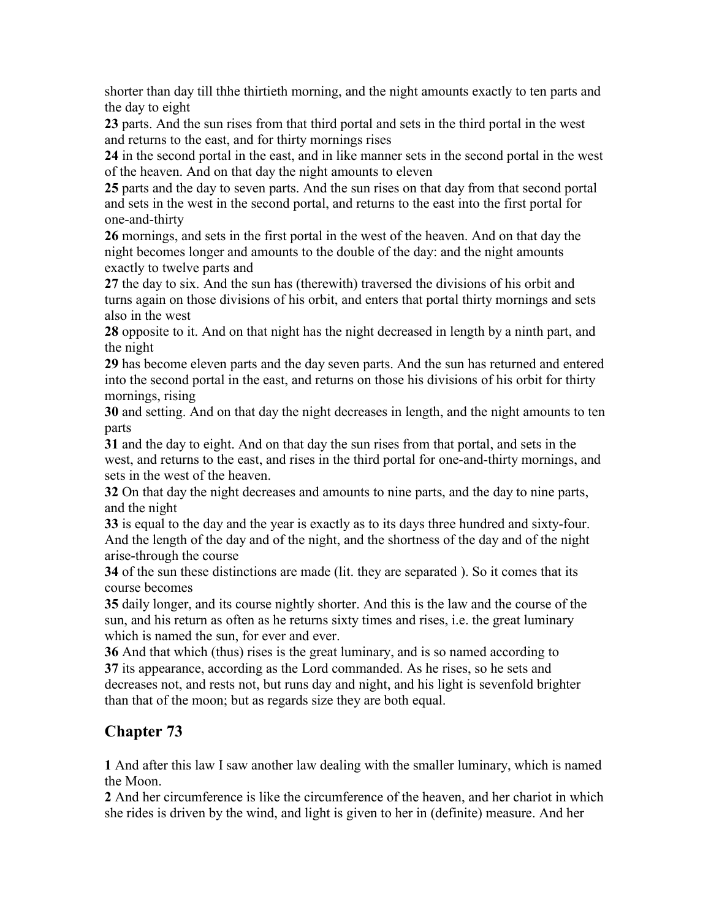shorter than day till thhe thirtieth morning, and the night amounts exactly to ten parts and the day to eight
**23** parts. And the sun rises from that third portal and sets in the third portal in the west and returns to the east, and for thirty mornings rises
**24** in the second portal in the east, and in like manner sets in the second portal in the west of the heaven. And on that day the night amounts to eleven
**25** parts and the day to seven parts. And the sun rises on that day from that second portal and sets in the west in the second portal, and returns to the east into the first portal for one-and-thirty
**26** mornings, and sets in the first portal in the west of the heaven. And on that day the night becomes longer and amounts to the double of the day: and the night amounts exactly to twelve parts and
**27** the day to six. And the sun has (therewith) traversed the divisions of his orbit and turns again on those divisions of his orbit, and enters that portal thirty mornings and sets also in the west
**28** opposite to it. And on that night has the night decreased in length by a ninth part, and the night
**29** has become eleven parts and the day seven parts. And the sun has returned and entered into the second portal in the east, and returns on those his divisions of his orbit for thirty mornings, rising
**30** and setting. And on that day the night decreases in length, and the night amounts to ten parts
**31** and the day to eight. And on that day the sun rises from that portal, and sets in the west, and returns to the east, and rises in the third portal for one-and-thirty mornings, and sets in the west of the heaven.
**32** On that day the night decreases and amounts to nine parts, and the day to nine parts, and the night
**33** is equal to the day and the year is exactly as to its days three hundred and sixty-four. And the length of the day and of the night, and the shortness of the day and of the night arise-through the course
**34** of the sun these distinctions are made (lit. they are separated ). So it comes that its course becomes
**35** daily longer, and its course nightly shorter. And this is the law and the course of the sun, and his return as often as he returns sixty times and rises, i.e. the great luminary which is named the sun, for ever and ever.
**36** And that which (thus) rises is the great luminary, and is so named according to
**37** its appearance, according as the Lord commanded. As he rises, so he sets and decreases not, and rests not, but runs day and night, and his light is sevenfold brighter than that of the moon; but as regards size they are both equal.

## Chapter 73

**1** And after this law I saw another law dealing with the smaller luminary, which is named the Moon.
**2** And her circumference is like the circumference of the heaven, and her chariot in which she rides is driven by the wind, and light is given to her in (definite) measure. And her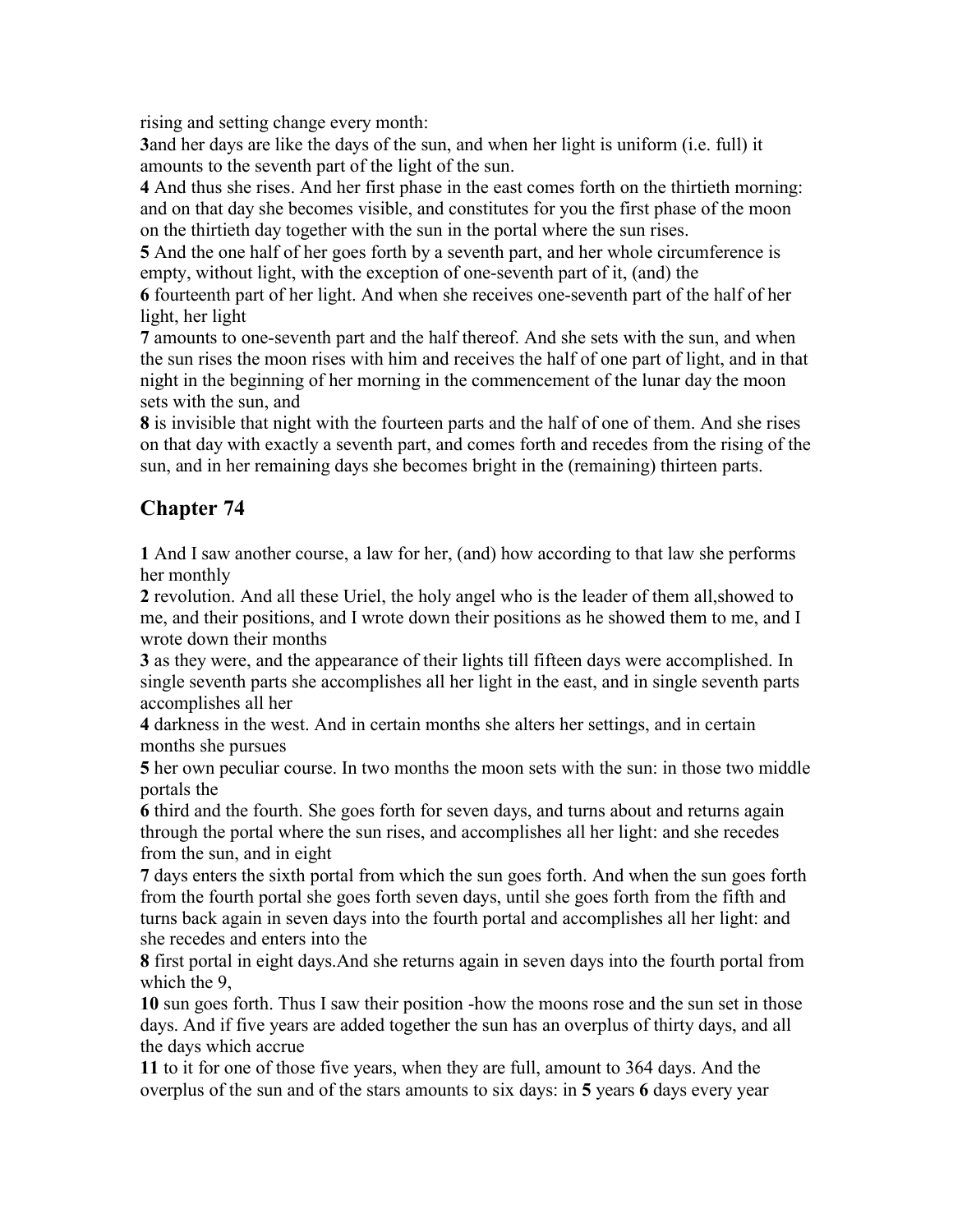rising and setting change every month:

**3**and her days are like the days of the sun, and when her light is uniform (i.e. full) it amounts to the seventh part of the light of the sun.

**4** And thus she rises. And her first phase in the east comes forth on the thirtieth morning: and on that day she becomes visible, and constitutes for you the first phase of the moon on the thirtieth day together with the sun in the portal where the sun rises.

**5** And the one half of her goes forth by a seventh part, and her whole circumference is empty, without light, with the exception of one-seventh part of it, (and) the

**6** fourteenth part of her light. And when she receives one-seventh part of the half of her light, her light

**7** amounts to one-seventh part and the half thereof. And she sets with the sun, and when the sun rises the moon rises with him and receives the half of one part of light, and in that night in the beginning of her morning in the commencement of the lunar day the moon sets with the sun, and

**8** is invisible that night with the fourteen parts and the half of one of them. And she rises on that day with exactly a seventh part, and comes forth and recedes from the rising of the sun, and in her remaining days she becomes bright in the (remaining) thirteen parts.

## Chapter 74

**1** And I saw another course, a law for her, (and) how according to that law she performs her monthly

**2** revolution. And all these Uriel, the holy angel who is the leader of them all,showed to me, and their positions, and I wrote down their positions as he showed them to me, and I wrote down their months

**3** as they were, and the appearance of their lights till fifteen days were accomplished. In single seventh parts she accomplishes all her light in the east, and in single seventh parts accomplishes all her

**4** darkness in the west. And in certain months she alters her settings, and in certain months she pursues

**5** her own peculiar course. In two months the moon sets with the sun: in those two middle portals the

**6** third and the fourth. She goes forth for seven days, and turns about and returns again through the portal where the sun rises, and accomplishes all her light: and she recedes from the sun, and in eight

**7** days enters the sixth portal from which the sun goes forth. And when the sun goes forth from the fourth portal she goes forth seven days, until she goes forth from the fifth and turns back again in seven days into the fourth portal and accomplishes all her light: and she recedes and enters into the

**8** first portal in eight days.And she returns again in seven days into the fourth portal from which the 9,

**10** sun goes forth. Thus I saw their position -how the moons rose and the sun set in those days. And if five years are added together the sun has an overplus of thirty days, and all the days which accrue

**11** to it for one of those five years, when they are full, amount to 364 days. And the overplus of the sun and of the stars amounts to six days: in **5** years **6** days every year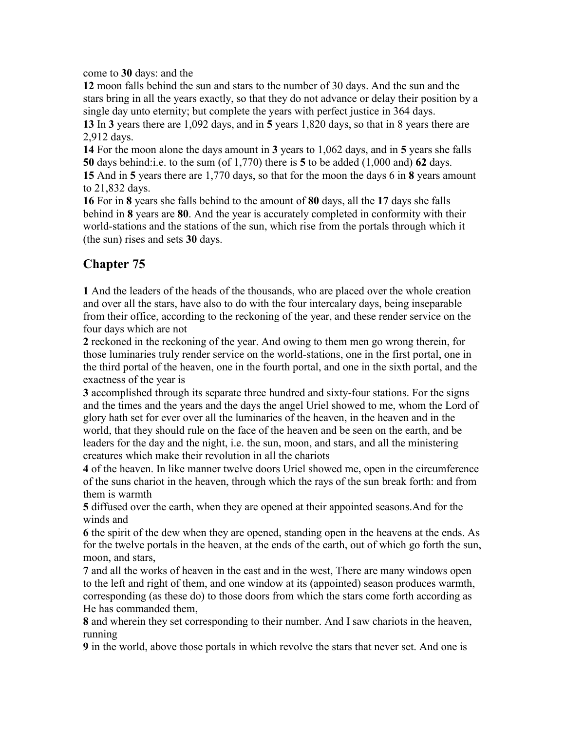come to **30** days: and the

**12** moon falls behind the sun and stars to the number of 30 days. And the sun and the stars bring in all the years exactly, so that they do not advance or delay their position by a single day unto eternity; but complete the years with perfect justice in 364 days.

**13** In **3** years there are 1,092 days, and in **5** years 1,820 days, so that in 8 years there are 2,912 days.

**14** For the moon alone the days amount in **3** years to 1,062 days, and in **5** years she falls **50** days behind:i.e. to the sum (of 1,770) there is **5** to be added (1,000 and) **62** days.

**15** And in **5** years there are 1,770 days, so that for the moon the days 6 in **8** years amount to 21,832 days.

**16** For in **8** years she falls behind to the amount of **80** days, all the **17** days she falls behind in **8** years are **80**. And the year is accurately completed in conformity with their world-stations and the stations of the sun, which rise from the portals through which it (the sun) rises and sets **30** days.

## Chapter 75

**1** And the leaders of the heads of the thousands, who are placed over the whole creation and over all the stars, have also to do with the four intercalary days, being inseparable from their office, according to the reckoning of the year, and these render service on the four days which are not

**2** reckoned in the reckoning of the year. And owing to them men go wrong therein, for those luminaries truly render service on the world-stations, one in the first portal, one in the third portal of the heaven, one in the fourth portal, and one in the sixth portal, and the exactness of the year is

**3** accomplished through its separate three hundred and sixty-four stations. For the signs and the times and the years and the days the angel Uriel showed to me, whom the Lord of glory hath set for ever over all the luminaries of the heaven, in the heaven and in the world, that they should rule on the face of the heaven and be seen on the earth, and be leaders for the day and the night, i.e. the sun, moon, and stars, and all the ministering creatures which make their revolution in all the chariots

**4** of the heaven. In like manner twelve doors Uriel showed me, open in the circumference of the suns chariot in the heaven, through which the rays of the sun break forth: and from them is warmth

**5** diffused over the earth, when they are opened at their appointed seasons.And for the winds and

**6** the spirit of the dew when they are opened, standing open in the heavens at the ends. As for the twelve portals in the heaven, at the ends of the earth, out of which go forth the sun, moon, and stars,

**7** and all the works of heaven in the east and in the west, There are many windows open to the left and right of them, and one window at its (appointed) season produces warmth, corresponding (as these do) to those doors from which the stars come forth according as He has commanded them,

**8** and wherein they set corresponding to their number. And I saw chariots in the heaven, running

**9** in the world, above those portals in which revolve the stars that never set. And one is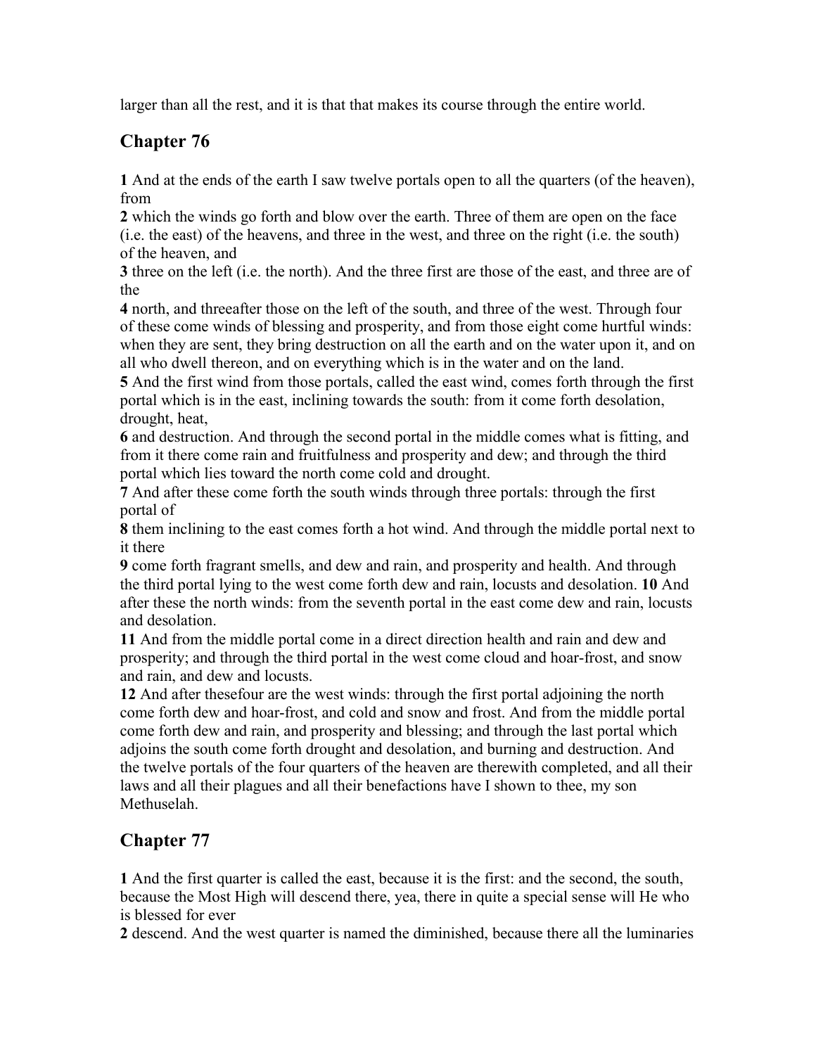larger than all the rest, and it is that that makes its course through the entire world.

## Chapter 76

**1** And at the ends of the earth I saw twelve portals open to all the quarters (of the heaven), from
**2** which the winds go forth and blow over the earth. Three of them are open on the face (i.e. the east) of the heavens, and three in the west, and three on the right (i.e. the south) of the heaven, and
**3** three on the left (i.e. the north). And the three first are those of the east, and three are of the
**4** north, and threeafter those on the left of the south, and three of the west. Through four of these come winds of blessing and prosperity, and from those eight come hurtful winds: when they are sent, they bring destruction on all the earth and on the water upon it, and on all who dwell thereon, and on everything which is in the water and on the land.
**5** And the first wind from those portals, called the east wind, comes forth through the first portal which is in the east, inclining towards the south: from it come forth desolation, drought, heat,
**6** and destruction. And through the second portal in the middle comes what is fitting, and from it there come rain and fruitfulness and prosperity and dew; and through the third portal which lies toward the north come cold and drought.
**7** And after these come forth the south winds through three portals: through the first portal of
**8** them inclining to the east comes forth a hot wind. And through the middle portal next to it there
**9** come forth fragrant smells, and dew and rain, and prosperity and health. And through the third portal lying to the west come forth dew and rain, locusts and desolation. **10** And after these the north winds: from the seventh portal in the east come dew and rain, locusts and desolation.
**11** And from the middle portal come in a direct direction health and rain and dew and prosperity; and through the third portal in the west come cloud and hoar-frost, and snow and rain, and dew and locusts.
**12** And after thesefour are the west winds: through the first portal adjoining the north come forth dew and hoar-frost, and cold and snow and frost. And from the middle portal come forth dew and rain, and prosperity and blessing; and through the last portal which adjoins the south come forth drought and desolation, and burning and destruction. And the twelve portals of the four quarters of the heaven are therewith completed, and all their laws and all their plagues and all their benefactions have I shown to thee, my son Methuselah.

## Chapter 77

**1** And the first quarter is called the east, because it is the first: and the second, the south, because the Most High will descend there, yea, there in quite a special sense will He who is blessed for ever
**2** descend. And the west quarter is named the diminished, because there all the luminaries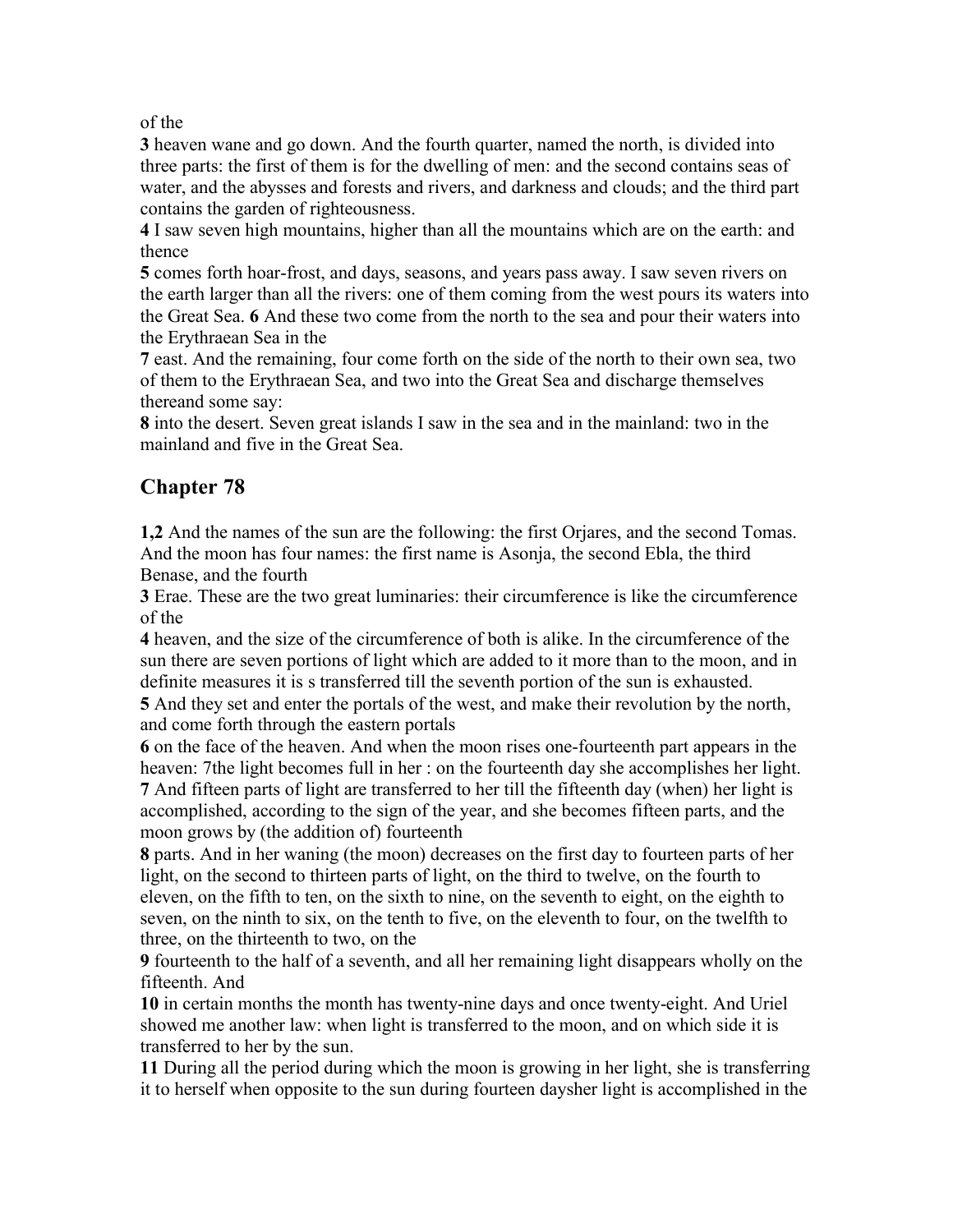of the
**3** heaven wane and go down. And the fourth quarter, named the north, is divided into three parts: the first of them is for the dwelling of men: and the second contains seas of water, and the abysses and forests and rivers, and darkness and clouds; and the third part contains the garden of righteousness.
**4** I saw seven high mountains, higher than all the mountains which are on the earth: and thence
**5** comes forth hoar-frost, and days, seasons, and years pass away. I saw seven rivers on the earth larger than all the rivers: one of them coming from the west pours its waters into the Great Sea. **6** And these two come from the north to the sea and pour their waters into the Erythraean Sea in the
**7** east. And the remaining, four come forth on the side of the north to their own sea, two of them to the Erythraean Sea, and two into the Great Sea and discharge themselves thereand some say:
**8** into the desert. Seven great islands I saw in the sea and in the mainland: two in the mainland and five in the Great Sea.

## Chapter 78

**1,2** And the names of the sun are the following: the first Orjares, and the second Tomas. And the moon has four names: the first name is Asonja, the second Ebla, the third Benase, and the fourth
**3** Erae. These are the two great luminaries: their circumference is like the circumference of the
**4** heaven, and the size of the circumference of both is alike. In the circumference of the sun there are seven portions of light which are added to it more than to the moon, and in definite measures it is s transferred till the seventh portion of the sun is exhausted.
**5** And they set and enter the portals of the west, and make their revolution by the north, and come forth through the eastern portals
**6** on the face of the heaven. And when the moon rises one-fourteenth part appears in the heaven: 7the light becomes full in her : on the fourteenth day she accomplishes her light.
**7** And fifteen parts of light are transferred to her till the fifteenth day (when) her light is accomplished, according to the sign of the year, and she becomes fifteen parts, and the moon grows by (the addition of) fourteenth
**8** parts. And in her waning (the moon) decreases on the first day to fourteen parts of her light, on the second to thirteen parts of light, on the third to twelve, on the fourth to eleven, on the fifth to ten, on the sixth to nine, on the seventh to eight, on the eighth to seven, on the ninth to six, on the tenth to five, on the eleventh to four, on the twelfth to three, on the thirteenth to two, on the
**9** fourteenth to the half of a seventh, and all her remaining light disappears wholly on the fifteenth. And
**10** in certain months the month has twenty-nine days and once twenty-eight. And Uriel showed me another law: when light is transferred to the moon, and on which side it is transferred to her by the sun.
**11** During all the period during which the moon is growing in her light, she is transferring it to herself when opposite to the sun during fourteen daysher light is accomplished in the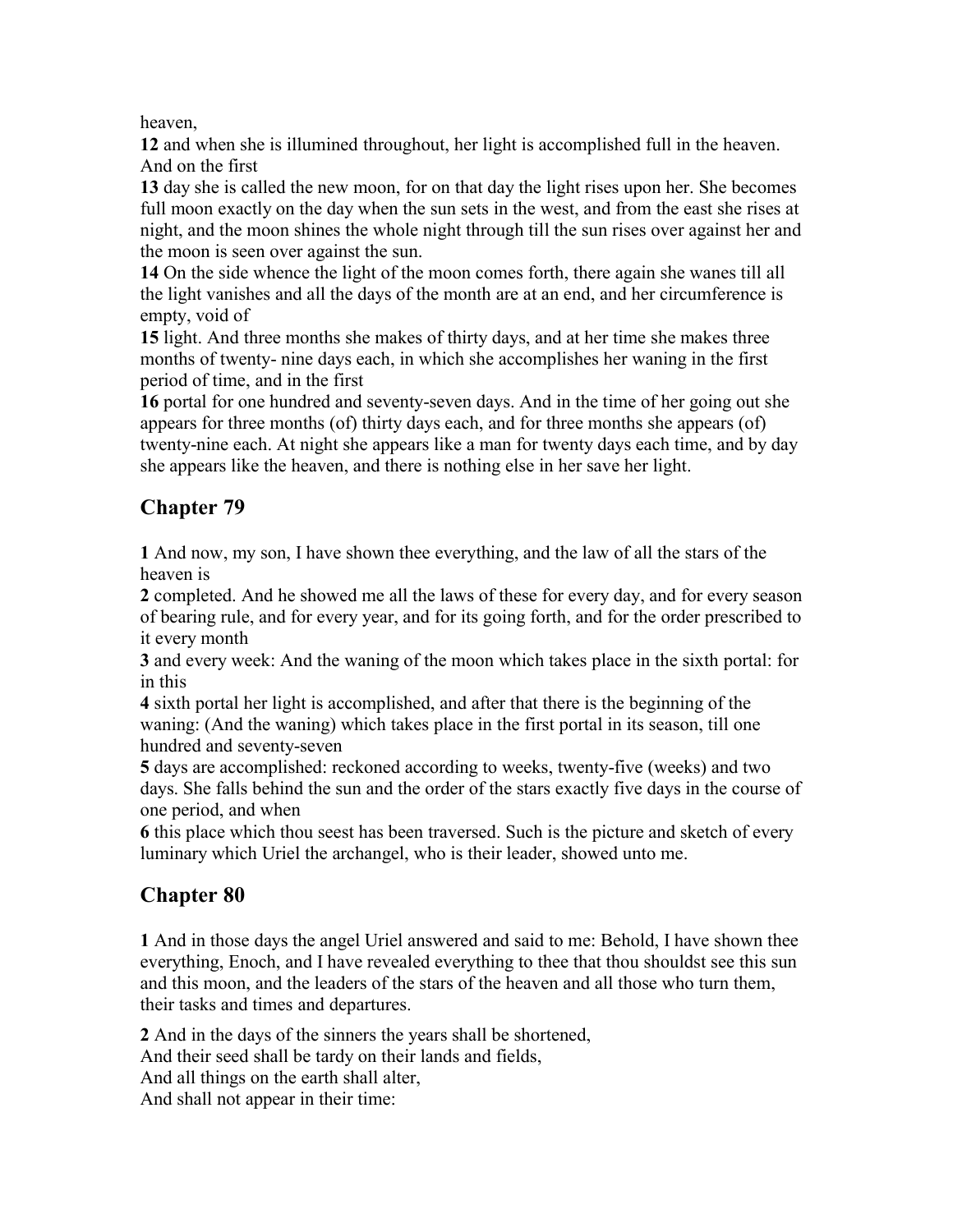heaven,

**12** and when she is illumined throughout, her light is accomplished full in the heaven. And on the first

**13** day she is called the new moon, for on that day the light rises upon her. She becomes full moon exactly on the day when the sun sets in the west, and from the east she rises at night, and the moon shines the whole night through till the sun rises over against her and the moon is seen over against the sun.

**14** On the side whence the light of the moon comes forth, there again she wanes till all the light vanishes and all the days of the month are at an end, and her circumference is empty, void of

**15** light. And three months she makes of thirty days, and at her time she makes three months of twenty- nine days each, in which she accomplishes her waning in the first period of time, and in the first

**16** portal for one hundred and seventy-seven days. And in the time of her going out she appears for three months (of) thirty days each, and for three months she appears (of) twenty-nine each. At night she appears like a man for twenty days each time, and by day she appears like the heaven, and there is nothing else in her save her light.

## Chapter 79

**1** And now, my son, I have shown thee everything, and the law of all the stars of the heaven is

**2** completed. And he showed me all the laws of these for every day, and for every season of bearing rule, and for every year, and for its going forth, and for the order prescribed to it every month

**3** and every week: And the waning of the moon which takes place in the sixth portal: for in this

**4** sixth portal her light is accomplished, and after that there is the beginning of the waning: (And the waning) which takes place in the first portal in its season, till one hundred and seventy-seven

**5** days are accomplished: reckoned according to weeks, twenty-five (weeks) and two days. She falls behind the sun and the order of the stars exactly five days in the course of one period, and when

**6** this place which thou seest has been traversed. Such is the picture and sketch of every luminary which Uriel the archangel, who is their leader, showed unto me.

## Chapter 80

**1** And in those days the angel Uriel answered and said to me: Behold, I have shown thee everything, Enoch, and I have revealed everything to thee that thou shouldst see this sun and this moon, and the leaders of the stars of the heaven and all those who turn them, their tasks and times and departures.

**2** And in the days of the sinners the years shall be shortened,
And their seed shall be tardy on their lands and fields,
And all things on the earth shall alter,
And shall not appear in their time: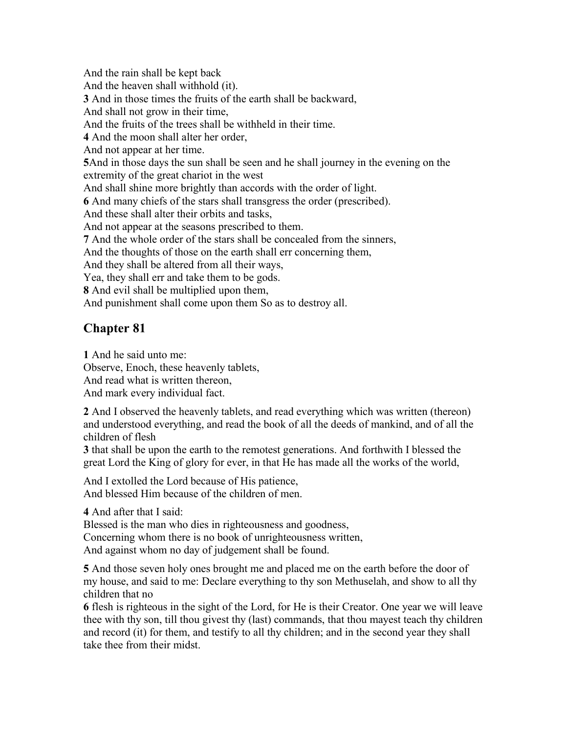And the rain shall be kept back
And the heaven shall withhold (it).
**3** And in those times the fruits of the earth shall be backward,
And shall not grow in their time,
And the fruits of the trees shall be withheld in their time.
**4** And the moon shall alter her order,
And not appear at her time.
**5**And in those days the sun shall be seen and he shall journey in the evening on the extremity of the great chariot in the west
And shall shine more brightly than accords with the order of light.
**6** And many chiefs of the stars shall transgress the order (prescribed).
And these shall alter their orbits and tasks,
And not appear at the seasons prescribed to them.
**7** And the whole order of the stars shall be concealed from the sinners,
And the thoughts of those on the earth shall err concerning them,
And they shall be altered from all their ways,
Yea, they shall err and take them to be gods.
**8** And evil shall be multiplied upon them,
And punishment shall come upon them So as to destroy all.

## Chapter 81

**1** And he said unto me:
Observe, Enoch, these heavenly tablets,
And read what is written thereon,
And mark every individual fact.

**2** And I observed the heavenly tablets, and read everything which was written (thereon) and understood everything, and read the book of all the deeds of mankind, and of all the children of flesh
**3** that shall be upon the earth to the remotest generations. And forthwith I blessed the great Lord the King of glory for ever, in that He has made all the works of the world,

And I extolled the Lord because of His patience,
And blessed Him because of the children of men.

**4** And after that I said:
Blessed is the man who dies in righteousness and goodness,
Concerning whom there is no book of unrighteousness written,
And against whom no day of judgement shall be found.

**5** And those seven holy ones brought me and placed me on the earth before the door of my house, and said to me: Declare everything to thy son Methuselah, and show to all thy children that no
**6** flesh is righteous in the sight of the Lord, for He is their Creator. One year we will leave thee with thy son, till thou givest thy (last) commands, that thou mayest teach thy children and record (it) for them, and testify to all thy children; and in the second year they shall take thee from their midst.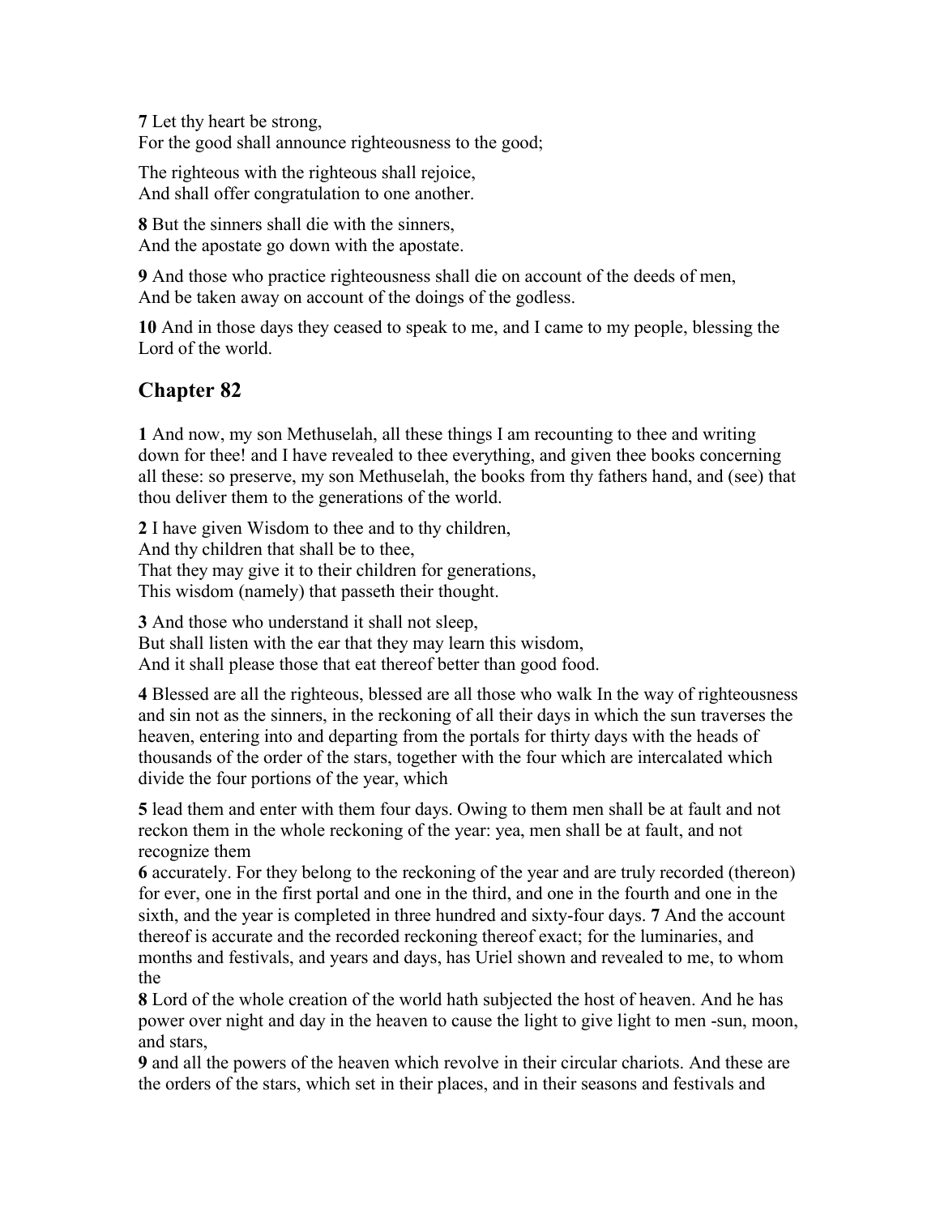**7** Let thy heart be strong,
For the good shall announce righteousness to the good;

The righteous with the righteous shall rejoice,
And shall offer congratulation to one another.

**8** But the sinners shall die with the sinners,
And the apostate go down with the apostate.

**9** And those who practice righteousness shall die on account of the deeds of men,
And be taken away on account of the doings of the godless.

**10** And in those days they ceased to speak to me, and I came to my people, blessing the Lord of the world.

## Chapter 82

**1** And now, my son Methuselah, all these things I am recounting to thee and writing down for thee! and I have revealed to thee everything, and given thee books concerning all these: so preserve, my son Methuselah, the books from thy fathers hand, and (see) that thou deliver them to the generations of the world.

**2** I have given Wisdom to thee and to thy children,
And thy children that shall be to thee,
That they may give it to their children for generations,
This wisdom (namely) that passeth their thought.

**3** And those who understand it shall not sleep,
But shall listen with the ear that they may learn this wisdom,
And it shall please those that eat thereof better than good food.

**4** Blessed are all the righteous, blessed are all those who walk In the way of righteousness and sin not as the sinners, in the reckoning of all their days in which the sun traverses the heaven, entering into and departing from the portals for thirty days with the heads of thousands of the order of the stars, together with the four which are intercalated which divide the four portions of the year, which

**5** lead them and enter with them four days. Owing to them men shall be at fault and not reckon them in the whole reckoning of the year: yea, men shall be at fault, and not recognize them
**6** accurately. For they belong to the reckoning of the year and are truly recorded (thereon) for ever, one in the first portal and one in the third, and one in the fourth and one in the sixth, and the year is completed in three hundred and sixty-four days. **7** And the account thereof is accurate and the recorded reckoning thereof exact; for the luminaries, and months and festivals, and years and days, has Uriel shown and revealed to me, to whom the
**8** Lord of the whole creation of the world hath subjected the host of heaven. And he has power over night and day in the heaven to cause the light to give light to men -sun, moon, and stars,
**9** and all the powers of the heaven which revolve in their circular chariots. And these are the orders of the stars, which set in their places, and in their seasons and festivals and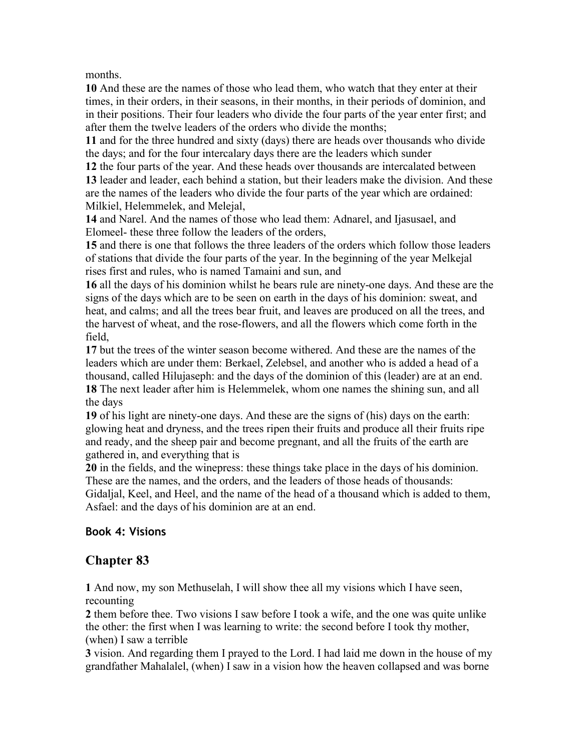months.

**10** And these are the names of those who lead them, who watch that they enter at their times, in their orders, in their seasons, in their months, in their periods of dominion, and in their positions. Their four leaders who divide the four parts of the year enter first; and after them the twelve leaders of the orders who divide the months;

**11** and for the three hundred and sixty (days) there are heads over thousands who divide the days; and for the four intercalary days there are the leaders which sunder

**12** the four parts of the year. And these heads over thousands are intercalated between

**13** leader and leader, each behind a station, but their leaders make the division. And these are the names of the leaders who divide the four parts of the year which are ordained: Milkiel, Helemmelek, and Melejal,

**14** and Narel. And the names of those who lead them: Adnarel, and Ijasusael, and Elomeel- these three follow the leaders of the orders,

**15** and there is one that follows the three leaders of the orders which follow those leaders of stations that divide the four parts of the year. In the beginning of the year Melkejal rises first and rules, who is named Tamaini and sun, and

**16** all the days of his dominion whilst he bears rule are ninety-one days. And these are the signs of the days which are to be seen on earth in the days of his dominion: sweat, and heat, and calms; and all the trees bear fruit, and leaves are produced on all the trees, and the harvest of wheat, and the rose-flowers, and all the flowers which come forth in the field,

**17** but the trees of the winter season become withered. And these are the names of the leaders which are under them: Berkael, Zelebsel, and another who is added a head of a thousand, called Hilujaseph: and the days of the dominion of this (leader) are at an end.

**18** The next leader after him is Helemmelek, whom one names the shining sun, and all the days

**19** of his light are ninety-one days. And these are the signs of (his) days on the earth: glowing heat and dryness, and the trees ripen their fruits and produce all their fruits ripe and ready, and the sheep pair and become pregnant, and all the fruits of the earth are gathered in, and everything that is

**20** in the fields, and the winepress: these things take place in the days of his dominion. These are the names, and the orders, and the leaders of those heads of thousands: Gidaljal, Keel, and Heel, and the name of the head of a thousand which is added to them, Asfael: and the days of his dominion are at an end.

### Book 4: Visions

## Chapter 83

**1** And now, my son Methuselah, I will show thee all my visions which I have seen, recounting

**2** them before thee. Two visions I saw before I took a wife, and the one was quite unlike the other: the first when I was learning to write: the second before I took thy mother, (when) I saw a terrible

**3** vision. And regarding them I prayed to the Lord. I had laid me down in the house of my grandfather Mahalalel, (when) I saw in a vision how the heaven collapsed and was borne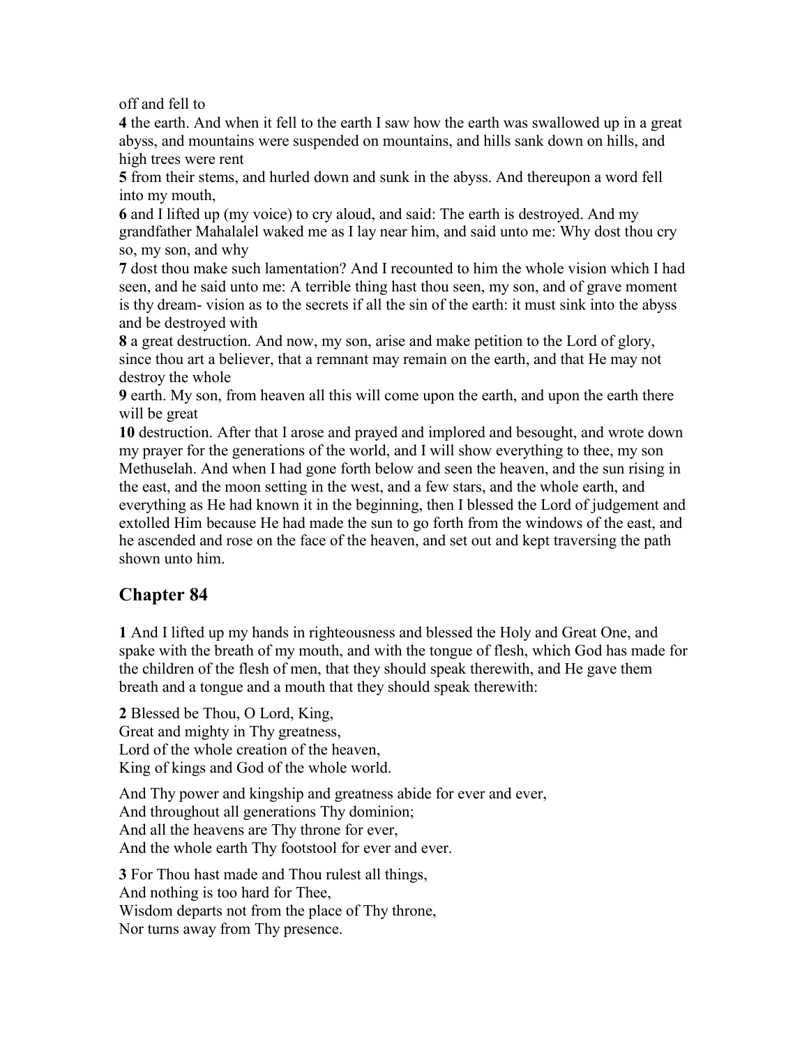off and fell to

**4** the earth. And when it fell to the earth I saw how the earth was swallowed up in a great abyss, and mountains were suspended on mountains, and hills sank down on hills, and high trees were rent

**5** from their stems, and hurled down and sunk in the abyss. And thereupon a word fell into my mouth,

**6** and I lifted up (my voice) to cry aloud, and said: The earth is destroyed. And my grandfather Mahalalel waked me as I lay near him, and said unto me: Why dost thou cry so, my son, and why

**7** dost thou make such lamentation? And I recounted to him the whole vision which I had seen, and he said unto me: A terrible thing hast thou seen, my son, and of grave moment is thy dream- vision as to the secrets if all the sin of the earth: it must sink into the abyss and be destroyed with

**8** a great destruction. And now, my son, arise and make petition to the Lord of glory, since thou art a believer, that a remnant may remain on the earth, and that He may not destroy the whole

**9** earth. My son, from heaven all this will come upon the earth, and upon the earth there will be great

**10** destruction. After that I arose and prayed and implored and besought, and wrote down my prayer for the generations of the world, and I will show everything to thee, my son Methuselah. And when I had gone forth below and seen the heaven, and the sun rising in the east, and the moon setting in the west, and a few stars, and the whole earth, and everything as He had known it in the beginning, then I blessed the Lord of judgement and extolled Him because He had made the sun to go forth from the windows of the east, and he ascended and rose on the face of the heaven, and set out and kept traversing the path shown unto him.

## Chapter 84

**1** And I lifted up my hands in righteousness and blessed the Holy and Great One, and spake with the breath of my mouth, and with the tongue of flesh, which God has made for the children of the flesh of men, that they should speak therewith, and He gave them breath and a tongue and a mouth that they should speak therewith:

**2** Blessed be Thou, O Lord, King,
Great and mighty in Thy greatness,
Lord of the whole creation of the heaven,
King of kings and God of the whole world.

And Thy power and kingship and greatness abide for ever and ever,
And throughout all generations Thy dominion;
And all the heavens are Thy throne for ever,
And the whole earth Thy footstool for ever and ever.

**3** For Thou hast made and Thou rulest all things,
And nothing is too hard for Thee,
Wisdom departs not from the place of Thy throne,
Nor turns away from Thy presence.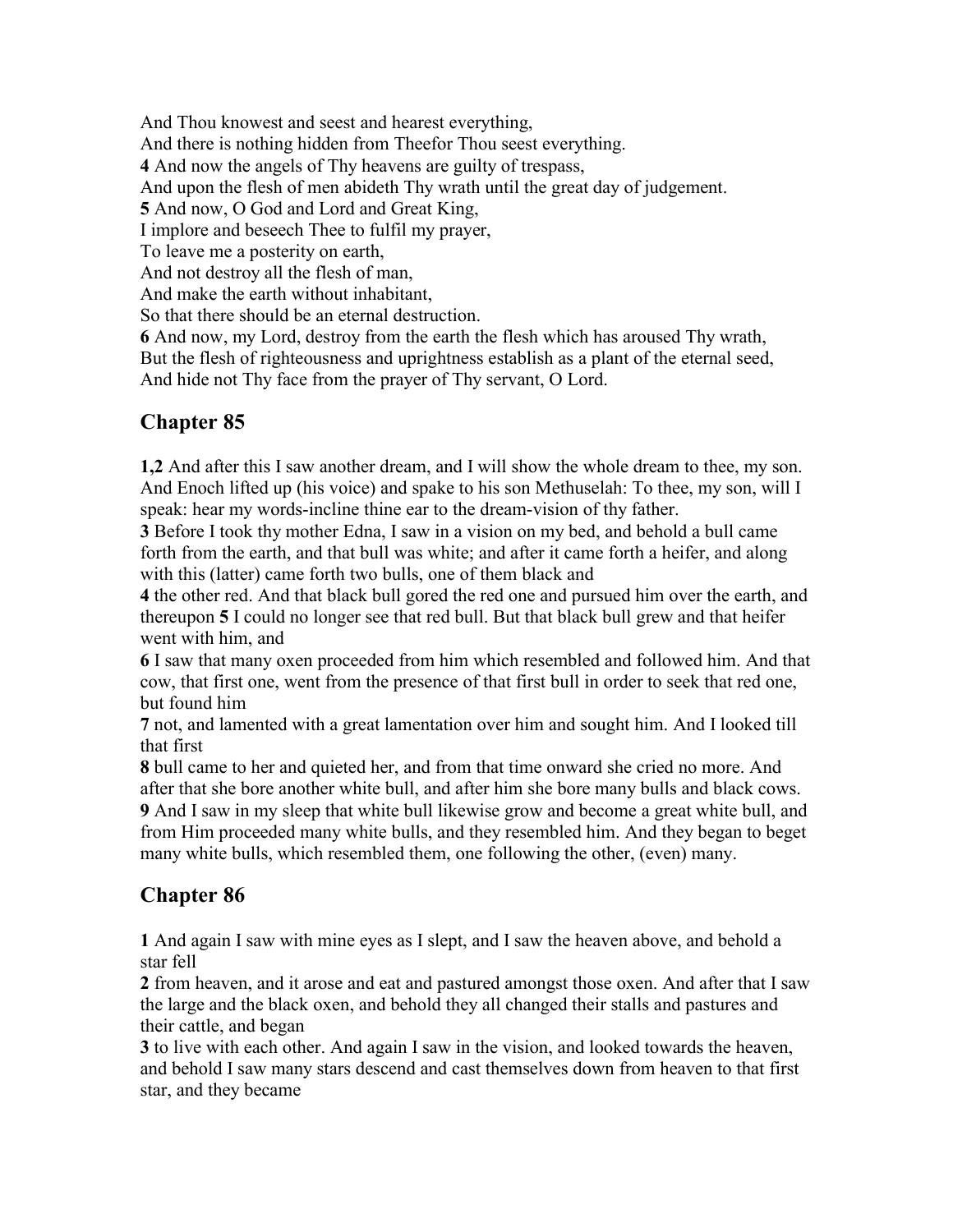And Thou knowest and seest and hearest everything,
And there is nothing hidden from Theefor Thou seest everything.
**4** And now the angels of Thy heavens are guilty of trespass,
And upon the flesh of men abideth Thy wrath until the great day of judgement.
**5** And now, O God and Lord and Great King,
I implore and beseech Thee to fulfil my prayer,
To leave me a posterity on earth,
And not destroy all the flesh of man,
And make the earth without inhabitant,
So that there should be an eternal destruction.
**6** And now, my Lord, destroy from the earth the flesh which has aroused Thy wrath,
But the flesh of righteousness and uprightness establish as a plant of the eternal seed,
And hide not Thy face from the prayer of Thy servant, O Lord.

## Chapter 85

**1,2** And after this I saw another dream, and I will show the whole dream to thee, my son. And Enoch lifted up (his voice) and spake to his son Methuselah: To thee, my son, will I speak: hear my words-incline thine ear to the dream-vision of thy father.
**3** Before I took thy mother Edna, I saw in a vision on my bed, and behold a bull came forth from the earth, and that bull was white; and after it came forth a heifer, and along with this (latter) came forth two bulls, one of them black and
**4** the other red. And that black bull gored the red one and pursued him over the earth, and thereupon **5** I could no longer see that red bull. But that black bull grew and that heifer went with him, and
**6** I saw that many oxen proceeded from him which resembled and followed him. And that cow, that first one, went from the presence of that first bull in order to seek that red one, but found him
**7** not, and lamented with a great lamentation over him and sought him. And I looked till that first
**8** bull came to her and quieted her, and from that time onward she cried no more. And after that she bore another white bull, and after him she bore many bulls and black cows.
**9** And I saw in my sleep that white bull likewise grow and become a great white bull, and from Him proceeded many white bulls, and they resembled him. And they began to beget many white bulls, which resembled them, one following the other, (even) many.

## Chapter 86

**1** And again I saw with mine eyes as I slept, and I saw the heaven above, and behold a star fell
**2** from heaven, and it arose and eat and pastured amongst those oxen. And after that I saw the large and the black oxen, and behold they all changed their stalls and pastures and their cattle, and began
**3** to live with each other. And again I saw in the vision, and looked towards the heaven, and behold I saw many stars descend and cast themselves down from heaven to that first star, and they became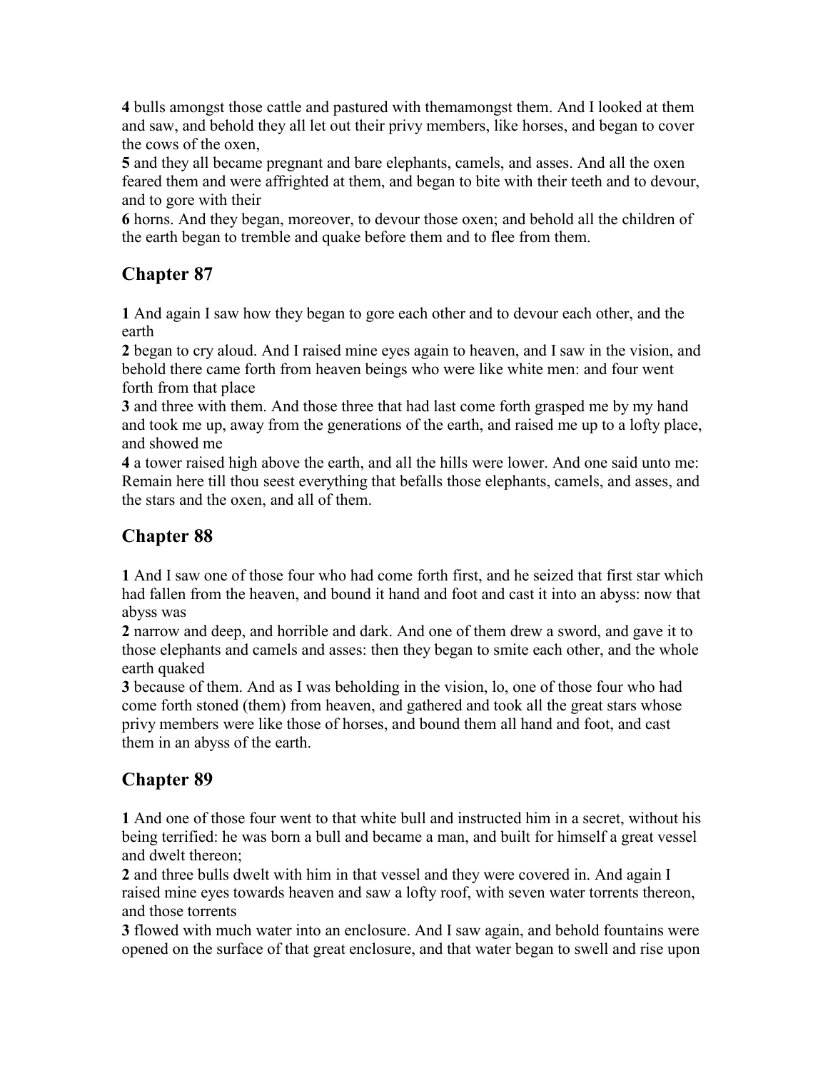**4** bulls amongst those cattle and pastured with themamongst them. And I looked at them and saw, and behold they all let out their privy members, like horses, and began to cover the cows of the oxen,

**5** and they all became pregnant and bare elephants, camels, and asses. And all the oxen feared them and were affrighted at them, and began to bite with their teeth and to devour, and to gore with their

**6** horns. And they began, moreover, to devour those oxen; and behold all the children of the earth began to tremble and quake before them and to flee from them.

## Chapter 87

**1** And again I saw how they began to gore each other and to devour each other, and the earth

**2** began to cry aloud. And I raised mine eyes again to heaven, and I saw in the vision, and behold there came forth from heaven beings who were like white men: and four went forth from that place

**3** and three with them. And those three that had last come forth grasped me by my hand and took me up, away from the generations of the earth, and raised me up to a lofty place, and showed me

**4** a tower raised high above the earth, and all the hills were lower. And one said unto me: Remain here till thou seest everything that befalls those elephants, camels, and asses, and the stars and the oxen, and all of them.

## Chapter 88

**1** And I saw one of those four who had come forth first, and he seized that first star which had fallen from the heaven, and bound it hand and foot and cast it into an abyss: now that abyss was

**2** narrow and deep, and horrible and dark. And one of them drew a sword, and gave it to those elephants and camels and asses: then they began to smite each other, and the whole earth quaked

**3** because of them. And as I was beholding in the vision, lo, one of those four who had come forth stoned (them) from heaven, and gathered and took all the great stars whose privy members were like those of horses, and bound them all hand and foot, and cast them in an abyss of the earth.

## Chapter 89

**1** And one of those four went to that white bull and instructed him in a secret, without his being terrified: he was born a bull and became a man, and built for himself a great vessel and dwelt thereon;

**2** and three bulls dwelt with him in that vessel and they were covered in. And again I raised mine eyes towards heaven and saw a lofty roof, with seven water torrents thereon, and those torrents

**3** flowed with much water into an enclosure. And I saw again, and behold fountains were opened on the surface of that great enclosure, and that water began to swell and rise upon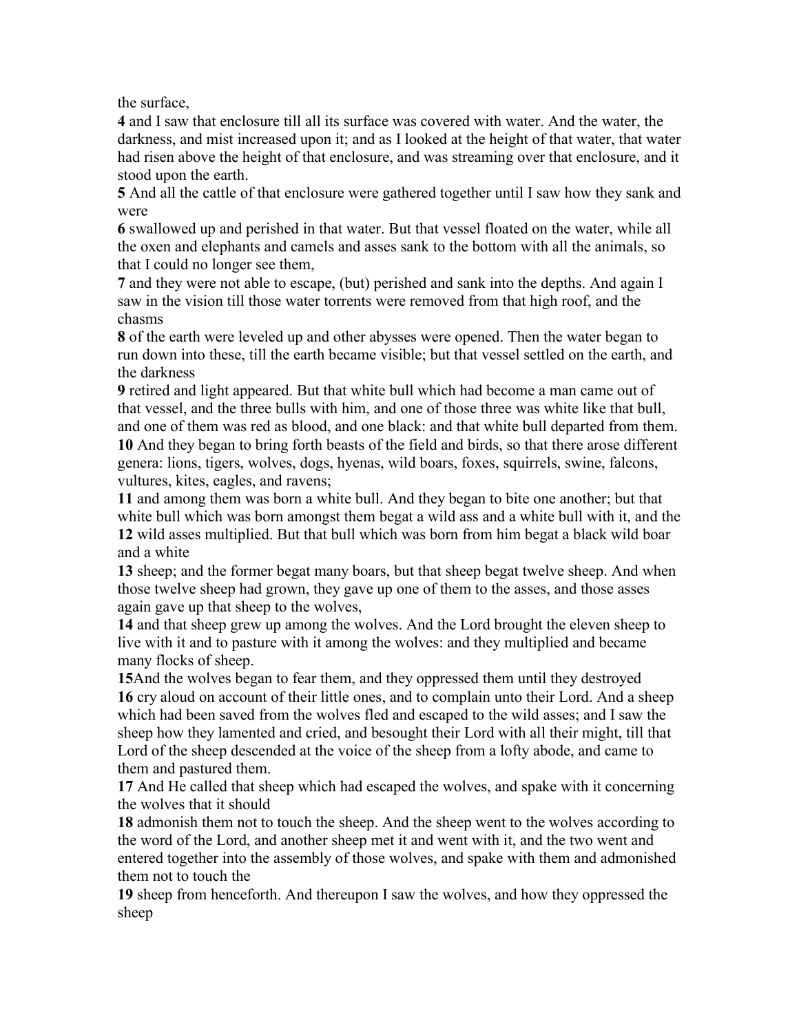the surface,

**4** and I saw that enclosure till all its surface was covered with water. And the water, the darkness, and mist increased upon it; and as I looked at the height of that water, that water had risen above the height of that enclosure, and was streaming over that enclosure, and it stood upon the earth.

**5** And all the cattle of that enclosure were gathered together until I saw how they sank and were

**6** swallowed up and perished in that water. But that vessel floated on the water, while all the oxen and elephants and camels and asses sank to the bottom with all the animals, so that I could no longer see them,

**7** and they were not able to escape, (but) perished and sank into the depths. And again I saw in the vision till those water torrents were removed from that high roof, and the chasms

**8** of the earth were leveled up and other abysses were opened. Then the water began to run down into these, till the earth became visible; but that vessel settled on the earth, and the darkness

**9** retired and light appeared. But that white bull which had become a man came out of that vessel, and the three bulls with him, and one of those three was white like that bull, and one of them was red as blood, and one black: and that white bull departed from them.

**10** And they began to bring forth beasts of the field and birds, so that there arose different genera: lions, tigers, wolves, dogs, hyenas, wild boars, foxes, squirrels, swine, falcons, vultures, kites, eagles, and ravens;

**11** and among them was born a white bull. And they began to bite one another; but that white bull which was born amongst them begat a wild ass and a white bull with it, and the

**12** wild asses multiplied. But that bull which was born from him begat a black wild boar and a white

**13** sheep; and the former begat many boars, but that sheep begat twelve sheep. And when those twelve sheep had grown, they gave up one of them to the asses, and those asses again gave up that sheep to the wolves,

**14** and that sheep grew up among the wolves. And the Lord brought the eleven sheep to live with it and to pasture with it among the wolves: and they multiplied and became many flocks of sheep.

**15**And the wolves began to fear them, and they oppressed them until they destroyed

**16** cry aloud on account of their little ones, and to complain unto their Lord. And a sheep which had been saved from the wolves fled and escaped to the wild asses; and I saw the sheep how they lamented and cried, and besought their Lord with all their might, till that Lord of the sheep descended at the voice of the sheep from a lofty abode, and came to them and pastured them.

**17** And He called that sheep which had escaped the wolves, and spake with it concerning the wolves that it should

**18** admonish them not to touch the sheep. And the sheep went to the wolves according to the word of the Lord, and another sheep met it and went with it, and the two went and entered together into the assembly of those wolves, and spake with them and admonished them not to touch the

**19** sheep from henceforth. And thereupon I saw the wolves, and how they oppressed the sheep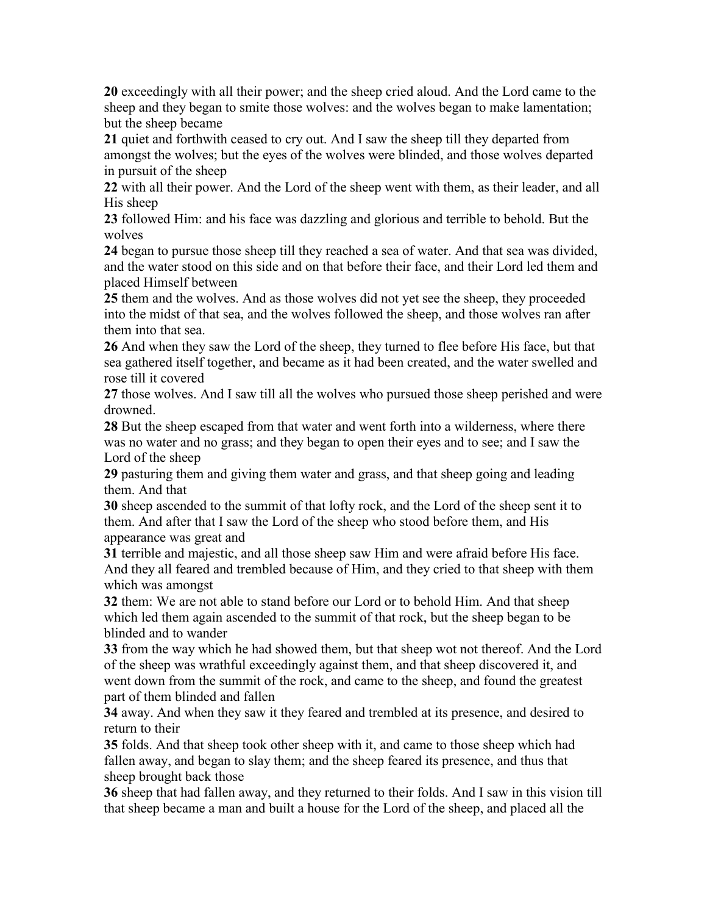**20** exceedingly with all their power; and the sheep cried aloud. And the Lord came to the sheep and they began to smite those wolves: and the wolves began to make lamentation; but the sheep became

**21** quiet and forthwith ceased to cry out. And I saw the sheep till they departed from amongst the wolves; but the eyes of the wolves were blinded, and those wolves departed in pursuit of the sheep

**22** with all their power. And the Lord of the sheep went with them, as their leader, and all His sheep

**23** followed Him: and his face was dazzling and glorious and terrible to behold. But the wolves

**24** began to pursue those sheep till they reached a sea of water. And that sea was divided, and the water stood on this side and on that before their face, and their Lord led them and placed Himself between

**25** them and the wolves. And as those wolves did not yet see the sheep, they proceeded into the midst of that sea, and the wolves followed the sheep, and those wolves ran after them into that sea.

**26** And when they saw the Lord of the sheep, they turned to flee before His face, but that sea gathered itself together, and became as it had been created, and the water swelled and rose till it covered

**27** those wolves. And I saw till all the wolves who pursued those sheep perished and were drowned.

**28** But the sheep escaped from that water and went forth into a wilderness, where there was no water and no grass; and they began to open their eyes and to see; and I saw the Lord of the sheep

**29** pasturing them and giving them water and grass, and that sheep going and leading them. And that

**30** sheep ascended to the summit of that lofty rock, and the Lord of the sheep sent it to them. And after that I saw the Lord of the sheep who stood before them, and His appearance was great and

**31** terrible and majestic, and all those sheep saw Him and were afraid before His face. And they all feared and trembled because of Him, and they cried to that sheep with them which was amongst

**32** them: We are not able to stand before our Lord or to behold Him. And that sheep which led them again ascended to the summit of that rock, but the sheep began to be blinded and to wander

**33** from the way which he had showed them, but that sheep wot not thereof. And the Lord of the sheep was wrathful exceedingly against them, and that sheep discovered it, and went down from the summit of the rock, and came to the sheep, and found the greatest part of them blinded and fallen

**34** away. And when they saw it they feared and trembled at its presence, and desired to return to their

**35** folds. And that sheep took other sheep with it, and came to those sheep which had fallen away, and began to slay them; and the sheep feared its presence, and thus that sheep brought back those

**36** sheep that had fallen away, and they returned to their folds. And I saw in this vision till that sheep became a man and built a house for the Lord of the sheep, and placed all the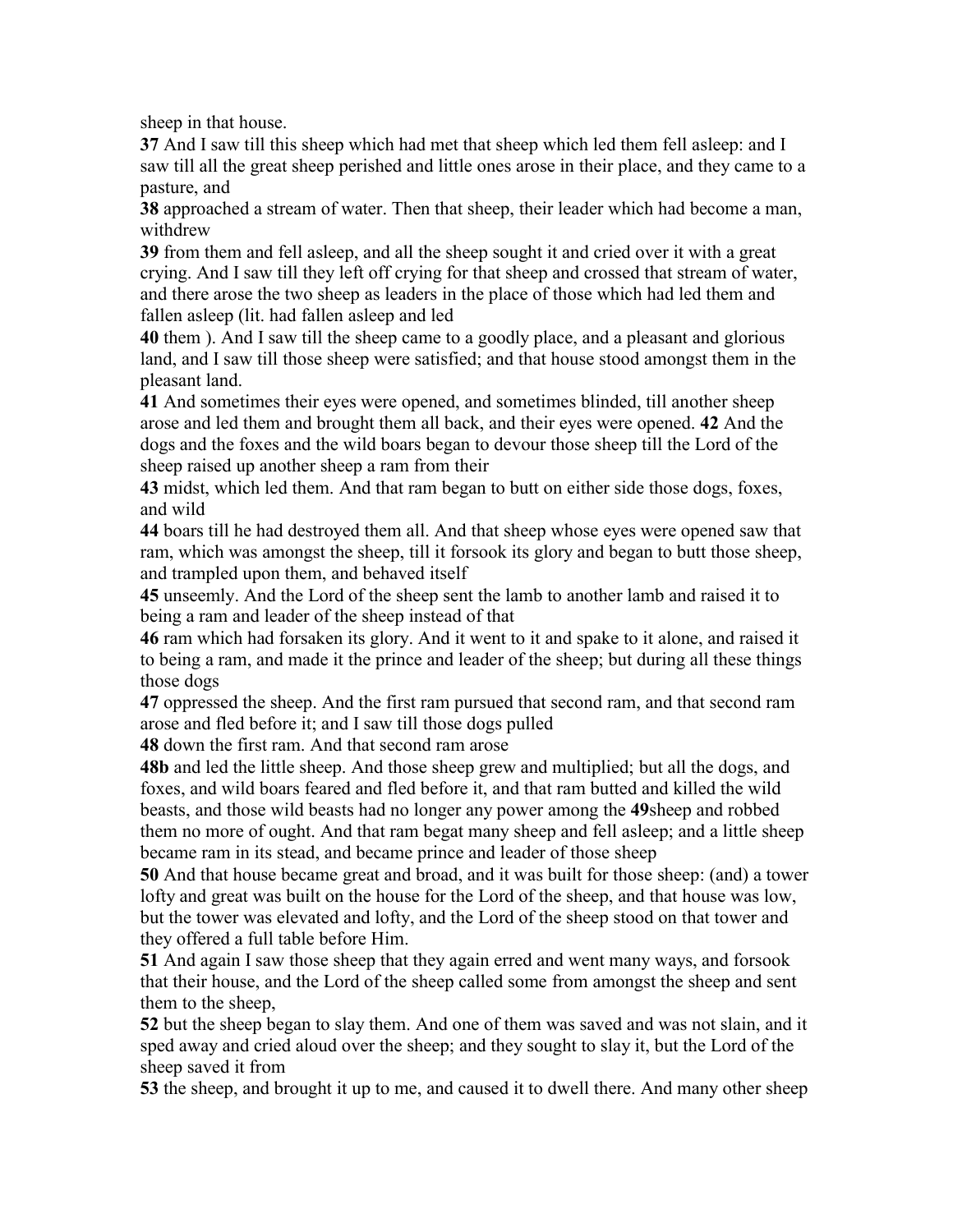sheep in that house.

**37** And I saw till this sheep which had met that sheep which led them fell asleep: and I saw till all the great sheep perished and little ones arose in their place, and they came to a pasture, and

**38** approached a stream of water. Then that sheep, their leader which had become a man, withdrew

**39** from them and fell asleep, and all the sheep sought it and cried over it with a great crying. And I saw till they left off crying for that sheep and crossed that stream of water, and there arose the two sheep as leaders in the place of those which had led them and fallen asleep (lit. had fallen asleep and led

**40** them ). And I saw till the sheep came to a goodly place, and a pleasant and glorious land, and I saw till those sheep were satisfied; and that house stood amongst them in the pleasant land.

**41** And sometimes their eyes were opened, and sometimes blinded, till another sheep arose and led them and brought them all back, and their eyes were opened. **42** And the dogs and the foxes and the wild boars began to devour those sheep till the Lord of the sheep raised up another sheep a ram from their

**43** midst, which led them. And that ram began to butt on either side those dogs, foxes, and wild

**44** boars till he had destroyed them all. And that sheep whose eyes were opened saw that ram, which was amongst the sheep, till it forsook its glory and began to butt those sheep, and trampled upon them, and behaved itself

**45** unseemly. And the Lord of the sheep sent the lamb to another lamb and raised it to being a ram and leader of the sheep instead of that

**46** ram which had forsaken its glory. And it went to it and spake to it alone, and raised it to being a ram, and made it the prince and leader of the sheep; but during all these things those dogs

**47** oppressed the sheep. And the first ram pursued that second ram, and that second ram arose and fled before it; and I saw till those dogs pulled

**48** down the first ram. And that second ram arose

**48b** and led the little sheep. And those sheep grew and multiplied; but all the dogs, and foxes, and wild boars feared and fled before it, and that ram butted and killed the wild beasts, and those wild beasts had no longer any power among the **49**sheep and robbed them no more of ought. And that ram begat many sheep and fell asleep; and a little sheep became ram in its stead, and became prince and leader of those sheep

**50** And that house became great and broad, and it was built for those sheep: (and) a tower lofty and great was built on the house for the Lord of the sheep, and that house was low, but the tower was elevated and lofty, and the Lord of the sheep stood on that tower and they offered a full table before Him.

**51** And again I saw those sheep that they again erred and went many ways, and forsook that their house, and the Lord of the sheep called some from amongst the sheep and sent them to the sheep,

**52** but the sheep began to slay them. And one of them was saved and was not slain, and it sped away and cried aloud over the sheep; and they sought to slay it, but the Lord of the sheep saved it from

**53** the sheep, and brought it up to me, and caused it to dwell there. And many other sheep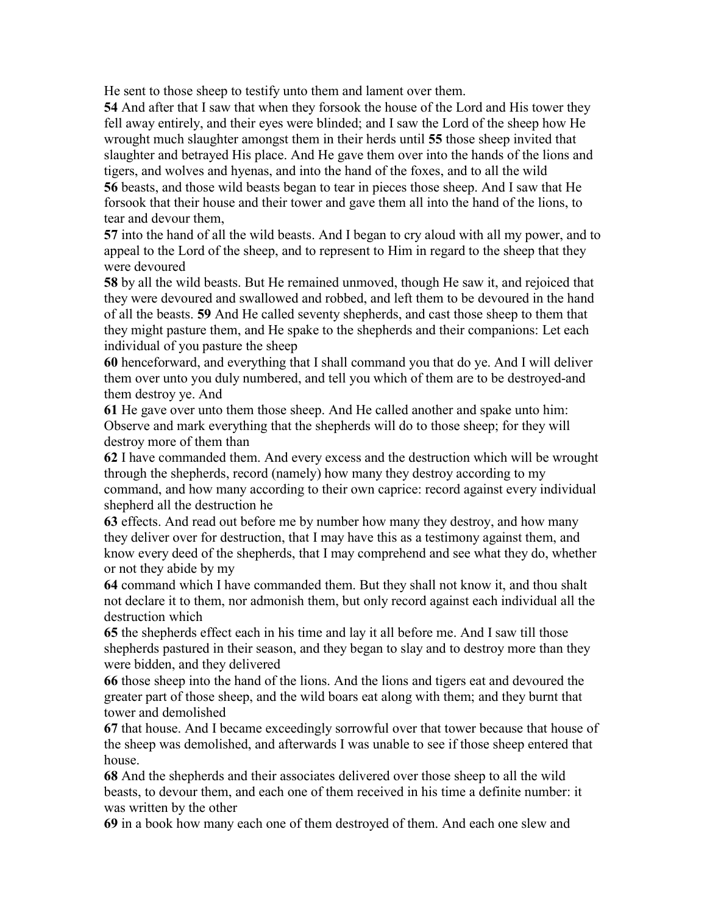He sent to those sheep to testify unto them and lament over them.

**54** And after that I saw that when they forsook the house of the Lord and His tower they fell away entirely, and their eyes were blinded; and I saw the Lord of the sheep how He wrought much slaughter amongst them in their herds until **55** those sheep invited that slaughter and betrayed His place. And He gave them over into the hands of the lions and tigers, and wolves and hyenas, and into the hand of the foxes, and to all the wild

**56** beasts, and those wild beasts began to tear in pieces those sheep. And I saw that He forsook that their house and their tower and gave them all into the hand of the lions, to tear and devour them,

**57** into the hand of all the wild beasts. And I began to cry aloud with all my power, and to appeal to the Lord of the sheep, and to represent to Him in regard to the sheep that they were devoured

**58** by all the wild beasts. But He remained unmoved, though He saw it, and rejoiced that they were devoured and swallowed and robbed, and left them to be devoured in the hand of all the beasts. **59** And He called seventy shepherds, and cast those sheep to them that they might pasture them, and He spake to the shepherds and their companions: Let each individual of you pasture the sheep

**60** henceforward, and everything that I shall command you that do ye. And I will deliver them over unto you duly numbered, and tell you which of them are to be destroyed-and them destroy ye. And

**61** He gave over unto them those sheep. And He called another and spake unto him: Observe and mark everything that the shepherds will do to those sheep; for they will destroy more of them than

**62** I have commanded them. And every excess and the destruction which will be wrought through the shepherds, record (namely) how many they destroy according to my command, and how many according to their own caprice: record against every individual shepherd all the destruction he

**63** effects. And read out before me by number how many they destroy, and how many they deliver over for destruction, that I may have this as a testimony against them, and know every deed of the shepherds, that I may comprehend and see what they do, whether or not they abide by my

**64** command which I have commanded them. But they shall not know it, and thou shalt not declare it to them, nor admonish them, but only record against each individual all the destruction which

**65** the shepherds effect each in his time and lay it all before me. And I saw till those shepherds pastured in their season, and they began to slay and to destroy more than they were bidden, and they delivered

**66** those sheep into the hand of the lions. And the lions and tigers eat and devoured the greater part of those sheep, and the wild boars eat along with them; and they burnt that tower and demolished

**67** that house. And I became exceedingly sorrowful over that tower because that house of the sheep was demolished, and afterwards I was unable to see if those sheep entered that house.

**68** And the shepherds and their associates delivered over those sheep to all the wild beasts, to devour them, and each one of them received in his time a definite number: it was written by the other

**69** in a book how many each one of them destroyed of them. And each one slew and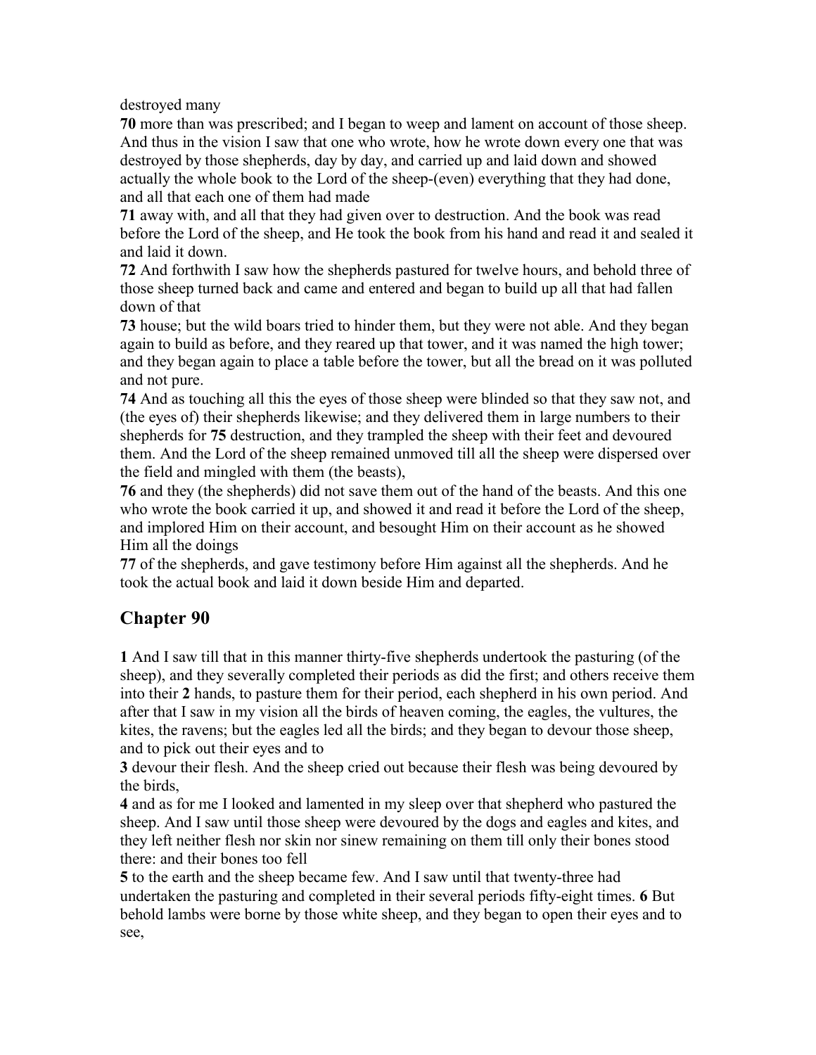destroyed many

**70** more than was prescribed; and I began to weep and lament on account of those sheep. And thus in the vision I saw that one who wrote, how he wrote down every one that was destroyed by those shepherds, day by day, and carried up and laid down and showed actually the whole book to the Lord of the sheep-(even) everything that they had done, and all that each one of them had made

**71** away with, and all that they had given over to destruction. And the book was read before the Lord of the sheep, and He took the book from his hand and read it and sealed it and laid it down.

**72** And forthwith I saw how the shepherds pastured for twelve hours, and behold three of those sheep turned back and came and entered and began to build up all that had fallen down of that

**73** house; but the wild boars tried to hinder them, but they were not able. And they began again to build as before, and they reared up that tower, and it was named the high tower; and they began again to place a table before the tower, but all the bread on it was polluted and not pure.

**74** And as touching all this the eyes of those sheep were blinded so that they saw not, and (the eyes of) their shepherds likewise; and they delivered them in large numbers to their shepherds for **75** destruction, and they trampled the sheep with their feet and devoured them. And the Lord of the sheep remained unmoved till all the sheep were dispersed over the field and mingled with them (the beasts),

**76** and they (the shepherds) did not save them out of the hand of the beasts. And this one who wrote the book carried it up, and showed it and read it before the Lord of the sheep, and implored Him on their account, and besought Him on their account as he showed Him all the doings

**77** of the shepherds, and gave testimony before Him against all the shepherds. And he took the actual book and laid it down beside Him and departed.

## Chapter 90

**1** And I saw till that in this manner thirty-five shepherds undertook the pasturing (of the sheep), and they severally completed their periods as did the first; and others receive them into their **2** hands, to pasture them for their period, each shepherd in his own period. And after that I saw in my vision all the birds of heaven coming, the eagles, the vultures, the kites, the ravens; but the eagles led all the birds; and they began to devour those sheep, and to pick out their eyes and to

**3** devour their flesh. And the sheep cried out because their flesh was being devoured by the birds,

**4** and as for me I looked and lamented in my sleep over that shepherd who pastured the sheep. And I saw until those sheep were devoured by the dogs and eagles and kites, and they left neither flesh nor skin nor sinew remaining on them till only their bones stood there: and their bones too fell

**5** to the earth and the sheep became few. And I saw until that twenty-three had undertaken the pasturing and completed in their several periods fifty-eight times. **6** But behold lambs were borne by those white sheep, and they began to open their eyes and to see,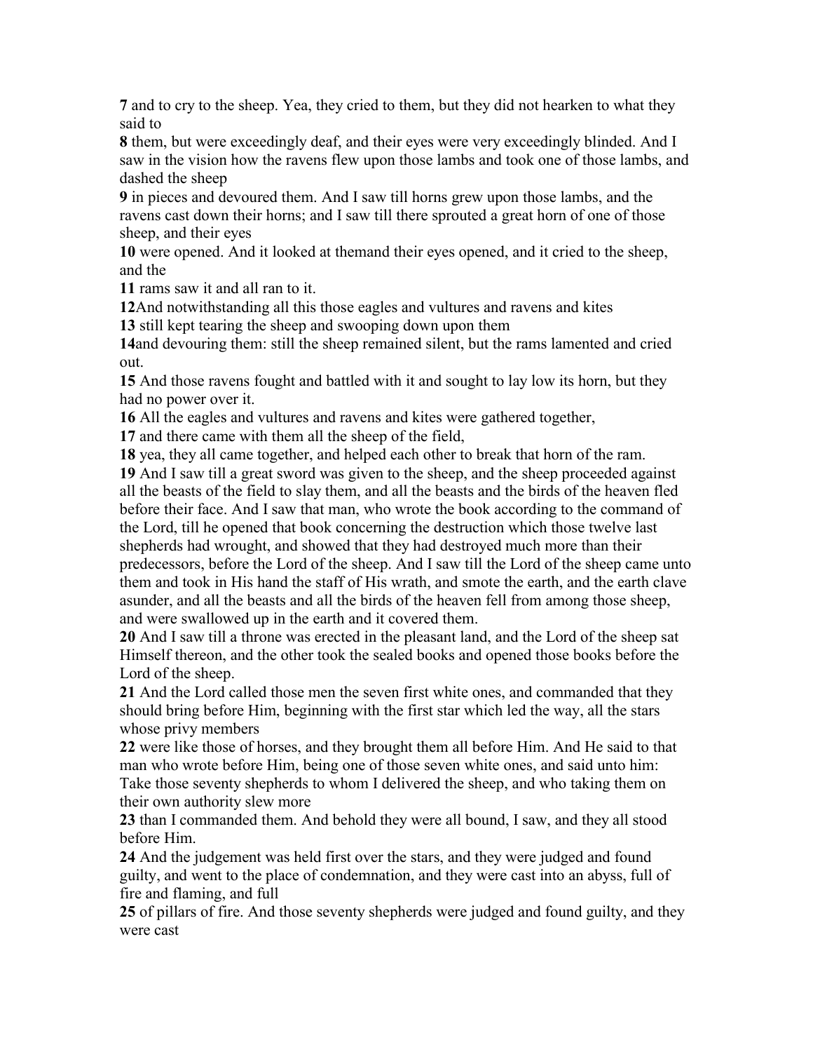**7** and to cry to the sheep. Yea, they cried to them, but they did not hearken to what they said to

**8** them, but were exceedingly deaf, and their eyes were very exceedingly blinded. And I saw in the vision how the ravens flew upon those lambs and took one of those lambs, and dashed the sheep

**9** in pieces and devoured them. And I saw till horns grew upon those lambs, and the ravens cast down their horns; and I saw till there sprouted a great horn of one of those sheep, and their eyes

**10** were opened. And it looked at themand their eyes opened, and it cried to the sheep, and the

**11** rams saw it and all ran to it.

**12**And notwithstanding all this those eagles and vultures and ravens and kites

**13** still kept tearing the sheep and swooping down upon them

**14**and devouring them: still the sheep remained silent, but the rams lamented and cried out.

**15** And those ravens fought and battled with it and sought to lay low its horn, but they had no power over it.

**16** All the eagles and vultures and ravens and kites were gathered together,

**17** and there came with them all the sheep of the field,

**18** yea, they all came together, and helped each other to break that horn of the ram.

**19** And I saw till a great sword was given to the sheep, and the sheep proceeded against all the beasts of the field to slay them, and all the beasts and the birds of the heaven fled before their face. And I saw that man, who wrote the book according to the command of the Lord, till he opened that book concerning the destruction which those twelve last shepherds had wrought, and showed that they had destroyed much more than their predecessors, before the Lord of the sheep. And I saw till the Lord of the sheep came unto them and took in His hand the staff of His wrath, and smote the earth, and the earth clave asunder, and all the beasts and all the birds of the heaven fell from among those sheep, and were swallowed up in the earth and it covered them.

**20** And I saw till a throne was erected in the pleasant land, and the Lord of the sheep sat Himself thereon, and the other took the sealed books and opened those books before the Lord of the sheep.

**21** And the Lord called those men the seven first white ones, and commanded that they should bring before Him, beginning with the first star which led the way, all the stars whose privy members

**22** were like those of horses, and they brought them all before Him. And He said to that man who wrote before Him, being one of those seven white ones, and said unto him: Take those seventy shepherds to whom I delivered the sheep, and who taking them on their own authority slew more

**23** than I commanded them. And behold they were all bound, I saw, and they all stood before Him.

**24** And the judgement was held first over the stars, and they were judged and found guilty, and went to the place of condemnation, and they were cast into an abyss, full of fire and flaming, and full

**25** of pillars of fire. And those seventy shepherds were judged and found guilty, and they were cast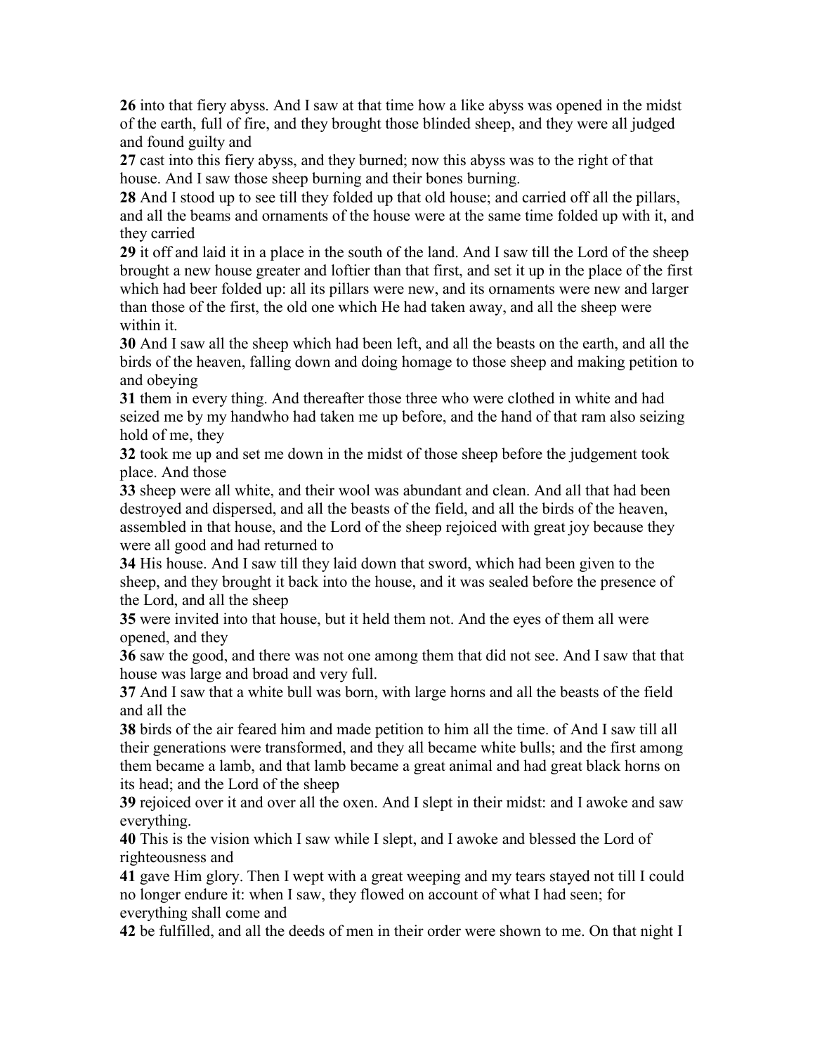**26** into that fiery abyss. And I saw at that time how a like abyss was opened in the midst of the earth, full of fire, and they brought those blinded sheep, and they were all judged and found guilty and

**27** cast into this fiery abyss, and they burned; now this abyss was to the right of that house. And I saw those sheep burning and their bones burning.

**28** And I stood up to see till they folded up that old house; and carried off all the pillars, and all the beams and ornaments of the house were at the same time folded up with it, and they carried

**29** it off and laid it in a place in the south of the land. And I saw till the Lord of the sheep brought a new house greater and loftier than that first, and set it up in the place of the first which had beer folded up: all its pillars were new, and its ornaments were new and larger than those of the first, the old one which He had taken away, and all the sheep were within it.

**30** And I saw all the sheep which had been left, and all the beasts on the earth, and all the birds of the heaven, falling down and doing homage to those sheep and making petition to and obeying

**31** them in every thing. And thereafter those three who were clothed in white and had seized me by my handwho had taken me up before, and the hand of that ram also seizing hold of me, they

**32** took me up and set me down in the midst of those sheep before the judgement took place. And those

**33** sheep were all white, and their wool was abundant and clean. And all that had been destroyed and dispersed, and all the beasts of the field, and all the birds of the heaven, assembled in that house, and the Lord of the sheep rejoiced with great joy because they were all good and had returned to

**34** His house. And I saw till they laid down that sword, which had been given to the sheep, and they brought it back into the house, and it was sealed before the presence of the Lord, and all the sheep

**35** were invited into that house, but it held them not. And the eyes of them all were opened, and they

**36** saw the good, and there was not one among them that did not see. And I saw that that house was large and broad and very full.

**37** And I saw that a white bull was born, with large horns and all the beasts of the field and all the

**38** birds of the air feared him and made petition to him all the time. of And I saw till all their generations were transformed, and they all became white bulls; and the first among them became a lamb, and that lamb became a great animal and had great black horns on its head; and the Lord of the sheep

**39** rejoiced over it and over all the oxen. And I slept in their midst: and I awoke and saw everything.

**40** This is the vision which I saw while I slept, and I awoke and blessed the Lord of righteousness and

**41** gave Him glory. Then I wept with a great weeping and my tears stayed not till I could no longer endure it: when I saw, they flowed on account of what I had seen; for everything shall come and

**42** be fulfilled, and all the deeds of men in their order were shown to me. On that night I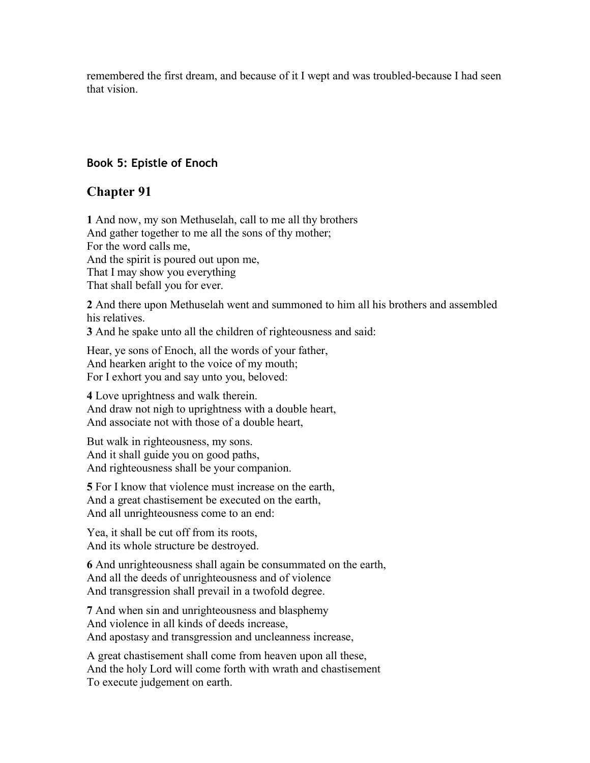remembered the first dream, and because of it I wept and was troubled-because I had seen that vision.

### Book 5: Epistle of Enoch

## Chapter 91

**1** And now, my son Methuselah, call to me all thy brothers
And gather together to me all the sons of thy mother;
For the word calls me,
And the spirit is poured out upon me,
That I may show you everything
That shall befall you for ever.

**2** And there upon Methuselah went and summoned to him all his brothers and assembled his relatives.
**3** And he spake unto all the children of righteousness and said:

Hear, ye sons of Enoch, all the words of your father,
And hearken aright to the voice of my mouth;
For I exhort you and say unto you, beloved:

**4** Love uprightness and walk therein.
And draw not nigh to uprightness with a double heart,
And associate not with those of a double heart,

But walk in righteousness, my sons.
And it shall guide you on good paths,
And righteousness shall be your companion.

**5** For I know that violence must increase on the earth,
And a great chastisement be executed on the earth,
And all unrighteousness come to an end:

Yea, it shall be cut off from its roots,
And its whole structure be destroyed.

**6** And unrighteousness shall again be consummated on the earth,
And all the deeds of unrighteousness and of violence
And transgression shall prevail in a twofold degree.

**7** And when sin and unrighteousness and blasphemy
And violence in all kinds of deeds increase,
And apostasy and transgression and uncleanness increase,

A great chastisement shall come from heaven upon all these,
And the holy Lord will come forth with wrath and chastisement
To execute judgement on earth.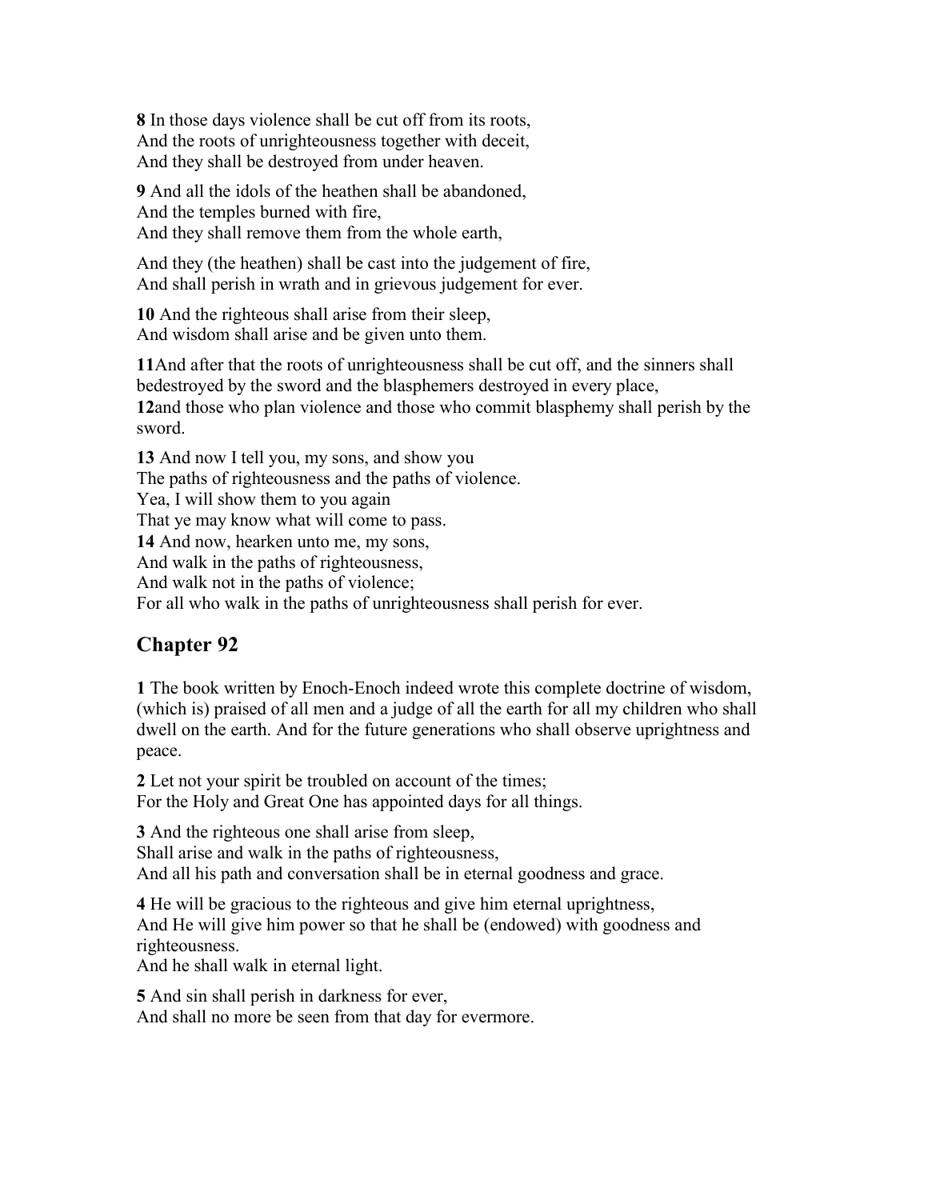**8** In those days violence shall be cut off from its roots,
And the roots of unrighteousness together with deceit,
And they shall be destroyed from under heaven.

**9** And all the idols of the heathen shall be abandoned,
And the temples burned with fire,
And they shall remove them from the whole earth,

And they (the heathen) shall be cast into the judgement of fire,
And shall perish in wrath and in grievous judgement for ever.

**10** And the righteous shall arise from their sleep,
And wisdom shall arise and be given unto them.

**11**And after that the roots of unrighteousness shall be cut off, and the sinners shall bedestroyed by the sword and the blasphemers destroyed in every place,
**12**and those who plan violence and those who commit blasphemy shall perish by the sword.

**13** And now I tell you, my sons, and show you
The paths of righteousness and the paths of violence.
Yea, I will show them to you again
That ye may know what will come to pass.
**14** And now, hearken unto me, my sons,
And walk in the paths of righteousness,
And walk not in the paths of violence;
For all who walk in the paths of unrighteousness shall perish for ever.

## Chapter 92

**1** The book written by Enoch-Enoch indeed wrote this complete doctrine of wisdom, (which is) praised of all men and a judge of all the earth for all my children who shall dwell on the earth. And for the future generations who shall observe uprightness and peace.

**2** Let not your spirit be troubled on account of the times;
For the Holy and Great One has appointed days for all things.

**3** And the righteous one shall arise from sleep,
Shall arise and walk in the paths of righteousness,
And all his path and conversation shall be in eternal goodness and grace.

**4** He will be gracious to the righteous and give him eternal uprightness,
And He will give him power so that he shall be (endowed) with goodness and righteousness.
And he shall walk in eternal light.

**5** And sin shall perish in darkness for ever,
And shall no more be seen from that day for evermore.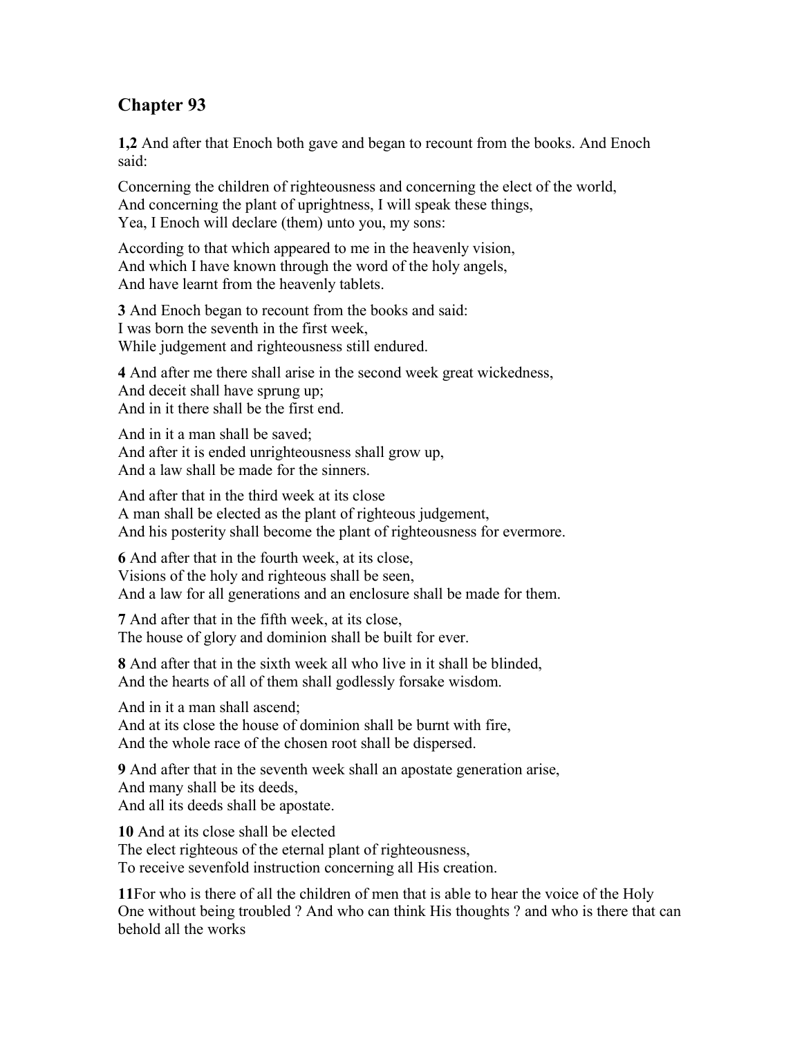## Chapter 93

**1,2** And after that Enoch both gave and began to recount from the books. And Enoch said:

Concerning the children of righteousness and concerning the elect of the world,
And concerning the plant of uprightness, I will speak these things,
Yea, I Enoch will declare (them) unto you, my sons:

According to that which appeared to me in the heavenly vision,
And which I have known through the word of the holy angels,
And have learnt from the heavenly tablets.

**3** And Enoch began to recount from the books and said:
I was born the seventh in the first week,
While judgement and righteousness still endured.

**4** And after me there shall arise in the second week great wickedness,
And deceit shall have sprung up;
And in it there shall be the first end.

And in it a man shall be saved;
And after it is ended unrighteousness shall grow up,
And a law shall be made for the sinners.

And after that in the third week at its close
A man shall be elected as the plant of righteous judgement,
And his posterity shall become the plant of righteousness for evermore.

**6** And after that in the fourth week, at its close,
Visions of the holy and righteous shall be seen,
And a law for all generations and an enclosure shall be made for them.

**7** And after that in the fifth week, at its close,
The house of glory and dominion shall be built for ever.

**8** And after that in the sixth week all who live in it shall be blinded,
And the hearts of all of them shall godlessly forsake wisdom.

And in it a man shall ascend;
And at its close the house of dominion shall be burnt with fire,
And the whole race of the chosen root shall be dispersed.

**9** And after that in the seventh week shall an apostate generation arise,
And many shall be its deeds,
And all its deeds shall be apostate.

**10** And at its close shall be elected
The elect righteous of the eternal plant of righteousness,
To receive sevenfold instruction concerning all His creation.

**11**For who is there of all the children of men that is able to hear the voice of the Holy One without being troubled ? And who can think His thoughts ? and who is there that can behold all the works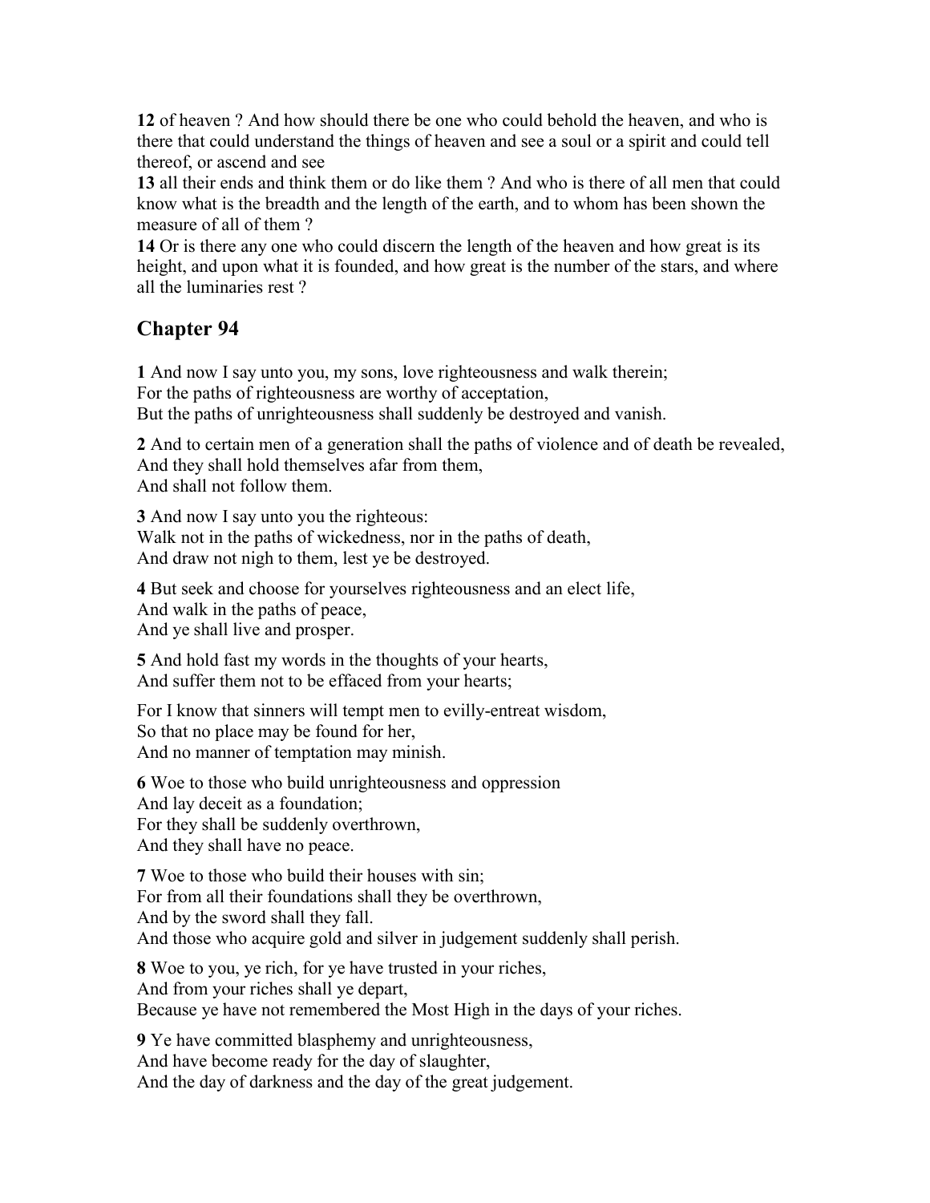**12** of heaven ? And how should there be one who could behold the heaven, and who is there that could understand the things of heaven and see a soul or a spirit and could tell thereof, or ascend and see

**13** all their ends and think them or do like them ? And who is there of all men that could know what is the breadth and the length of the earth, and to whom has been shown the measure of all of them ?

**14** Or is there any one who could discern the length of the heaven and how great is its height, and upon what it is founded, and how great is the number of the stars, and where all the luminaries rest ?

## Chapter 94

**1** And now I say unto you, my sons, love righteousness and walk therein;
For the paths of righteousness are worthy of acceptation,
But the paths of unrighteousness shall suddenly be destroyed and vanish.

**2** And to certain men of a generation shall the paths of violence and of death be revealed,
And they shall hold themselves afar from them,
And shall not follow them.

**3** And now I say unto you the righteous:
Walk not in the paths of wickedness, nor in the paths of death,
And draw not nigh to them, lest ye be destroyed.

**4** But seek and choose for yourselves righteousness and an elect life,
And walk in the paths of peace,
And ye shall live and prosper.

**5** And hold fast my words in the thoughts of your hearts,
And suffer them not to be effaced from your hearts;

For I know that sinners will tempt men to evilly-entreat wisdom,
So that no place may be found for her,
And no manner of temptation may minish.

**6** Woe to those who build unrighteousness and oppression
And lay deceit as a foundation;
For they shall be suddenly overthrown,
And they shall have no peace.

**7** Woe to those who build their houses with sin;
For from all their foundations shall they be overthrown,
And by the sword shall they fall.
And those who acquire gold and silver in judgement suddenly shall perish.

**8** Woe to you, ye rich, for ye have trusted in your riches,
And from your riches shall ye depart,
Because ye have not remembered the Most High in the days of your riches.

**9** Ye have committed blasphemy and unrighteousness,
And have become ready for the day of slaughter,
And the day of darkness and the day of the great judgement.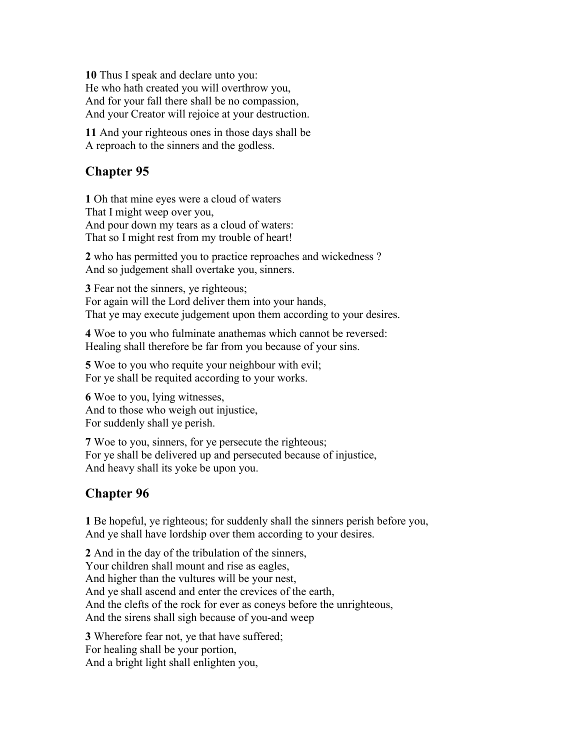**10** Thus I speak and declare unto you:
He who hath created you will overthrow you,
And for your fall there shall be no compassion,
And your Creator will rejoice at your destruction.

**11** And your righteous ones in those days shall be
A reproach to the sinners and the godless.

## Chapter 95

**1** Oh that mine eyes were a cloud of waters
That I might weep over you,
And pour down my tears as a cloud of waters:
That so I might rest from my trouble of heart!

**2** who has permitted you to practice reproaches and wickedness ?
And so judgement shall overtake you, sinners.

**3** Fear not the sinners, ye righteous;
For again will the Lord deliver them into your hands,
That ye may execute judgement upon them according to your desires.

**4** Woe to you who fulminate anathemas which cannot be reversed:
Healing shall therefore be far from you because of your sins.

**5** Woe to you who requite your neighbour with evil;
For ye shall be requited according to your works.

**6** Woe to you, lying witnesses,
And to those who weigh out injustice,
For suddenly shall ye perish.

**7** Woe to you, sinners, for ye persecute the righteous;
For ye shall be delivered up and persecuted because of injustice,
And heavy shall its yoke be upon you.

## Chapter 96

**1** Be hopeful, ye righteous; for suddenly shall the sinners perish before you,
And ye shall have lordship over them according to your desires.

**2** And in the day of the tribulation of the sinners,
Your children shall mount and rise as eagles,
And higher than the vultures will be your nest,
And ye shall ascend and enter the crevices of the earth,
And the clefts of the rock for ever as coneys before the unrighteous,
And the sirens shall sigh because of you-and weep

**3** Wherefore fear not, ye that have suffered;
For healing shall be your portion,
And a bright light shall enlighten you,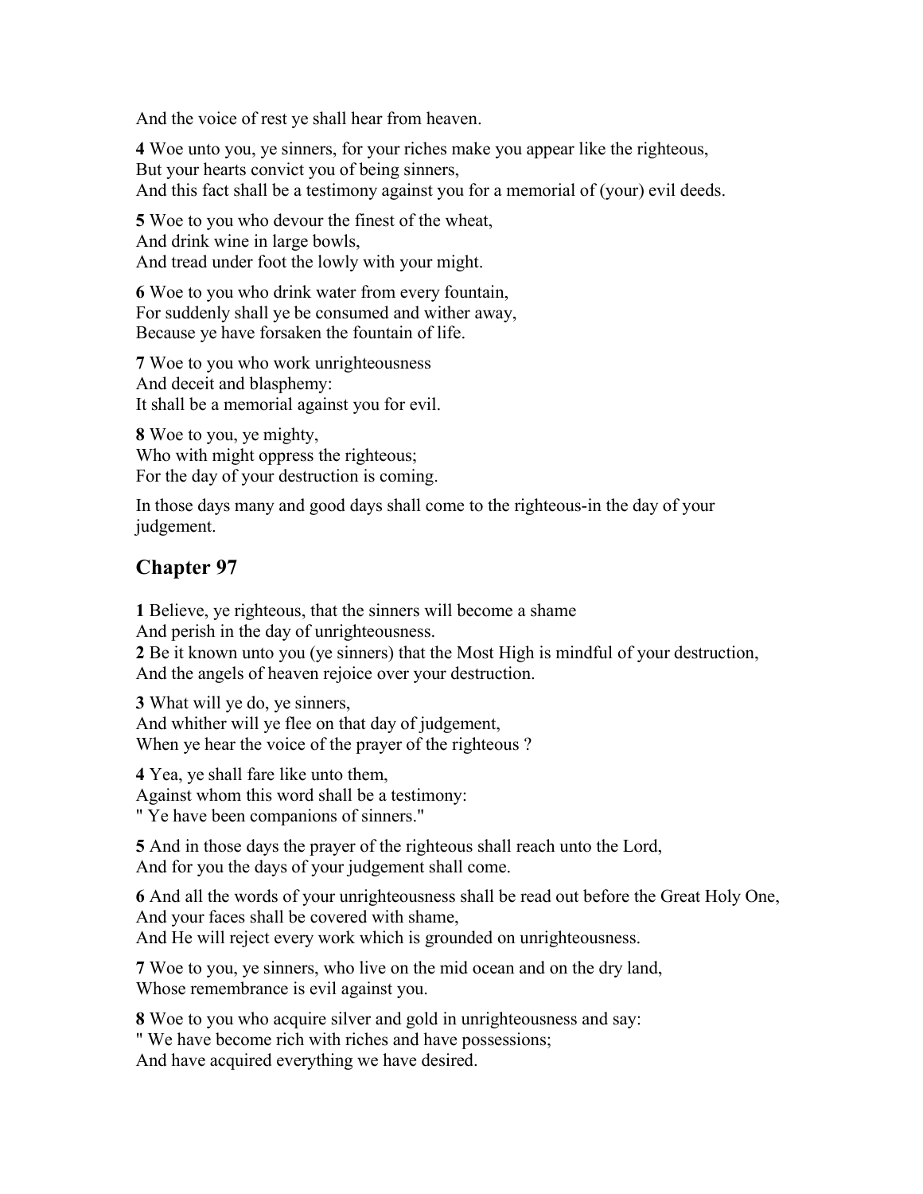And the voice of rest ye shall hear from heaven.

**4** Woe unto you, ye sinners, for your riches make you appear like the righteous,
But your hearts convict you of being sinners,
And this fact shall be a testimony against you for a memorial of (your) evil deeds.

**5** Woe to you who devour the finest of the wheat,
And drink wine in large bowls,
And tread under foot the lowly with your might.

**6** Woe to you who drink water from every fountain,
For suddenly shall ye be consumed and wither away,
Because ye have forsaken the fountain of life.

**7** Woe to you who work unrighteousness
And deceit and blasphemy:
It shall be a memorial against you for evil.

**8** Woe to you, ye mighty,
Who with might oppress the righteous;
For the day of your destruction is coming.

In those days many and good days shall come to the righteous-in the day of your judgement.

## Chapter 97

**1** Believe, ye righteous, that the sinners will become a shame
And perish in the day of unrighteousness.
**2** Be it known unto you (ye sinners) that the Most High is mindful of your destruction,
And the angels of heaven rejoice over your destruction.

**3** What will ye do, ye sinners,
And whither will ye flee on that day of judgement,
When ye hear the voice of the prayer of the righteous ?

**4** Yea, ye shall fare like unto them,
Against whom this word shall be a testimony:
" Ye have been companions of sinners."

**5** And in those days the prayer of the righteous shall reach unto the Lord,
And for you the days of your judgement shall come.

**6** And all the words of your unrighteousness shall be read out before the Great Holy One,
And your faces shall be covered with shame,
And He will reject every work which is grounded on unrighteousness.

**7** Woe to you, ye sinners, who live on the mid ocean and on the dry land,
Whose remembrance is evil against you.

**8** Woe to you who acquire silver and gold in unrighteousness and say:
" We have become rich with riches and have possessions;
And have acquired everything we have desired.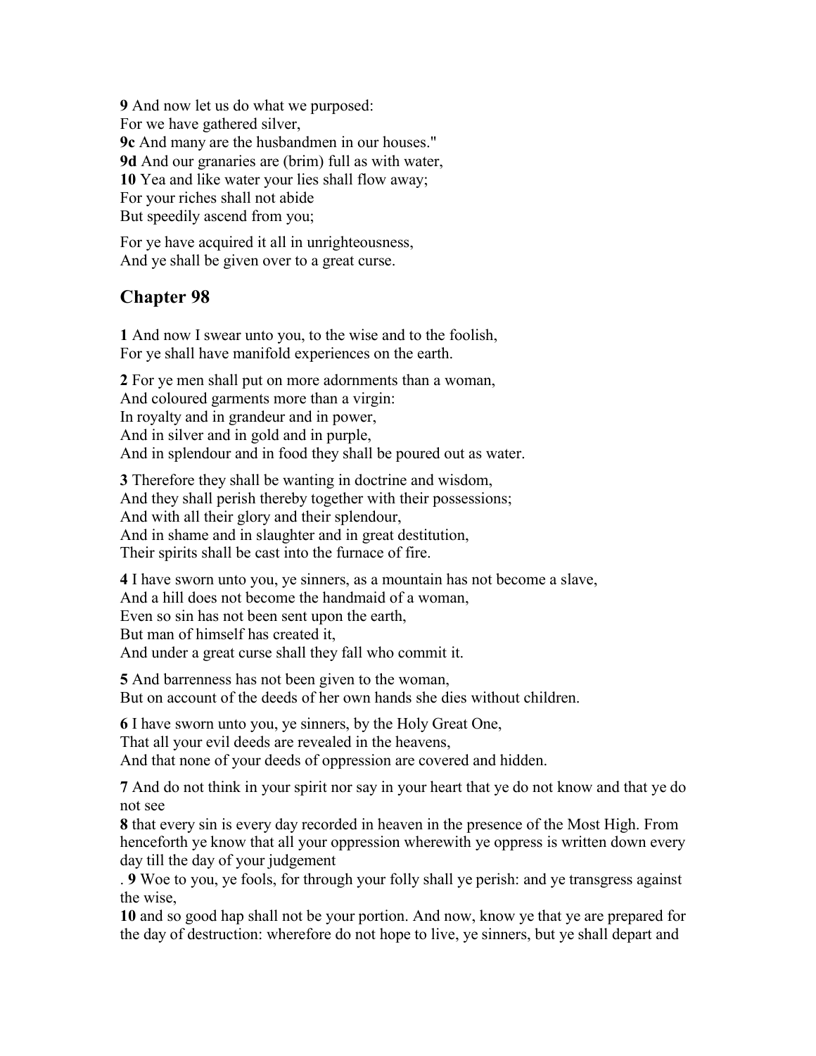**9** And now let us do what we purposed:
For we have gathered silver,
**9c** And many are the husbandmen in our houses."
**9d** And our granaries are (brim) full as with water,
**10** Yea and like water your lies shall flow away;
For your riches shall not abide
But speedily ascend from you;

For ye have acquired it all in unrighteousness,
And ye shall be given over to a great curse.

## Chapter 98

**1** And now I swear unto you, to the wise and to the foolish,
For ye shall have manifold experiences on the earth.

**2** For ye men shall put on more adornments than a woman,
And coloured garments more than a virgin:
In royalty and in grandeur and in power,
And in silver and in gold and in purple,
And in splendour and in food they shall be poured out as water.

**3** Therefore they shall be wanting in doctrine and wisdom,
And they shall perish thereby together with their possessions;
And with all their glory and their splendour,
And in shame and in slaughter and in great destitution,
Their spirits shall be cast into the furnace of fire.

**4** I have sworn unto you, ye sinners, as a mountain has not become a slave,
And a hill does not become the handmaid of a woman,
Even so sin has not been sent upon the earth,
But man of himself has created it,
And under a great curse shall they fall who commit it.

**5** And barrenness has not been given to the woman,
But on account of the deeds of her own hands she dies without children.

**6** I have sworn unto you, ye sinners, by the Holy Great One,
That all your evil deeds are revealed in the heavens,
And that none of your deeds of oppression are covered and hidden.

**7** And do not think in your spirit nor say in your heart that ye do not know and that ye do not see
**8** that every sin is every day recorded in heaven in the presence of the Most High. From henceforth ye know that all your oppression wherewith ye oppress is written down every day till the day of your judgement
. **9** Woe to you, ye fools, for through your folly shall ye perish: and ye transgress against the wise,
**10** and so good hap shall not be your portion. And now, know ye that ye are prepared for the day of destruction: wherefore do not hope to live, ye sinners, but ye shall depart and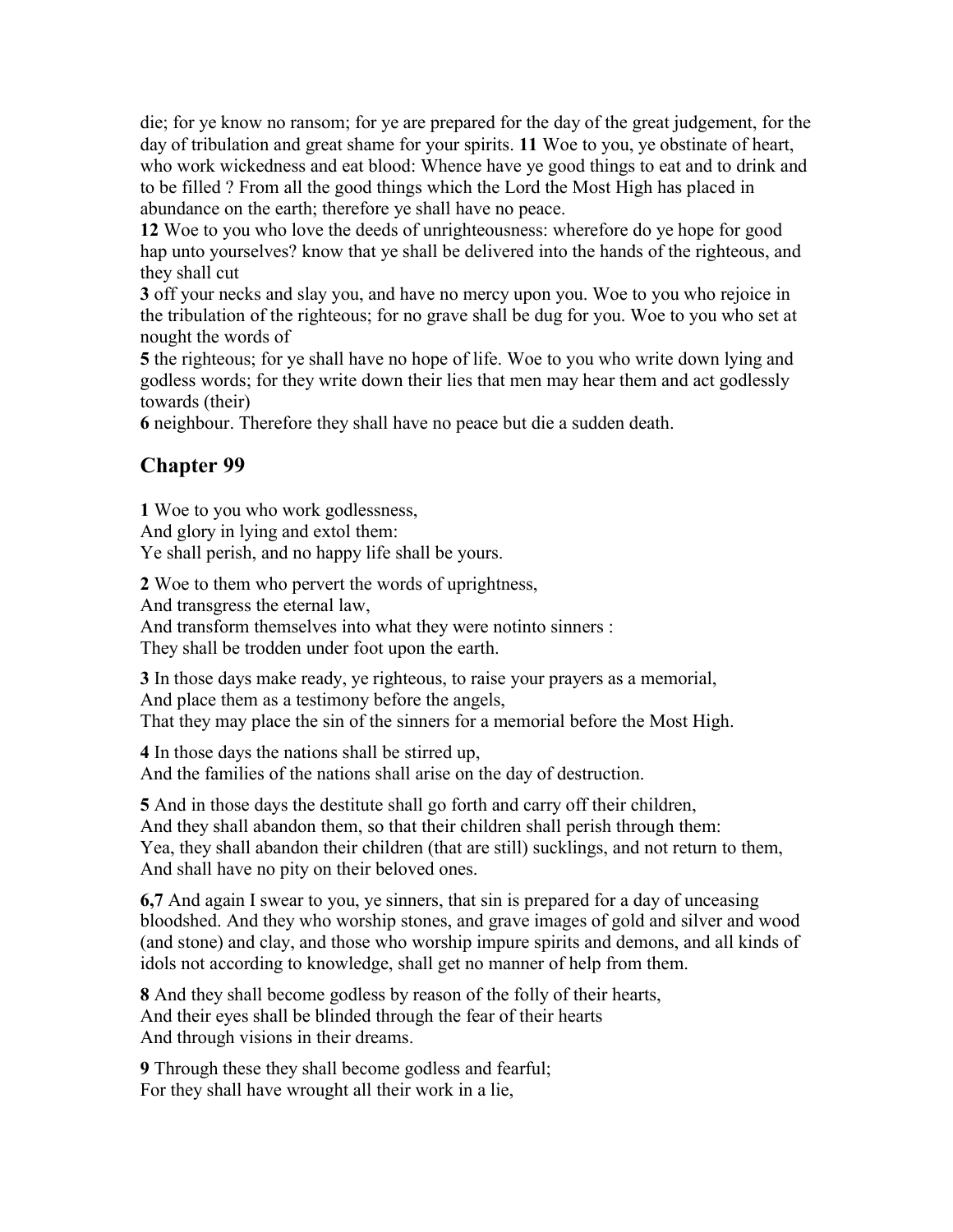die; for ye know no ransom; for ye are prepared for the day of the great judgement, for the day of tribulation and great shame for your spirits. **11** Woe to you, ye obstinate of heart, who work wickedness and eat blood: Whence have ye good things to eat and to drink and to be filled ? From all the good things which the Lord the Most High has placed in abundance on the earth; therefore ye shall have no peace.

**12** Woe to you who love the deeds of unrighteousness: wherefore do ye hope for good hap unto yourselves? know that ye shall be delivered into the hands of the righteous, and they shall cut

**3** off your necks and slay you, and have no mercy upon you. Woe to you who rejoice in the tribulation of the righteous; for no grave shall be dug for you. Woe to you who set at nought the words of

**5** the righteous; for ye shall have no hope of life. Woe to you who write down lying and godless words; for they write down their lies that men may hear them and act godlessly towards (their)

**6** neighbour. Therefore they shall have no peace but die a sudden death.

## Chapter 99

**1** Woe to you who work godlessness,
And glory in lying and extol them:
Ye shall perish, and no happy life shall be yours.

**2** Woe to them who pervert the words of uprightness,
And transgress the eternal law,
And transform themselves into what they were notinto sinners :
They shall be trodden under foot upon the earth.

**3** In those days make ready, ye righteous, to raise your prayers as a memorial,
And place them as a testimony before the angels,
That they may place the sin of the sinners for a memorial before the Most High.

**4** In those days the nations shall be stirred up,
And the families of the nations shall arise on the day of destruction.

**5** And in those days the destitute shall go forth and carry off their children,
And they shall abandon them, so that their children shall perish through them:
Yea, they shall abandon their children (that are still) sucklings, and not return to them,
And shall have no pity on their beloved ones.

**6,7** And again I swear to you, ye sinners, that sin is prepared for a day of unceasing bloodshed. And they who worship stones, and grave images of gold and silver and wood (and stone) and clay, and those who worship impure spirits and demons, and all kinds of idols not according to knowledge, shall get no manner of help from them.

**8** And they shall become godless by reason of the folly of their hearts,
And their eyes shall be blinded through the fear of their hearts
And through visions in their dreams.

**9** Through these they shall become godless and fearful;
For they shall have wrought all their work in a lie,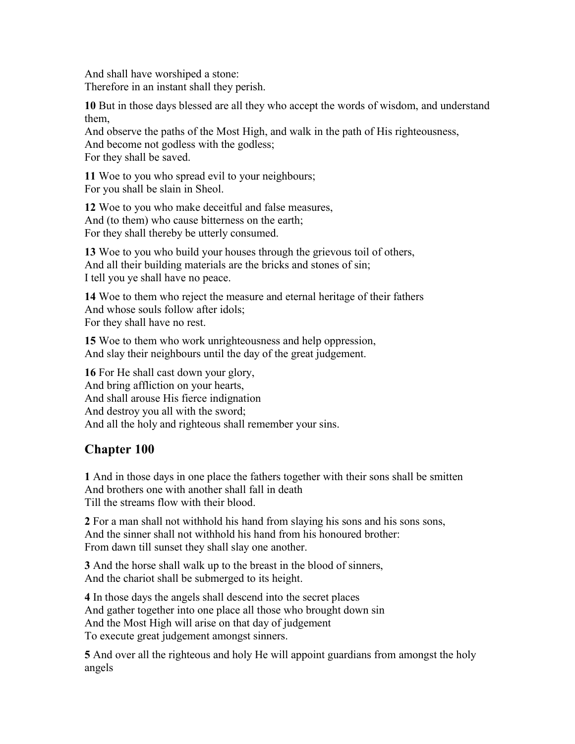And shall have worshiped a stone:
Therefore in an instant shall they perish.

**10** But in those days blessed are all they who accept the words of wisdom, and understand them,
And observe the paths of the Most High, and walk in the path of His righteousness,
And become not godless with the godless;
For they shall be saved.

**11** Woe to you who spread evil to your neighbours;
For you shall be slain in Sheol.

**12** Woe to you who make deceitful and false measures,
And (to them) who cause bitterness on the earth;
For they shall thereby be utterly consumed.

**13** Woe to you who build your houses through the grievous toil of others,
And all their building materials are the bricks and stones of sin;
I tell you ye shall have no peace.

**14** Woe to them who reject the measure and eternal heritage of their fathers
And whose souls follow after idols;
For they shall have no rest.

**15** Woe to them who work unrighteousness and help oppression,
And slay their neighbours until the day of the great judgement.

**16** For He shall cast down your glory,
And bring affliction on your hearts,
And shall arouse His fierce indignation
And destroy you all with the sword;
And all the holy and righteous shall remember your sins.

## Chapter 100

**1** And in those days in one place the fathers together with their sons shall be smitten
And brothers one with another shall fall in death
Till the streams flow with their blood.

**2** For a man shall not withhold his hand from slaying his sons and his sons sons,
And the sinner shall not withhold his hand from his honoured brother:
From dawn till sunset they shall slay one another.

**3** And the horse shall walk up to the breast in the blood of sinners,
And the chariot shall be submerged to its height.

**4** In those days the angels shall descend into the secret places
And gather together into one place all those who brought down sin
And the Most High will arise on that day of judgement
To execute great judgement amongst sinners.

**5** And over all the righteous and holy He will appoint guardians from amongst the holy angels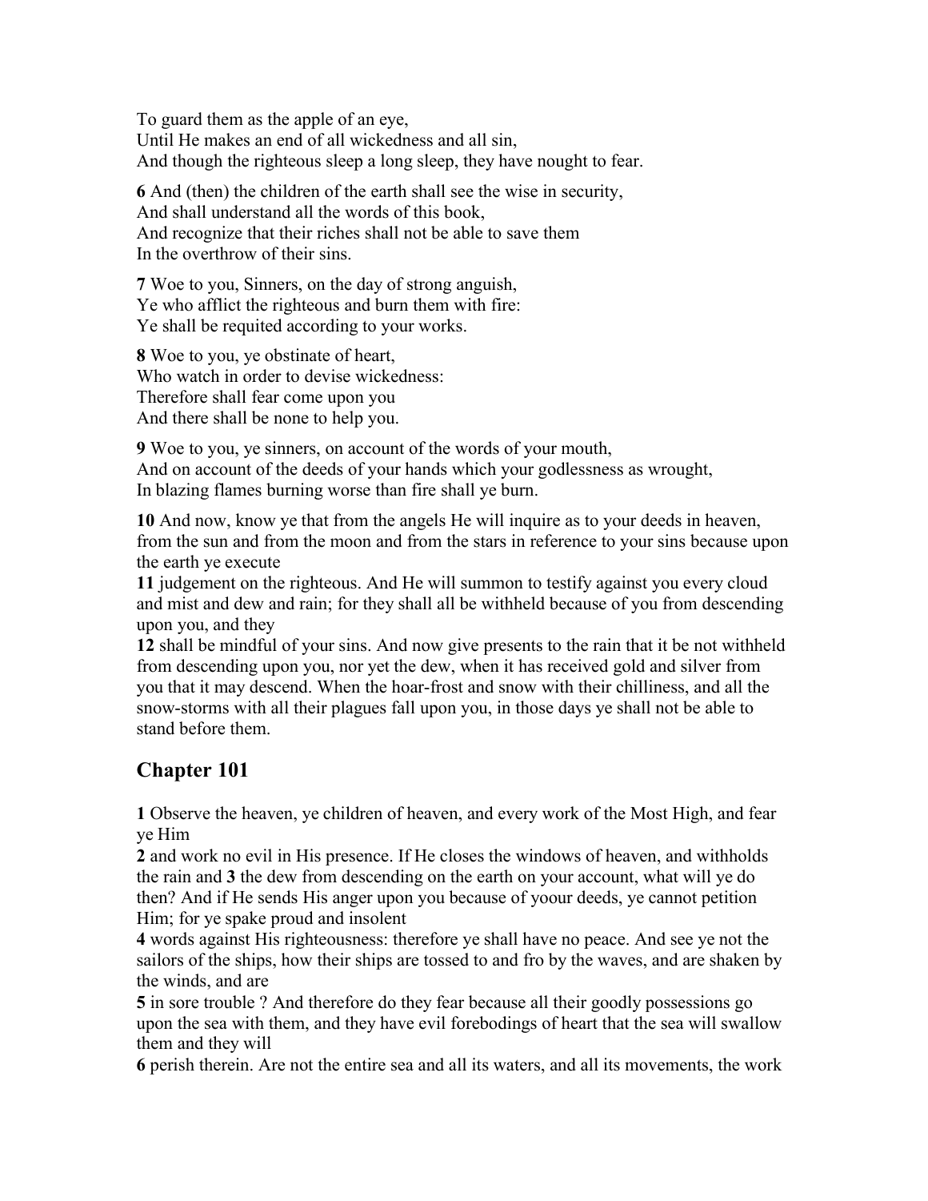To guard them as the apple of an eye,  
Until He makes an end of all wickedness and all sin,  
And though the righteous sleep a long sleep, they have nought to fear.

**6** And (then) the children of the earth shall see the wise in security,  
And shall understand all the words of this book,  
And recognize that their riches shall not be able to save them  
In the overthrow of their sins.

**7** Woe to you, Sinners, on the day of strong anguish,  
Ye who afflict the righteous and burn them with fire:  
Ye shall be requited according to your works.

**8** Woe to you, ye obstinate of heart,  
Who watch in order to devise wickedness:  
Therefore shall fear come upon you  
And there shall be none to help you.

**9** Woe to you, ye sinners, on account of the words of your mouth,  
And on account of the deeds of your hands which your godlessness as wrought,  
In blazing flames burning worse than fire shall ye burn.

**10** And now, know ye that from the angels He will inquire as to your deeds in heaven, from the sun and from the moon and from the stars in reference to your sins because upon the earth ye execute  
**11** judgement on the righteous. And He will summon to testify against you every cloud and mist and dew and rain; for they shall all be withheld because of you from descending upon you, and they  
**12** shall be mindful of your sins. And now give presents to the rain that it be not withheld from descending upon you, nor yet the dew, when it has received gold and silver from you that it may descend. When the hoar-frost and snow with their chilliness, and all the snow-storms with all their plagues fall upon you, in those days ye shall not be able to stand before them.

## Chapter 101

**1** Observe the heaven, ye children of heaven, and every work of the Most High, and fear ye Him  
**2** and work no evil in His presence. If He closes the windows of heaven, and withholds the rain and **3** the dew from descending on the earth on your account, what will ye do then? And if He sends His anger upon you because of yoour deeds, ye cannot petition Him; for ye spake proud and insolent  
**4** words against His righteousness: therefore ye shall have no peace. And see ye not the sailors of the ships, how their ships are tossed to and fro by the waves, and are shaken by the winds, and are  
**5** in sore trouble ? And therefore do they fear because all their goodly possessions go upon the sea with them, and they have evil forebodings of heart that the sea will swallow them and they will  
**6** perish therein. Are not the entire sea and all its waters, and all its movements, the work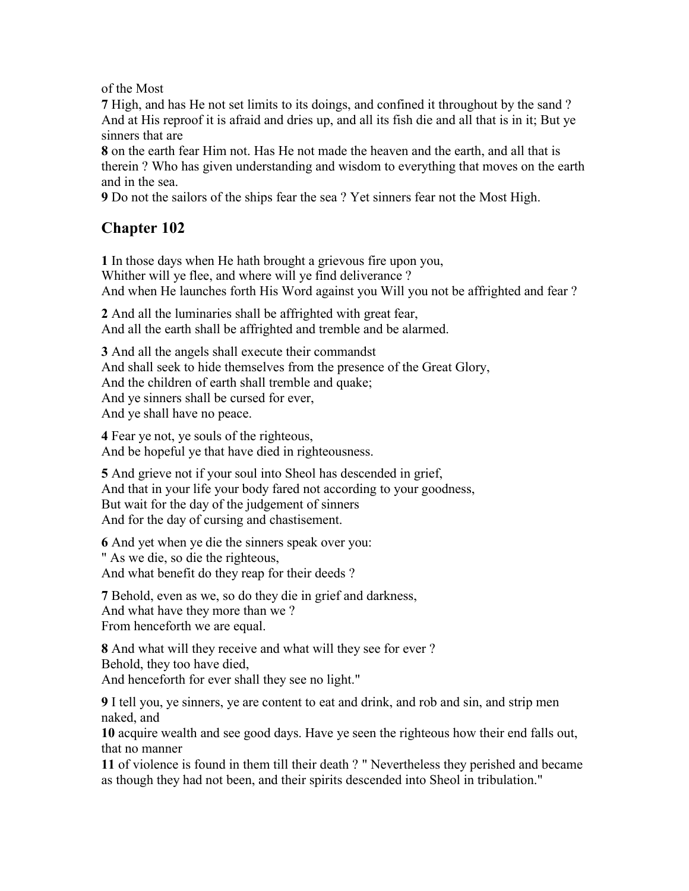of the Most

**7** High, and has He not set limits to its doings, and confined it throughout by the sand ? And at His reproof it is afraid and dries up, and all its fish die and all that is in it; But ye sinners that are

**8** on the earth fear Him not. Has He not made the heaven and the earth, and all that is therein ? Who has given understanding and wisdom to everything that moves on the earth and in the sea.

**9** Do not the sailors of the ships fear the sea ? Yet sinners fear not the Most High.

## Chapter 102

**1** In those days when He hath brought a grievous fire upon you,
Whither will ye flee, and where will ye find deliverance ?
And when He launches forth His Word against you Will you not be affrighted and fear ?

**2** And all the luminaries shall be affrighted with great fear,
And all the earth shall be affrighted and tremble and be alarmed.

**3** And all the angels shall execute their commandst
And shall seek to hide themselves from the presence of the Great Glory,
And the children of earth shall tremble and quake;
And ye sinners shall be cursed for ever,
And ye shall have no peace.

**4** Fear ye not, ye souls of the righteous,
And be hopeful ye that have died in righteousness.

**5** And grieve not if your soul into Sheol has descended in grief,
And that in your life your body fared not according to your goodness,
But wait for the day of the judgement of sinners
And for the day of cursing and chastisement.

**6** And yet when ye die the sinners speak over you:
" As we die, so die the righteous,
And what benefit do they reap for their deeds ?

**7** Behold, even as we, so do they die in grief and darkness,
And what have they more than we ?
From henceforth we are equal.

**8** And what will they receive and what will they see for ever ?
Behold, they too have died,
And henceforth for ever shall they see no light."

**9** I tell you, ye sinners, ye are content to eat and drink, and rob and sin, and strip men naked, and

**10** acquire wealth and see good days. Have ye seen the righteous how their end falls out, that no manner

**11** of violence is found in them till their death ? " Nevertheless they perished and became as though they had not been, and their spirits descended into Sheol in tribulation."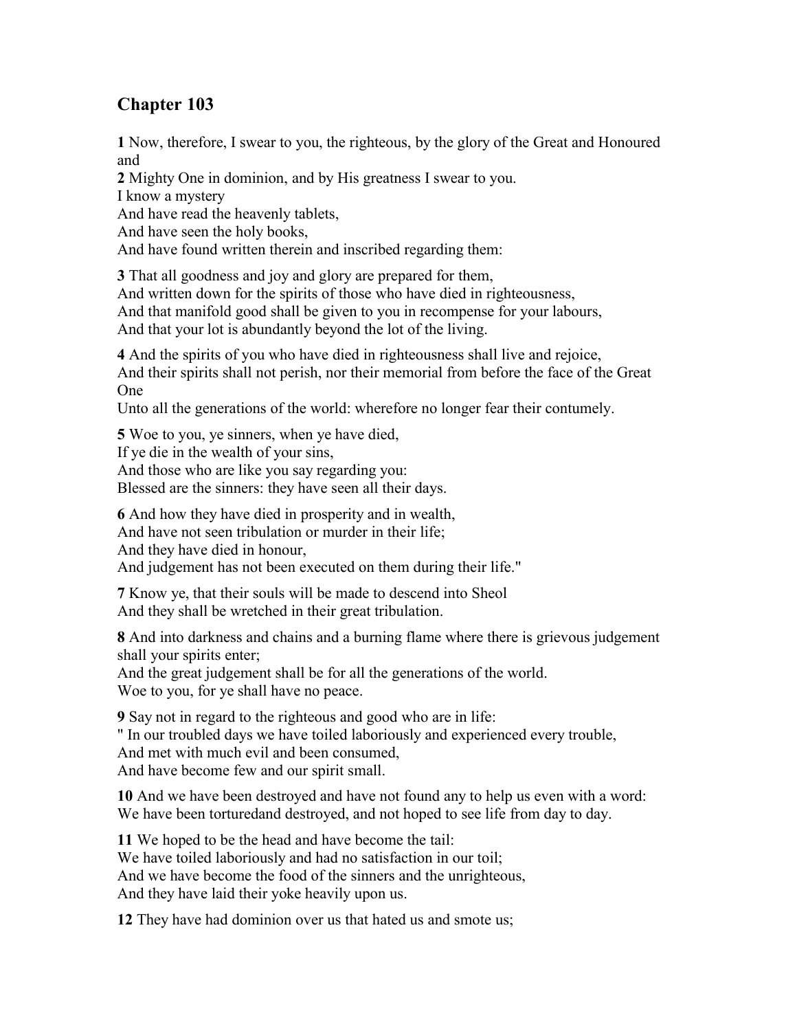## Chapter 103

**1** Now, therefore, I swear to you, the righteous, by the glory of the Great and Honoured and

**2** Mighty One in dominion, and by His greatness I swear to you.
I know a mystery
And have read the heavenly tablets,
And have seen the holy books,
And have found written therein and inscribed regarding them:

**3** That all goodness and joy and glory are prepared for them,
And written down for the spirits of those who have died in righteousness,
And that manifold good shall be given to you in recompense for your labours,
And that your lot is abundantly beyond the lot of the living.

**4** And the spirits of you who have died in righteousness shall live and rejoice,
And their spirits shall not perish, nor their memorial from before the face of the Great One
Unto all the generations of the world: wherefore no longer fear their contumely.

**5** Woe to you, ye sinners, when ye have died,
If ye die in the wealth of your sins,
And those who are like you say regarding you:
Blessed are the sinners: they have seen all their days.

**6** And how they have died in prosperity and in wealth,
And have not seen tribulation or murder in their life;
And they have died in honour,
And judgement has not been executed on them during their life."

**7** Know ye, that their souls will be made to descend into Sheol
And they shall be wretched in their great tribulation.

**8** And into darkness and chains and a burning flame where there is grievous judgement shall your spirits enter;
And the great judgement shall be for all the generations of the world.
Woe to you, for ye shall have no peace.

**9** Say not in regard to the righteous and good who are in life:
" In our troubled days we have toiled laboriously and experienced every trouble,
And met with much evil and been consumed,
And have become few and our spirit small.

**10** And we have been destroyed and have not found any to help us even with a word:
We have been torturedand destroyed, and not hoped to see life from day to day.

**11** We hoped to be the head and have become the tail:
We have toiled laboriously and had no satisfaction in our toil;
And we have become the food of the sinners and the unrighteous,
And they have laid their yoke heavily upon us.

**12** They have had dominion over us that hated us and smote us;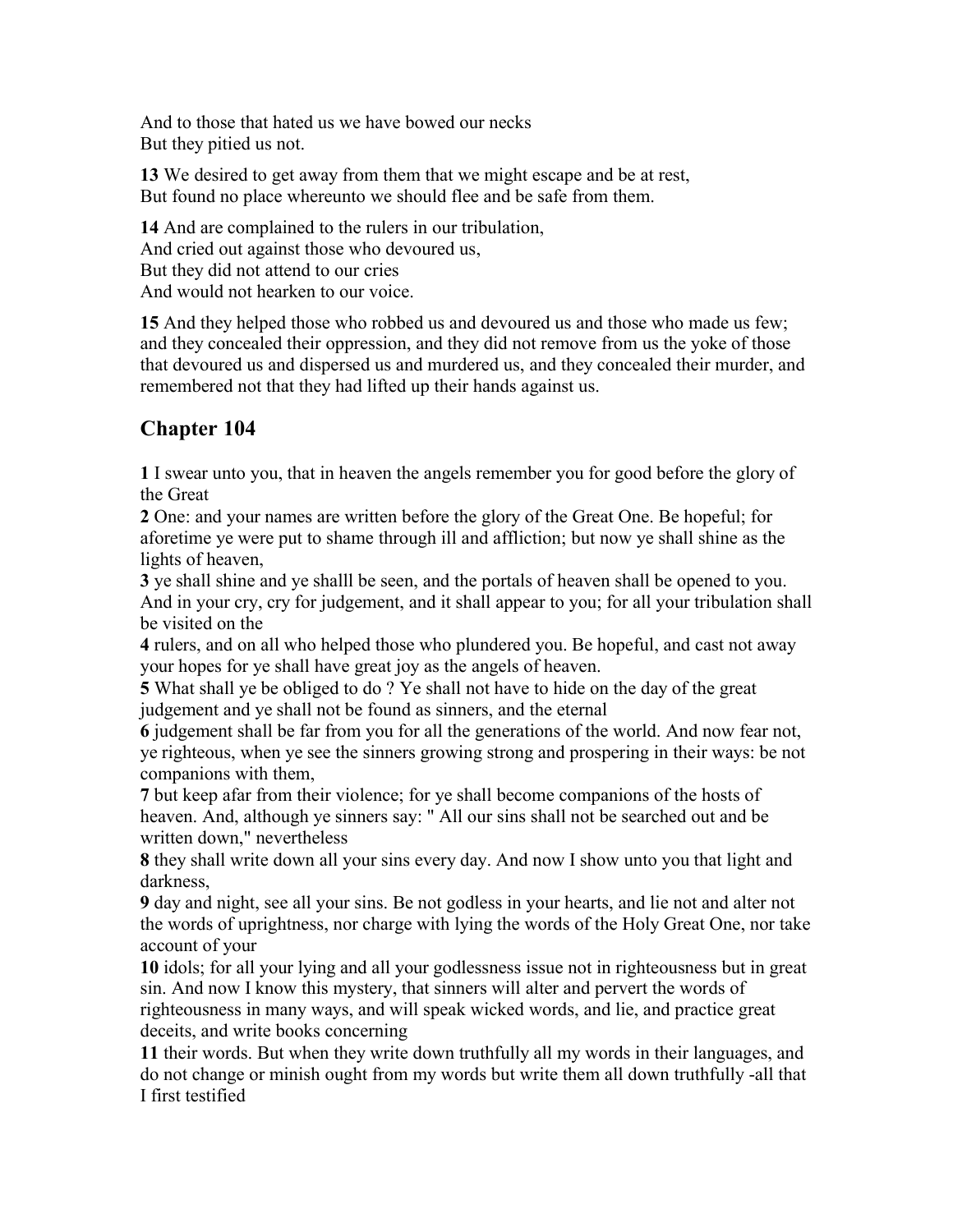And to those that hated us we have bowed our necks
But they pitied us not.

**13** We desired to get away from them that we might escape and be at rest,
But found no place whereunto we should flee and be safe from them.

**14** And are complained to the rulers in our tribulation,
And cried out against those who devoured us,
But they did not attend to our cries
And would not hearken to our voice.

**15** And they helped those who robbed us and devoured us and those who made us few; and they concealed their oppression, and they did not remove from us the yoke of those that devoured us and dispersed us and murdered us, and they concealed their murder, and remembered not that they had lifted up their hands against us.

## Chapter 104

**1** I swear unto you, that in heaven the angels remember you for good before the glory of the Great
**2** One: and your names are written before the glory of the Great One. Be hopeful; for aforetime ye were put to shame through ill and affliction; but now ye shall shine as the lights of heaven,
**3** ye shall shine and ye shalll be seen, and the portals of heaven shall be opened to you. And in your cry, cry for judgement, and it shall appear to you; for all your tribulation shall be visited on the
**4** rulers, and on all who helped those who plundered you. Be hopeful, and cast not away your hopes for ye shall have great joy as the angels of heaven.
**5** What shall ye be obliged to do ? Ye shall not have to hide on the day of the great judgement and ye shall not be found as sinners, and the eternal
**6** judgement shall be far from you for all the generations of the world. And now fear not, ye righteous, when ye see the sinners growing strong and prospering in their ways: be not companions with them,
**7** but keep afar from their violence; for ye shall become companions of the hosts of heaven. And, although ye sinners say: " All our sins shall not be searched out and be written down," nevertheless
**8** they shall write down all your sins every day. And now I show unto you that light and darkness,
**9** day and night, see all your sins. Be not godless in your hearts, and lie not and alter not the words of uprightness, nor charge with lying the words of the Holy Great One, nor take account of your
**10** idols; for all your lying and all your godlessness issue not in righteousness but in great sin. And now I know this mystery, that sinners will alter and pervert the words of righteousness in many ways, and will speak wicked words, and lie, and practice great deceits, and write books concerning
**11** their words. But when they write down truthfully all my words in their languages, and do not change or minish ought from my words but write them all down truthfully -all that I first testified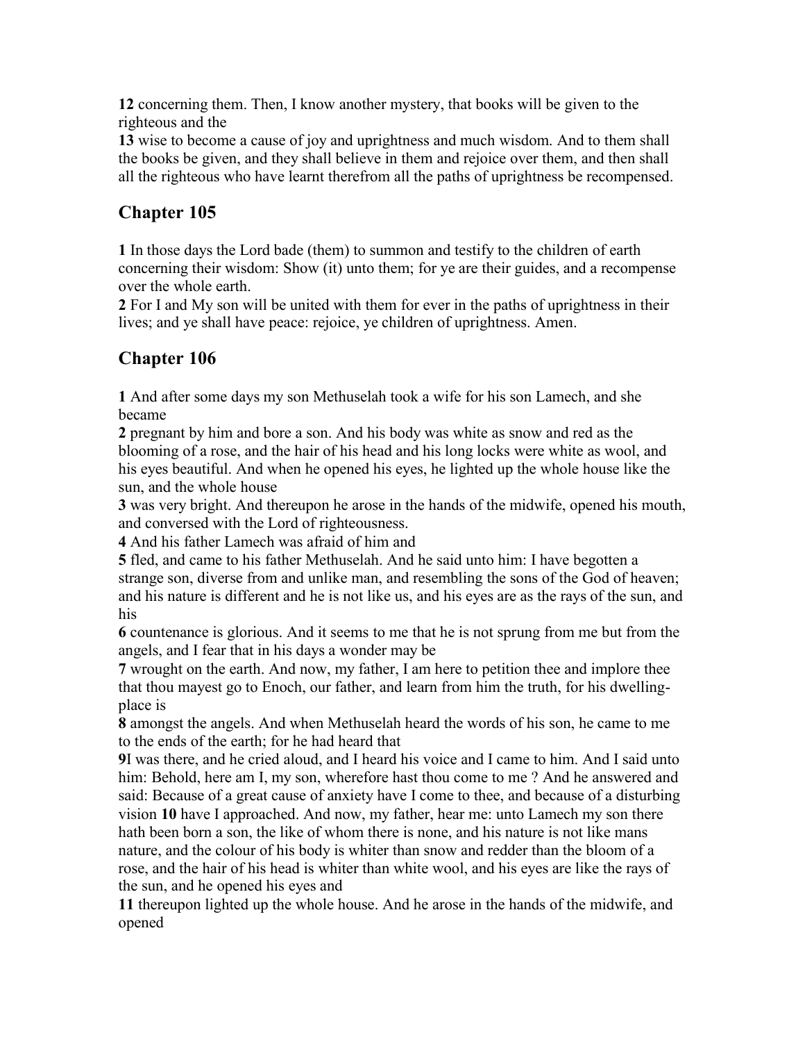**12** concerning them. Then, I know another mystery, that books will be given to the righteous and the
**13** wise to become a cause of joy and uprightness and much wisdom. And to them shall the books be given, and they shall believe in them and rejoice over them, and then shall all the righteous who have learnt therefrom all the paths of uprightness be recompensed.

## Chapter 105

**1** In those days the Lord bade (them) to summon and testify to the children of earth concerning their wisdom: Show (it) unto them; for ye are their guides, and a recompense over the whole earth.
**2** For I and My son will be united with them for ever in the paths of uprightness in their lives; and ye shall have peace: rejoice, ye children of uprightness. Amen.

## Chapter 106

**1** And after some days my son Methuselah took a wife for his son Lamech, and she became
**2** pregnant by him and bore a son. And his body was white as snow and red as the blooming of a rose, and the hair of his head and his long locks were white as wool, and his eyes beautiful. And when he opened his eyes, he lighted up the whole house like the sun, and the whole house
**3** was very bright. And thereupon he arose in the hands of the midwife, opened his mouth, and conversed with the Lord of righteousness.
**4** And his father Lamech was afraid of him and
**5** fled, and came to his father Methuselah. And he said unto him: I have begotten a strange son, diverse from and unlike man, and resembling the sons of the God of heaven; and his nature is different and he is not like us, and his eyes are as the rays of the sun, and his
**6** countenance is glorious. And it seems to me that he is not sprung from me but from the angels, and I fear that in his days a wonder may be
**7** wrought on the earth. And now, my father, I am here to petition thee and implore thee that thou mayest go to Enoch, our father, and learn from him the truth, for his dwelling-place is
**8** amongst the angels. And when Methuselah heard the words of his son, he came to me to the ends of the earth; for he had heard that
**9**I was there, and he cried aloud, and I heard his voice and I came to him. And I said unto him: Behold, here am I, my son, wherefore hast thou come to me ? And he answered and said: Because of a great cause of anxiety have I come to thee, and because of a disturbing vision **10** have I approached. And now, my father, hear me: unto Lamech my son there hath been born a son, the like of whom there is none, and his nature is not like mans nature, and the colour of his body is whiter than snow and redder than the bloom of a rose, and the hair of his head is whiter than white wool, and his eyes are like the rays of the sun, and he opened his eyes and
**11** thereupon lighted up the whole house. And he arose in the hands of the midwife, and opened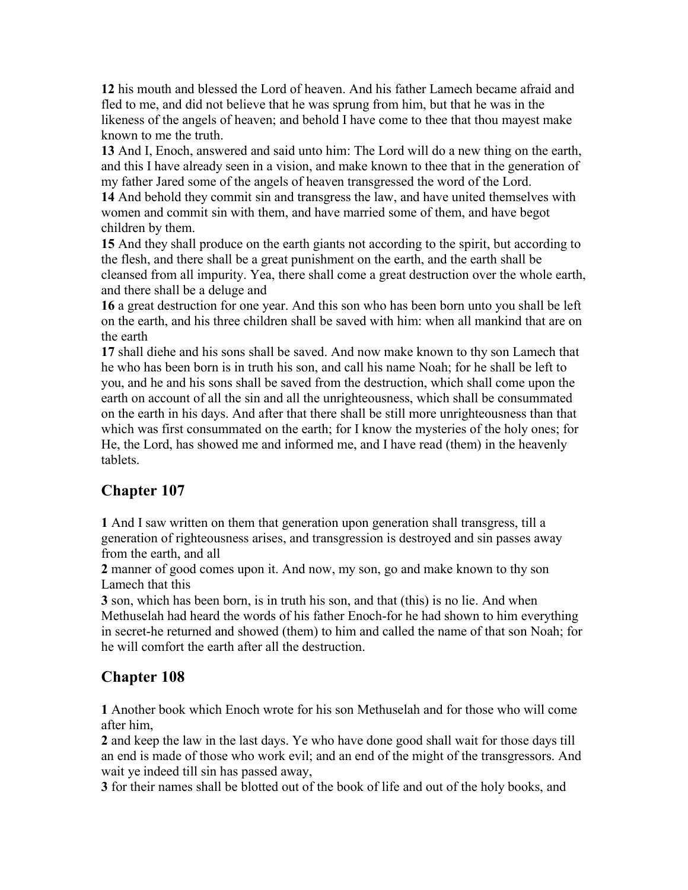**12** his mouth and blessed the Lord of heaven. And his father Lamech became afraid and fled to me, and did not believe that he was sprung from him, but that he was in the likeness of the angels of heaven; and behold I have come to thee that thou mayest make known to me the truth.
**13** And I, Enoch, answered and said unto him: The Lord will do a new thing on the earth, and this I have already seen in a vision, and make known to thee that in the generation of my father Jared some of the angels of heaven transgressed the word of the Lord.
**14** And behold they commit sin and transgress the law, and have united themselves with women and commit sin with them, and have married some of them, and have begot children by them.
**15** And they shall produce on the earth giants not according to the spirit, but according to the flesh, and there shall be a great punishment on the earth, and the earth shall be cleansed from all impurity. Yea, there shall come a great destruction over the whole earth, and there shall be a deluge and
**16** a great destruction for one year. And this son who has been born unto you shall be left on the earth, and his three children shall be saved with him: when all mankind that are on the earth
**17** shall diehe and his sons shall be saved. And now make known to thy son Lamech that he who has been born is in truth his son, and call his name Noah; for he shall be left to you, and he and his sons shall be saved from the destruction, which shall come upon the earth on account of all the sin and all the unrighteousness, which shall be consummated on the earth in his days. And after that there shall be still more unrighteousness than that which was first consummated on the earth; for I know the mysteries of the holy ones; for He, the Lord, has showed me and informed me, and I have read (them) in the heavenly tablets.

## Chapter 107

**1** And I saw written on them that generation upon generation shall transgress, till a generation of righteousness arises, and transgression is destroyed and sin passes away from the earth, and all
**2** manner of good comes upon it. And now, my son, go and make known to thy son Lamech that this
**3** son, which has been born, is in truth his son, and that (this) is no lie. And when Methuselah had heard the words of his father Enoch-for he had shown to him everything in secret-he returned and showed (them) to him and called the name of that son Noah; for he will comfort the earth after all the destruction.

## Chapter 108

**1** Another book which Enoch wrote for his son Methuselah and for those who will come after him,
**2** and keep the law in the last days. Ye who have done good shall wait for those days till an end is made of those who work evil; and an end of the might of the transgressors. And wait ye indeed till sin has passed away,
**3** for their names shall be blotted out of the book of life and out of the holy books, and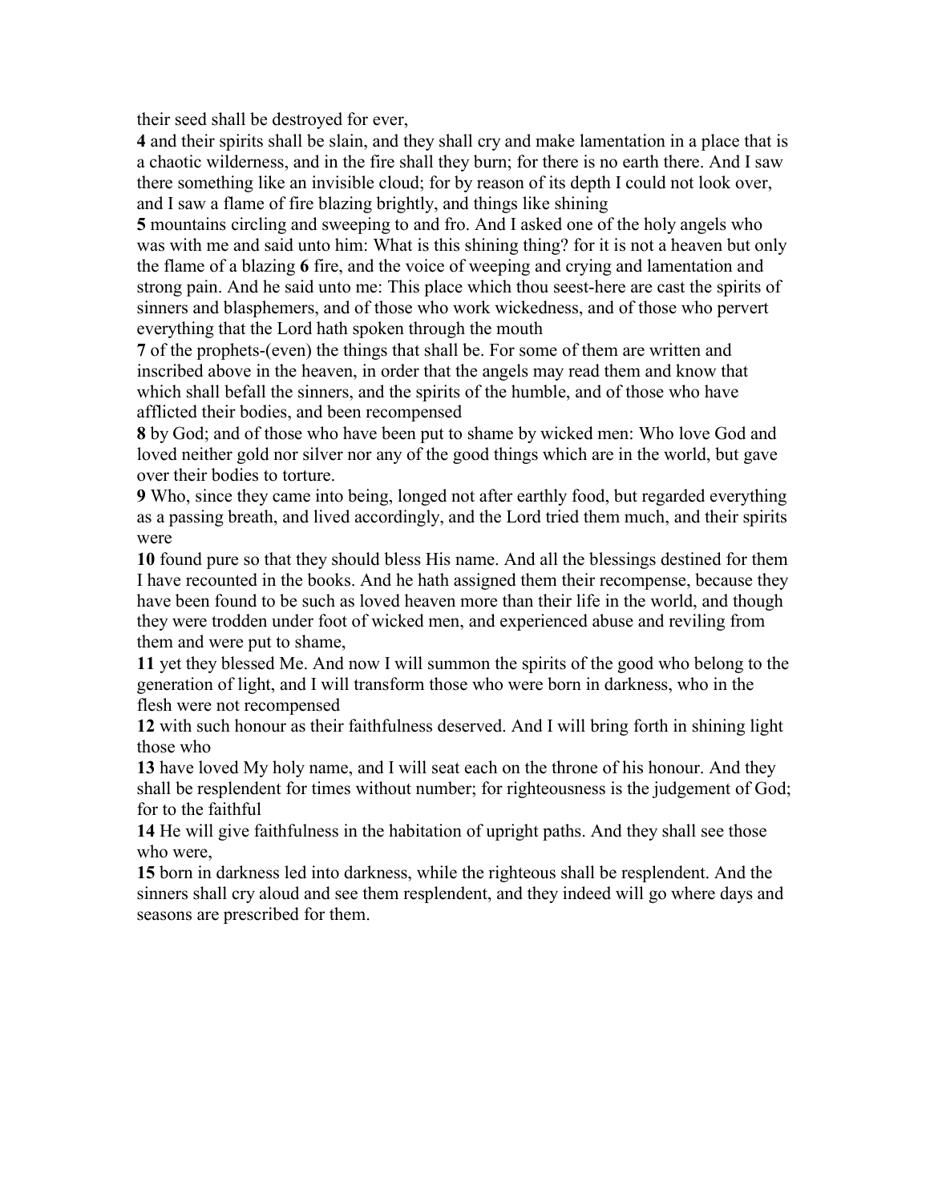their seed shall be destroyed for ever,

**4** and their spirits shall be slain, and they shall cry and make lamentation in a place that is a chaotic wilderness, and in the fire shall they burn; for there is no earth there. And I saw there something like an invisible cloud; for by reason of its depth I could not look over, and I saw a flame of fire blazing brightly, and things like shining

**5** mountains circling and sweeping to and fro. And I asked one of the holy angels who was with me and said unto him: What is this shining thing? for it is not a heaven but only the flame of a blazing **6** fire, and the voice of weeping and crying and lamentation and strong pain. And he said unto me: This place which thou seest-here are cast the spirits of sinners and blasphemers, and of those who work wickedness, and of those who pervert everything that the Lord hath spoken through the mouth

**7** of the prophets-(even) the things that shall be. For some of them are written and inscribed above in the heaven, in order that the angels may read them and know that which shall befall the sinners, and the spirits of the humble, and of those who have afflicted their bodies, and been recompensed

**8** by God; and of those who have been put to shame by wicked men: Who love God and loved neither gold nor silver nor any of the good things which are in the world, but gave over their bodies to torture.

**9** Who, since they came into being, longed not after earthly food, but regarded everything as a passing breath, and lived accordingly, and the Lord tried them much, and their spirits were

**10** found pure so that they should bless His name. And all the blessings destined for them I have recounted in the books. And he hath assigned them their recompense, because they have been found to be such as loved heaven more than their life in the world, and though they were trodden under foot of wicked men, and experienced abuse and reviling from them and were put to shame,

**11** yet they blessed Me. And now I will summon the spirits of the good who belong to the generation of light, and I will transform those who were born in darkness, who in the flesh were not recompensed

**12** with such honour as their faithfulness deserved. And I will bring forth in shining light those who

**13** have loved My holy name, and I will seat each on the throne of his honour. And they shall be resplendent for times without number; for righteousness is the judgement of God; for to the faithful

**14** He will give faithfulness in the habitation of upright paths. And they shall see those who were,

**15** born in darkness led into darkness, while the righteous shall be resplendent. And the sinners shall cry aloud and see them resplendent, and they indeed will go where days and seasons are prescribed for them.